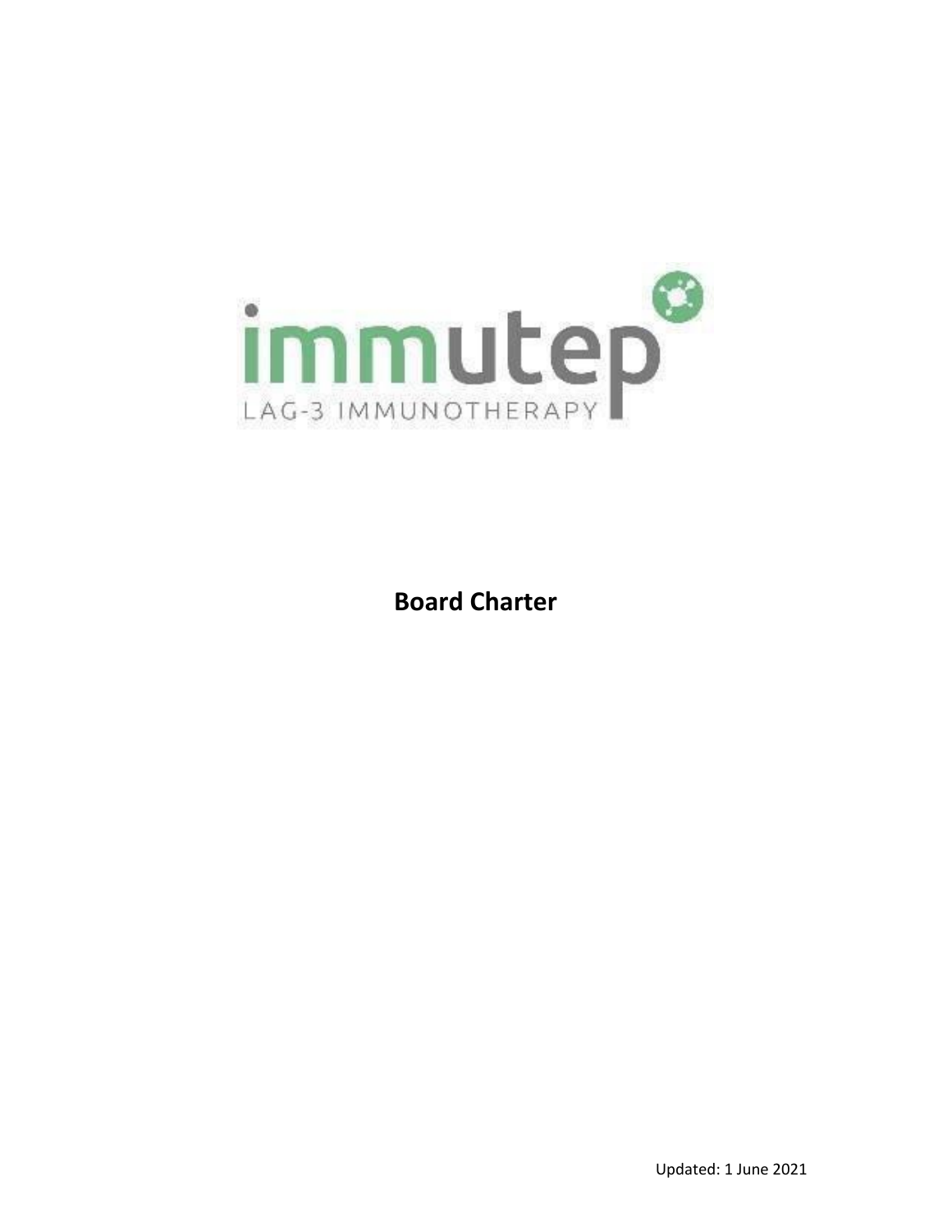immutep

LAG-3 IMMUNOTHERAPY

# Board Charter

Updated: 1 June 2021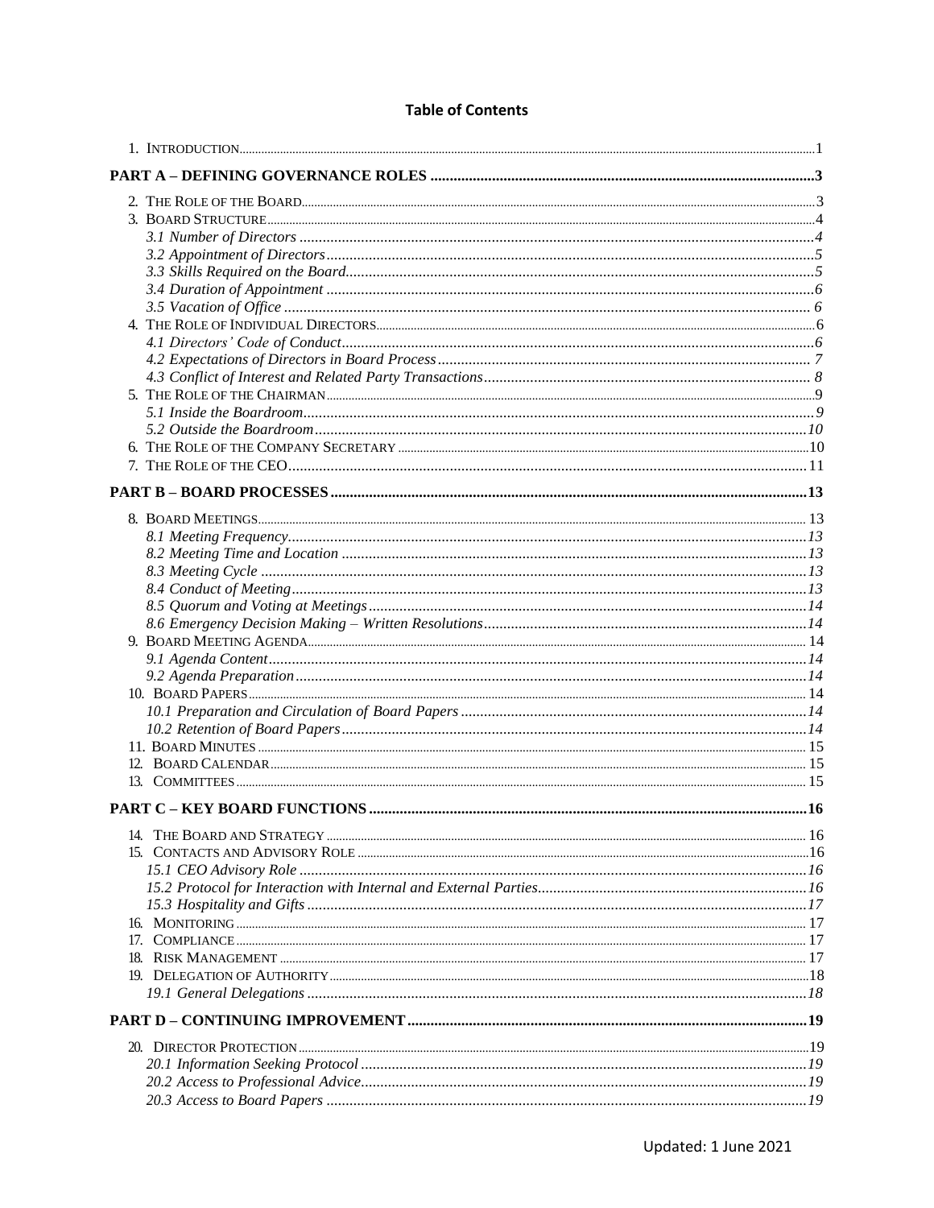# Table of Contents

1. INTRODUCTION ........ 1

**PART A – DEFINING GOVERNANCE ROLES ........ 3**

2. THE ROLE OF THE BOARD ........ 3
3. BOARD STRUCTURE ........ 4
   - *3.1 Number of Directors ........ 4*
   - *3.2 Appointment of Directors ........ 5*
   - *3.3 Skills Required on the Board ........ 5*
   - *3.4 Duration of Appointment ........ 6*
   - *3.5 Vacation of Office ........ 6*
4. THE ROLE OF INDIVIDUAL DIRECTORS ........ 6
   - *4.1 Directors' Code of Conduct ........ 6*
   - *4.2 Expectations of Directors in Board Process ........ 7*
   - *4.3 Conflict of Interest and Related Party Transactions ........ 8*
5. THE ROLE OF THE CHAIRMAN ........ 9
   - *5.1 Inside the Boardroom ........ 9*
   - *5.2 Outside the Boardroom ........ 10*
6. THE ROLE OF THE COMPANY SECRETARY ........ 10
7. THE ROLE OF THE CEO ........ 11

**PART B – BOARD PROCESSES ........ 13**

8. BOARD MEETINGS ........ 13
   - *8.1 Meeting Frequency ........ 13*
   - *8.2 Meeting Time and Location ........ 13*
   - *8.3 Meeting Cycle ........ 13*
   - *8.4 Conduct of Meeting ........ 13*
   - *8.5 Quorum and Voting at Meetings ........ 14*
   - *8.6 Emergency Decision Making – Written Resolutions ........ 14*
9. BOARD MEETING AGENDA ........ 14
   - *9.1 Agenda Content ........ 14*
   - *9.2 Agenda Preparation ........ 14*
10. BOARD PAPERS ........ 14
    - *10.1 Preparation and Circulation of Board Papers ........ 14*
    - *10.2 Retention of Board Papers ........ 14*
11. BOARD MINUTES ........ 15
12. BOARD CALENDAR ........ 15
13. COMMITTEES ........ 15

**PART C – KEY BOARD FUNCTIONS ........ 16**

14. THE BOARD AND STRATEGY ........ 16
15. CONTACTS AND ADVISORY ROLE ........ 16
    - *15.1 CEO Advisory Role ........ 16*
    - *15.2 Protocol for Interaction with Internal and External Parties ........ 16*
    - *15.3 Hospitality and Gifts ........ 17*
16. MONITORING ........ 17
17. COMPLIANCE ........ 17
18. RISK MANAGEMENT ........ 17
19. DELEGATION OF AUTHORITY ........ 18
    - *19.1 General Delegations ........ 18*

**PART D – CONTINUING IMPROVEMENT ........ 19**

20. DIRECTOR PROTECTION ........ 19
    - *20.1 Information Seeking Protocol ........ 19*
    - *20.2 Access to Professional Advice ........ 19*
    - *20.3 Access to Board Papers ........ 19*

Updated: 1 June 2021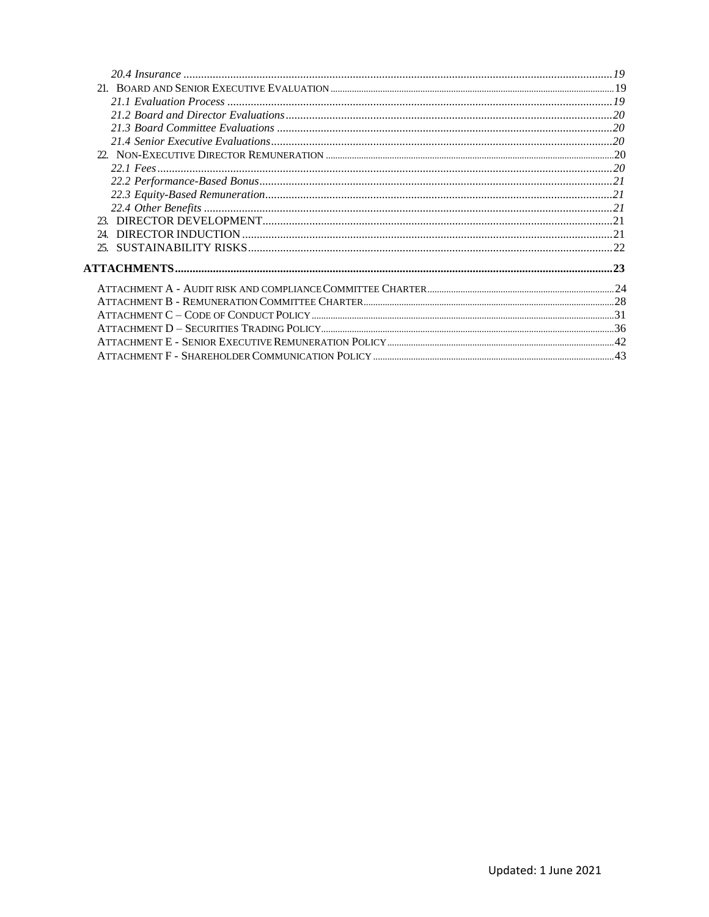*20.4 Insurance* ..... *19*

21. BOARD AND SENIOR EXECUTIVE EVALUATION ..... 19

*21.1 Evaluation Process* ..... *19*

*21.2 Board and Director Evaluations* ..... *20*

*21.3 Board Committee Evaluations* ..... *20*

*21.4 Senior Executive Evaluations* ..... *20*

22. NON-EXECUTIVE DIRECTOR REMUNERATION ..... 20

*22.1 Fees* ..... *20*

*22.2 Performance-Based Bonus* ..... *21*

*22.3 Equity-Based Remuneration* ..... *21*

*22.4 Other Benefits* ..... *21*

23. DIRECTOR DEVELOPMENT ..... 21

24. DIRECTOR INDUCTION ..... 21

25. SUSTAINABILITY RISKS ..... 22

**ATTACHMENTS ..... 23**

ATTACHMENT A - AUDIT RISK AND COMPLIANCE COMMITTEE CHARTER ..... 24

ATTACHMENT B - REMUNERATION COMMITTEE CHARTER ..... 28

ATTACHMENT C – CODE OF CONDUCT POLICY ..... 31

ATTACHMENT D – SECURITIES TRADING POLICY ..... 36

ATTACHMENT E - SENIOR EXECUTIVE REMUNERATION POLICY ..... 42

ATTACHMENT F - SHAREHOLDER COMMUNICATION POLICY ..... 43

Updated: 1 June 2021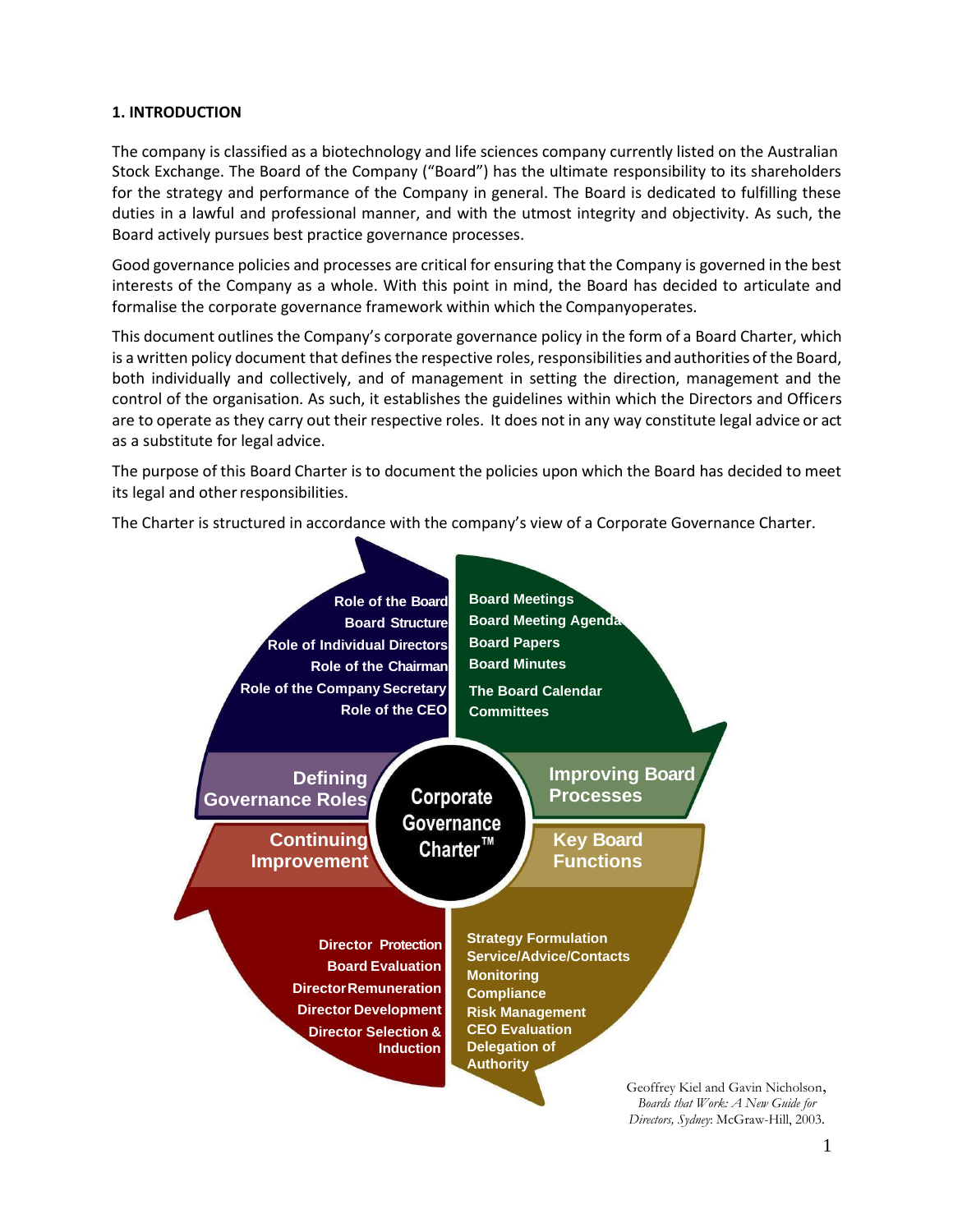## 1. INTRODUCTION

The company is classified as a biotechnology and life sciences company currently listed on the Australian Stock Exchange. The Board of the Company ("Board") has the ultimate responsibility to its shareholders for the strategy and performance of the Company in general. The Board is dedicated to fulfilling these duties in a lawful and professional manner, and with the utmost integrity and objectivity. As such, the Board actively pursues best practice governance processes.

Good governance policies and processes are critical for ensuring that the Company is governed in the best interests of the Company as a whole. With this point in mind, the Board has decided to articulate and formalise the corporate governance framework within which the Companyoperates.

This document outlines the Company's corporate governance policy in the form of a Board Charter, which is a written policy document that defines the respective roles, responsibilities and authorities of the Board, both individually and collectively, and of management in setting the direction, management and the control of the organisation. As such, it establishes the guidelines within which the Directors and Officers are to operate as they carry out their respective roles. It does not in any way constitute legal advice or act as a substitute for legal advice.

The purpose of this Board Charter is to document the policies upon which the Board has decided to meet its legal and other responsibilities.

The Charter is structured in accordance with the company's view of a Corporate Governance Charter.

**Corporate Governance Charter™**

**Defining Governance Roles**
- Role of the Board
- Board Structure
- Role of Individual Directors
- Role of the Chairman
- Role of the Company Secretary
- Role of the CEO

**Improving Board Processes**
- Board Meetings
- Board Meeting Agenda
- Board Papers
- Board Minutes
- The Board Calendar
- Committees

**Key Board Functions**
- Strategy Formulation
- Service/Advice/Contacts
- Monitoring
- Compliance
- Risk Management
- CEO Evaluation
- Delegation of Authority

**Continuing Improvement**
- Director Protection
- Board Evaluation
- Director Remuneration
- Director Development
- Director Selection & Induction

Geoffrey Kiel and Gavin Nicholson, *Boards that Work: A New Guide for Directors, Sydney*: McGraw-Hill, 2003.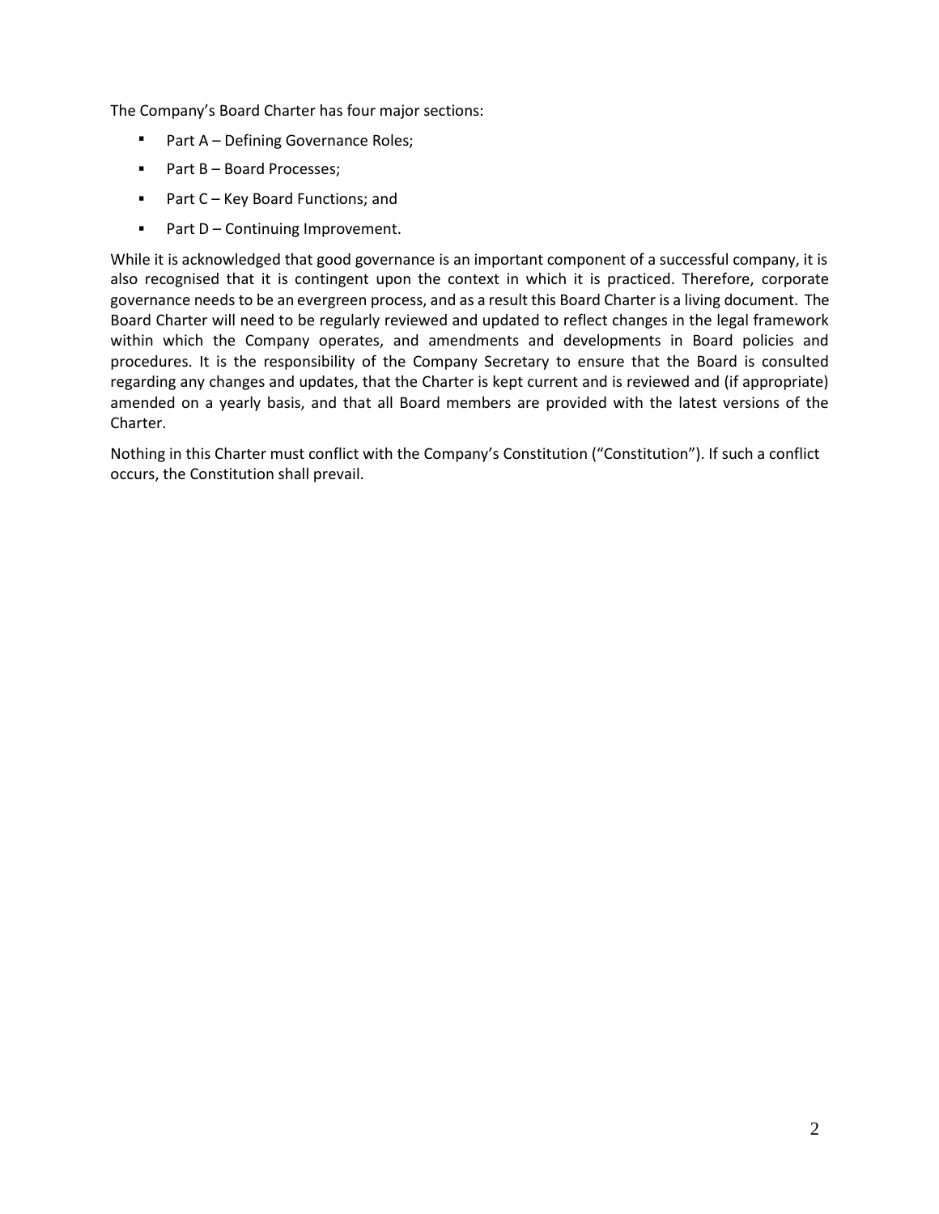The Company's Board Charter has four major sections:

- Part A – Defining Governance Roles;
- Part B – Board Processes;
- Part C – Key Board Functions; and
- Part D – Continuing Improvement.

While it is acknowledged that good governance is an important component of a successful company, it is also recognised that it is contingent upon the context in which it is practiced. Therefore, corporate governance needs to be an evergreen process, and as a result this Board Charter is a living document. The Board Charter will need to be regularly reviewed and updated to reflect changes in the legal framework within which the Company operates, and amendments and developments in Board policies and procedures. It is the responsibility of the Company Secretary to ensure that the Board is consulted regarding any changes and updates, that the Charter is kept current and is reviewed and (if appropriate) amended on a yearly basis, and that all Board members are provided with the latest versions of the Charter.

Nothing in this Charter must conflict with the Company's Constitution ("Constitution"). If such a conflict occurs, the Constitution shall prevail.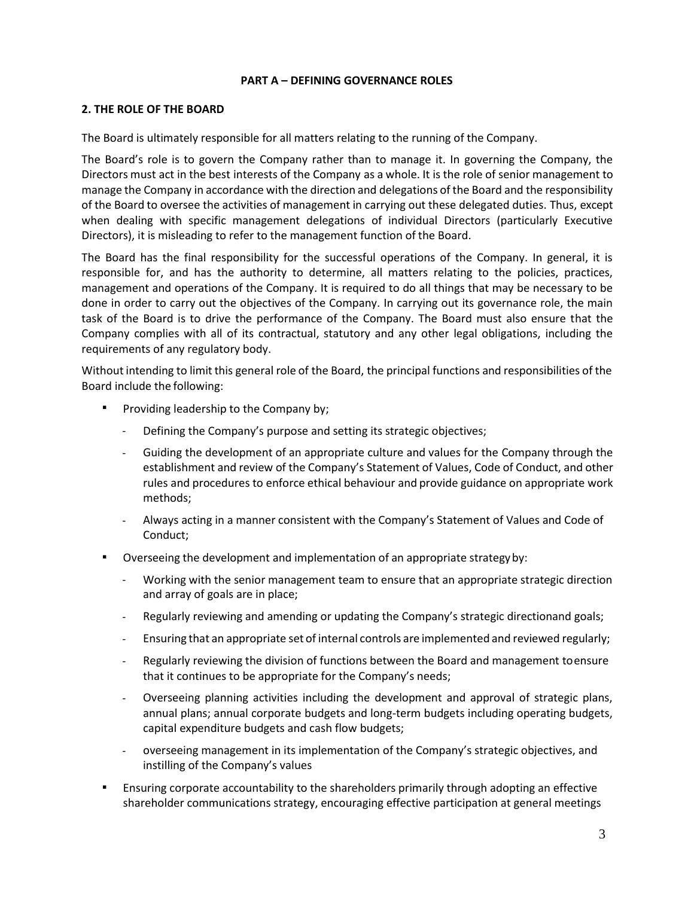**PART A – DEFINING GOVERNANCE ROLES**

## 2. THE ROLE OF THE BOARD

The Board is ultimately responsible for all matters relating to the running of the Company.

The Board's role is to govern the Company rather than to manage it. In governing the Company, the Directors must act in the best interests of the Company as a whole. It is the role of senior management to manage the Company in accordance with the direction and delegations of the Board and the responsibility of the Board to oversee the activities of management in carrying out these delegated duties. Thus, except when dealing with specific management delegations of individual Directors (particularly Executive Directors), it is misleading to refer to the management function of the Board.

The Board has the final responsibility for the successful operations of the Company. In general, it is responsible for, and has the authority to determine, all matters relating to the policies, practices, management and operations of the Company. It is required to do all things that may be necessary to be done in order to carry out the objectives of the Company. In carrying out its governance role, the main task of the Board is to drive the performance of the Company. The Board must also ensure that the Company complies with all of its contractual, statutory and any other legal obligations, including the requirements of any regulatory body.

Without intending to limit this general role of the Board, the principal functions and responsibilities of the Board include the following:

- Providing leadership to the Company by;
  - Defining the Company's purpose and setting its strategic objectives;
  - Guiding the development of an appropriate culture and values for the Company through the establishment and review of the Company's Statement of Values, Code of Conduct, and other rules and procedures to enforce ethical behaviour and provide guidance on appropriate work methods;
  - Always acting in a manner consistent with the Company's Statement of Values and Code of Conduct;
- Overseeing the development and implementation of an appropriate strategy by:
  - Working with the senior management team to ensure that an appropriate strategic direction and array of goals are in place;
  - Regularly reviewing and amending or updating the Company's strategic directionand goals;
  - Ensuring that an appropriate set of internal controls are implemented and reviewed regularly;
  - Regularly reviewing the division of functions between the Board and management toensure that it continues to be appropriate for the Company's needs;
  - Overseeing planning activities including the development and approval of strategic plans, annual plans; annual corporate budgets and long-term budgets including operating budgets, capital expenditure budgets and cash flow budgets;
  - overseeing management in its implementation of the Company's strategic objectives, and instilling of the Company's values
- Ensuring corporate accountability to the shareholders primarily through adopting an effective shareholder communications strategy, encouraging effective participation at general meetings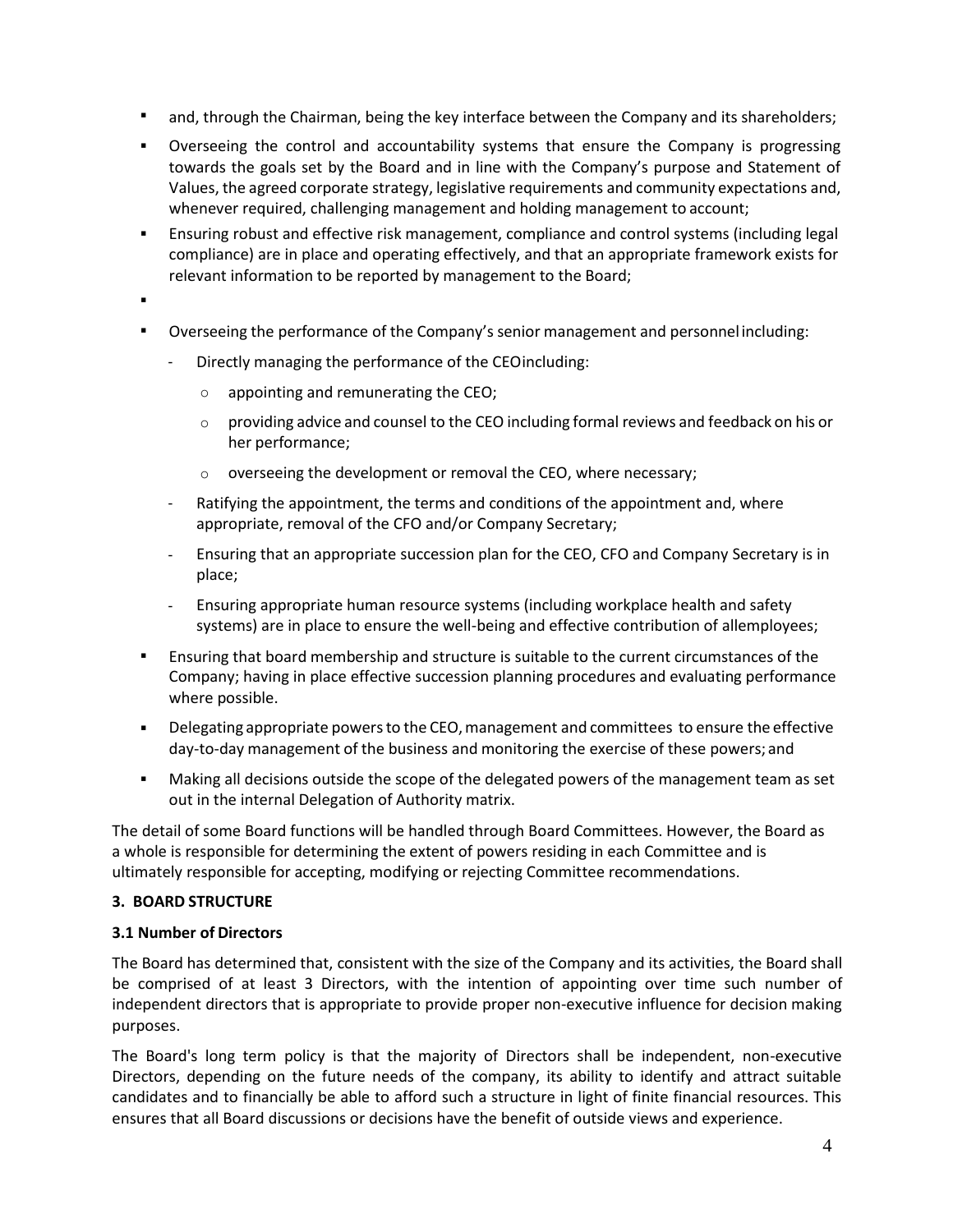- and, through the Chairman, being the key interface between the Company and its shareholders;
- Overseeing the control and accountability systems that ensure the Company is progressing towards the goals set by the Board and in line with the Company's purpose and Statement of Values, the agreed corporate strategy, legislative requirements and community expectations and, whenever required, challenging management and holding management to account;
- Ensuring robust and effective risk management, compliance and control systems (including legal compliance) are in place and operating effectively, and that an appropriate framework exists for relevant information to be reported by management to the Board;
- 
- Overseeing the performance of the Company's senior management and personnel including:
  - Directly managing the performance of the CEO including:
    - appointing and remunerating the CEO;
    - providing advice and counsel to the CEO including formal reviews and feedback on his or her performance;
    - overseeing the development or removal the CEO, where necessary;
  - Ratifying the appointment, the terms and conditions of the appointment and, where appropriate, removal of the CFO and/or Company Secretary;
  - Ensuring that an appropriate succession plan for the CEO, CFO and Company Secretary is in place;
  - Ensuring appropriate human resource systems (including workplace health and safety systems) are in place to ensure the well-being and effective contribution of all employees;
- Ensuring that board membership and structure is suitable to the current circumstances of the Company; having in place effective succession planning procedures and evaluating performance where possible.
- Delegating appropriate powers to the CEO, management and committees to ensure the effective day-to-day management of the business and monitoring the exercise of these powers; and
- Making all decisions outside the scope of the delegated powers of the management team as set out in the internal Delegation of Authority matrix.

The detail of some Board functions will be handled through Board Committees. However, the Board as a whole is responsible for determining the extent of powers residing in each Committee and is ultimately responsible for accepting, modifying or rejecting Committee recommendations.

## 3. BOARD STRUCTURE

### 3.1 Number of Directors

The Board has determined that, consistent with the size of the Company and its activities, the Board shall be comprised of at least 3 Directors, with the intention of appointing over time such number of independent directors that is appropriate to provide proper non-executive influence for decision making purposes.

The Board's long term policy is that the majority of Directors shall be independent, non-executive Directors, depending on the future needs of the company, its ability to identify and attract suitable candidates and to financially be able to afford such a structure in light of finite financial resources. This ensures that all Board discussions or decisions have the benefit of outside views and experience.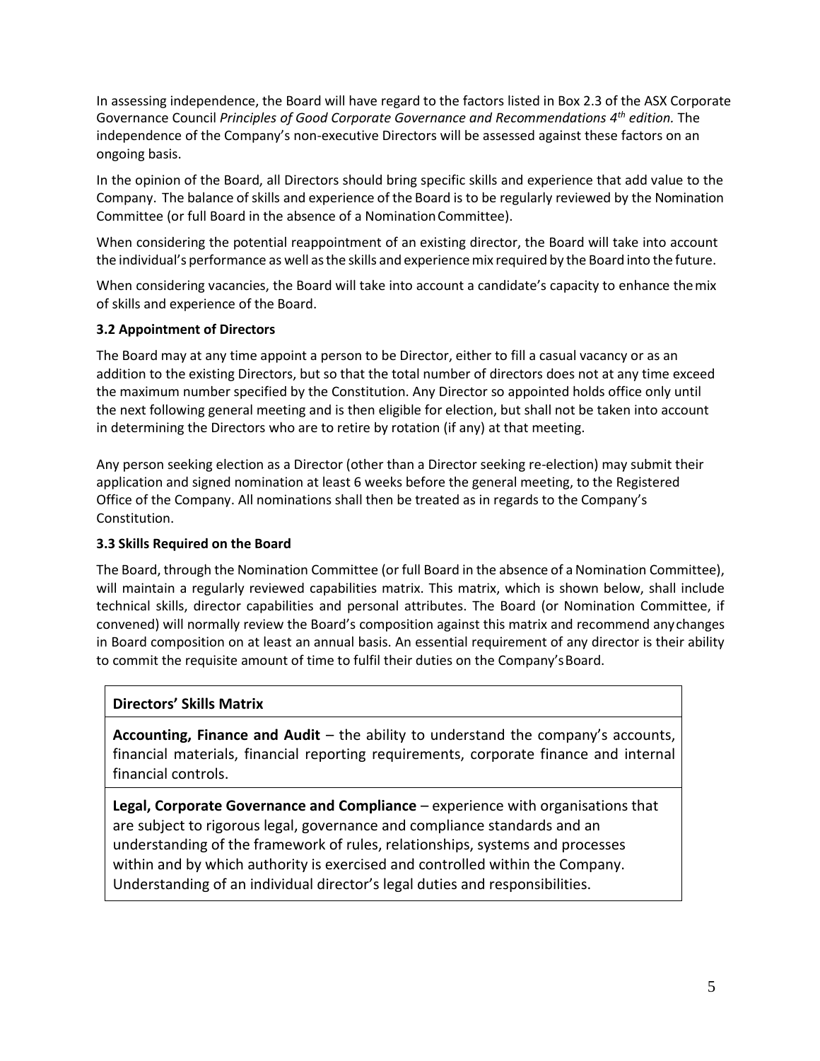In assessing independence, the Board will have regard to the factors listed in Box 2.3 of the ASX Corporate Governance Council *Principles of Good Corporate Governance and Recommendations 4th edition.* The independence of the Company's non-executive Directors will be assessed against these factors on an ongoing basis.

In the opinion of the Board, all Directors should bring specific skills and experience that add value to the Company. The balance of skills and experience of the Board is to be regularly reviewed by the Nomination Committee (or full Board in the absence of a Nomination Committee).

When considering the potential reappointment of an existing director, the Board will take into account the individual's performance as well as the skills and experience mix required by the Board into the future.

When considering vacancies, the Board will take into account a candidate's capacity to enhance the mix of skills and experience of the Board.

### 3.2 Appointment of Directors

The Board may at any time appoint a person to be Director, either to fill a casual vacancy or as an addition to the existing Directors, but so that the total number of directors does not at any time exceed the maximum number specified by the Constitution. Any Director so appointed holds office only until the next following general meeting and is then eligible for election, but shall not be taken into account in determining the Directors who are to retire by rotation (if any) at that meeting.

Any person seeking election as a Director (other than a Director seeking re-election) may submit their application and signed nomination at least 6 weeks before the general meeting, to the Registered Office of the Company. All nominations shall then be treated as in regards to the Company's Constitution.

### 3.3 Skills Required on the Board

The Board, through the Nomination Committee (or full Board in the absence of a Nomination Committee), will maintain a regularly reviewed capabilities matrix. This matrix, which is shown below, shall include technical skills, director capabilities and personal attributes. The Board (or Nomination Committee, if convened) will normally review the Board's composition against this matrix and recommend any changes in Board composition on at least an annual basis. An essential requirement of any director is their ability to commit the requisite amount of time to fulfil their duties on the Company's Board.

| **Directors' Skills Matrix** |
| --- |
| **Accounting, Finance and Audit** – the ability to understand the company's accounts, financial materials, financial reporting requirements, corporate finance and internal financial controls. |
| **Legal, Corporate Governance and Compliance** – experience with organisations that are subject to rigorous legal, governance and compliance standards and an understanding of the framework of rules, relationships, systems and processes within and by which authority is exercised and controlled within the Company. Understanding of an individual director's legal duties and responsibilities. |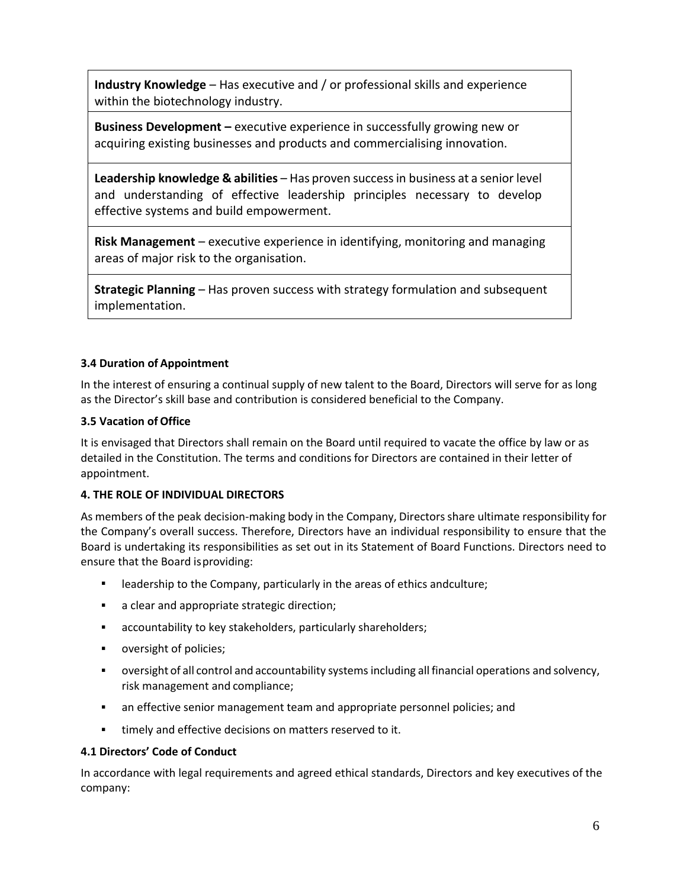| |
|---|
| **Industry Knowledge** – Has executive and / or professional skills and experience within the biotechnology industry. |
| **Business Development –** executive experience in successfully growing new or acquiring existing businesses and products and commercialising innovation. |
| **Leadership knowledge & abilities** – Has proven success in business at a senior level and understanding of effective leadership principles necessary to develop effective systems and build empowerment. |
| **Risk Management** – executive experience in identifying, monitoring and managing areas of major risk to the organisation. |
| **Strategic Planning** – Has proven success with strategy formulation and subsequent implementation. |

### 3.4 Duration of Appointment

In the interest of ensuring a continual supply of new talent to the Board, Directors will serve for as long as the Director's skill base and contribution is considered beneficial to the Company.

### 3.5 Vacation of Office

It is envisaged that Directors shall remain on the Board until required to vacate the office by law or as detailed in the Constitution. The terms and conditions for Directors are contained in their letter of appointment.

## 4. THE ROLE OF INDIVIDUAL DIRECTORS

As members of the peak decision-making body in the Company, Directors share ultimate responsibility for the Company's overall success. Therefore, Directors have an individual responsibility to ensure that the Board is undertaking its responsibilities as set out in its Statement of Board Functions. Directors need to ensure that the Board isproviding:

- leadership to the Company, particularly in the areas of ethics andculture;
- a clear and appropriate strategic direction;
- accountability to key stakeholders, particularly shareholders;
- oversight of policies;
- oversight of all control and accountability systems including all financial operations and solvency, risk management and compliance;
- an effective senior management team and appropriate personnel policies; and
- timely and effective decisions on matters reserved to it.

### 4.1 Directors' Code of Conduct

In accordance with legal requirements and agreed ethical standards, Directors and key executives of the company: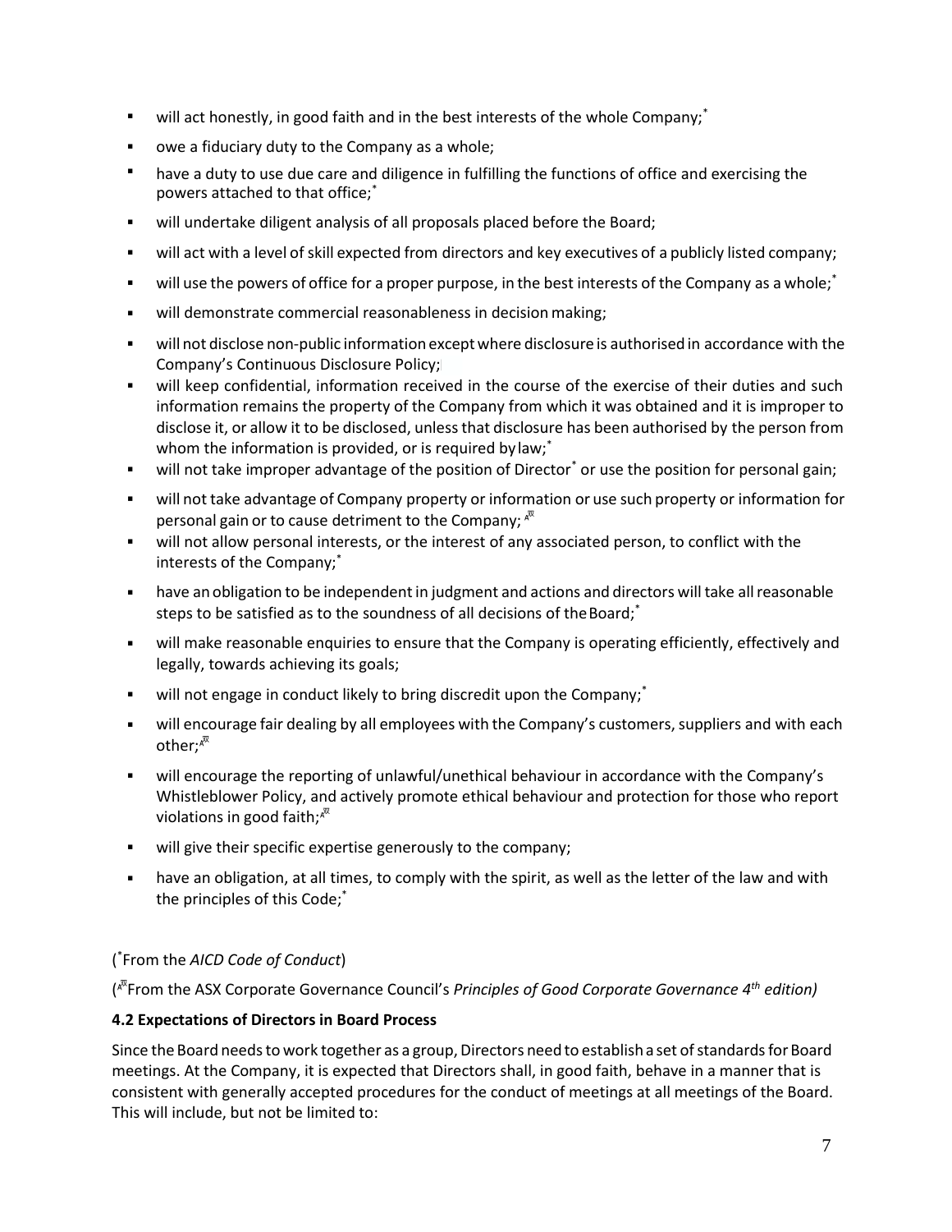- will act honestly, in good faith and in the best interests of the whole Company;*
- owe a fiduciary duty to the Company as a whole;
- have a duty to use due care and diligence in fulfilling the functions of office and exercising the powers attached to that office;*
- will undertake diligent analysis of all proposals placed before the Board;
- will act with a level of skill expected from directors and key executives of a publicly listed company;
- will use the powers of office for a proper purpose, in the best interests of the Company as a whole;*
- will demonstrate commercial reasonableness in decision making;
- will not disclose non-public information except where disclosure is authorised in accordance with the Company's Continuous Disclosure Policy;
- will keep confidential, information received in the course of the exercise of their duties and such information remains the property of the Company from which it was obtained and it is improper to disclose it, or allow it to be disclosed, unless that disclosure has been authorised by the person from whom the information is provided, or is required by law;*
- will not take improper advantage of the position of Director* or use the position for personal gain;
- will not take advantage of Company property or information or use such property or information for personal gain or to cause detriment to the Company; ᴬᵂ
- will not allow personal interests, or the interest of any associated person, to conflict with the interests of the Company;*
- have an obligation to be independent in judgment and actions and directors will take all reasonable steps to be satisfied as to the soundness of all decisions of the Board;*
- will make reasonable enquiries to ensure that the Company is operating efficiently, effectively and legally, towards achieving its goals;
- will not engage in conduct likely to bring discredit upon the Company;*
- will encourage fair dealing by all employees with the Company's customers, suppliers and with each other;ᴬᵂ
- will encourage the reporting of unlawful/unethical behaviour in accordance with the Company's Whistleblower Policy, and actively promote ethical behaviour and protection for those who report violations in good faith;ᴬᵂ
- will give their specific expertise generously to the company;
- have an obligation, at all times, to comply with the spirit, as well as the letter of the law and with the principles of this Code;*

(*From the *AICD Code of Conduct*)

(ᴬᵂFrom the ASX Corporate Governance Council's *Principles of Good Corporate Governance 4th edition)*

**4.2 Expectations of Directors in Board Process**

Since the Board needs to work together as a group, Directors need to establish a set of standards for Board meetings. At the Company, it is expected that Directors shall, in good faith, behave in a manner that is consistent with generally accepted procedures for the conduct of meetings at all meetings of the Board. This will include, but not be limited to: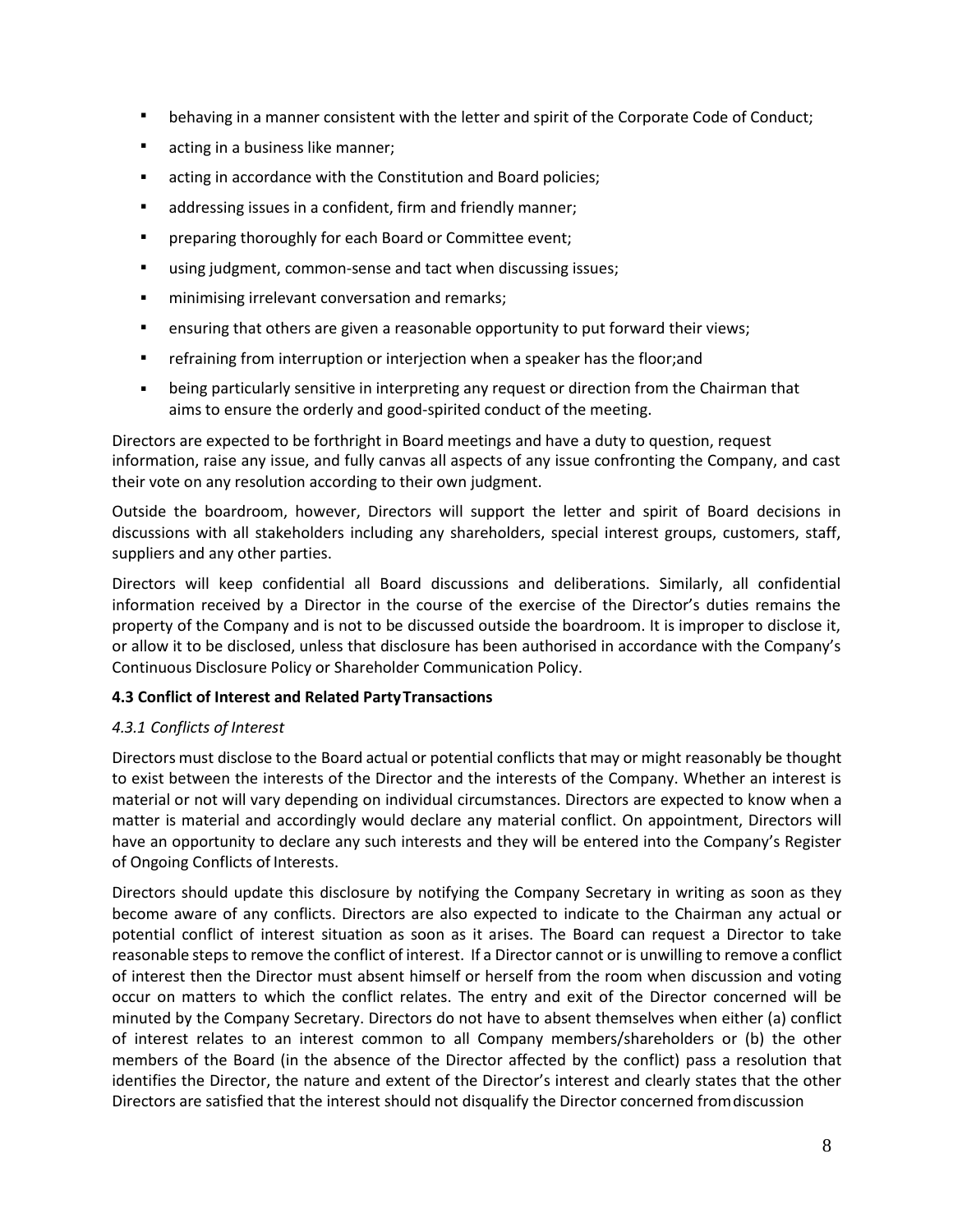- behaving in a manner consistent with the letter and spirit of the Corporate Code of Conduct;
- acting in a business like manner;
- acting in accordance with the Constitution and Board policies;
- addressing issues in a confident, firm and friendly manner;
- preparing thoroughly for each Board or Committee event;
- using judgment, common-sense and tact when discussing issues;
- minimising irrelevant conversation and remarks;
- ensuring that others are given a reasonable opportunity to put forward their views;
- refraining from interruption or interjection when a speaker has the floor;and
- being particularly sensitive in interpreting any request or direction from the Chairman that aims to ensure the orderly and good-spirited conduct of the meeting.

Directors are expected to be forthright in Board meetings and have a duty to question, request information, raise any issue, and fully canvas all aspects of any issue confronting the Company, and cast their vote on any resolution according to their own judgment.

Outside the boardroom, however, Directors will support the letter and spirit of Board decisions in discussions with all stakeholders including any shareholders, special interest groups, customers, staff, suppliers and any other parties.

Directors will keep confidential all Board discussions and deliberations. Similarly, all confidential information received by a Director in the course of the exercise of the Director's duties remains the property of the Company and is not to be discussed outside the boardroom. It is improper to disclose it, or allow it to be disclosed, unless that disclosure has been authorised in accordance with the Company's Continuous Disclosure Policy or Shareholder Communication Policy.

#### 4.3 Conflict of Interest and Related Party Transactions

*4.3.1 Conflicts of Interest*

Directors must disclose to the Board actual or potential conflicts that may or might reasonably be thought to exist between the interests of the Director and the interests of the Company. Whether an interest is material or not will vary depending on individual circumstances. Directors are expected to know when a matter is material and accordingly would declare any material conflict. On appointment, Directors will have an opportunity to declare any such interests and they will be entered into the Company's Register of Ongoing Conflicts of Interests.

Directors should update this disclosure by notifying the Company Secretary in writing as soon as they become aware of any conflicts. Directors are also expected to indicate to the Chairman any actual or potential conflict of interest situation as soon as it arises. The Board can request a Director to take reasonable steps to remove the conflict of interest. If a Director cannot or is unwilling to remove a conflict of interest then the Director must absent himself or herself from the room when discussion and voting occur on matters to which the conflict relates. The entry and exit of the Director concerned will be minuted by the Company Secretary. Directors do not have to absent themselves when either (a) conflict of interest relates to an interest common to all Company members/shareholders or (b) the other members of the Board (in the absence of the Director affected by the conflict) pass a resolution that identifies the Director, the nature and extent of the Director's interest and clearly states that the other Directors are satisfied that the interest should not disqualify the Director concerned from discussion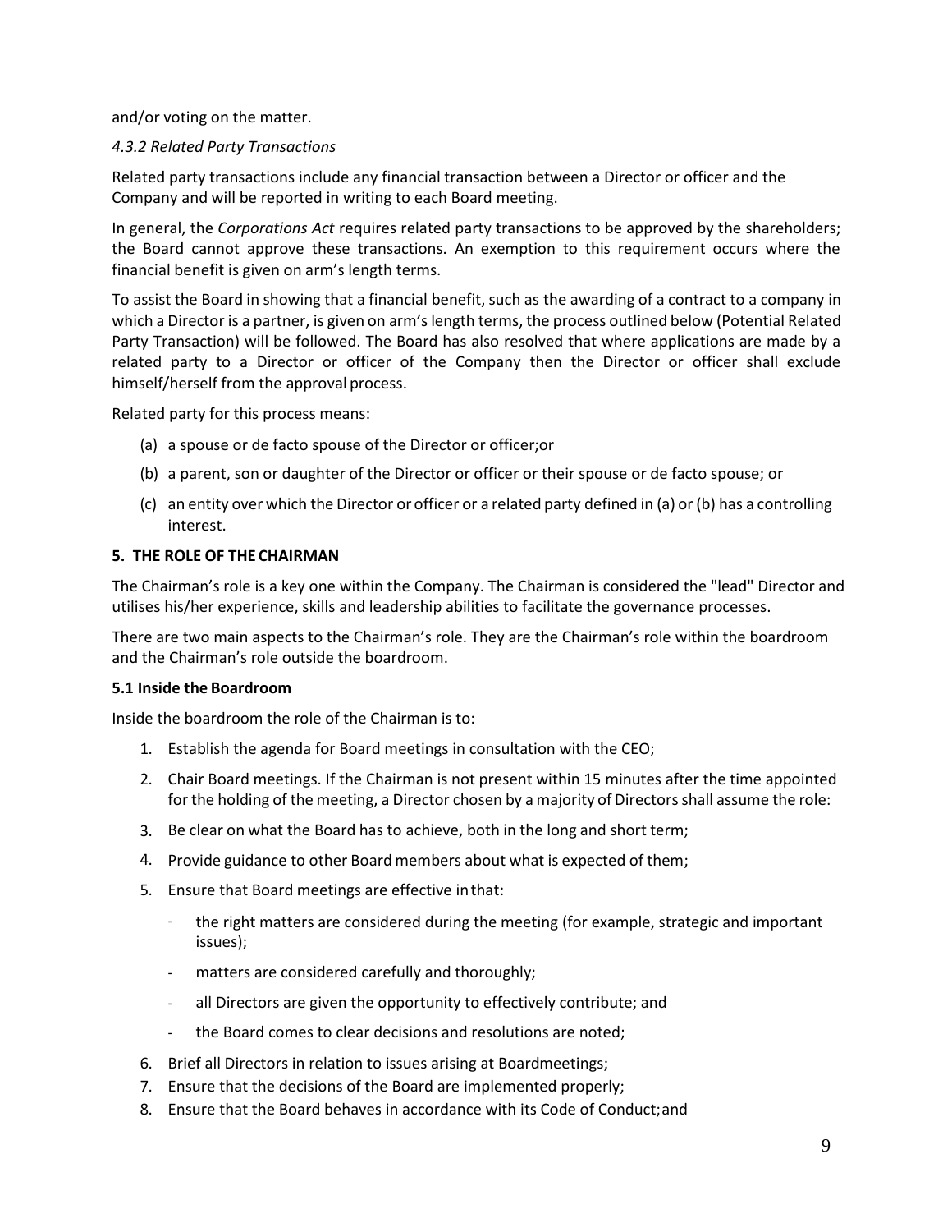and/or voting on the matter.

*4.3.2 Related Party Transactions*

Related party transactions include any financial transaction between a Director or officer and the Company and will be reported in writing to each Board meeting.

In general, the *Corporations Act* requires related party transactions to be approved by the shareholders; the Board cannot approve these transactions. An exemption to this requirement occurs where the financial benefit is given on arm's length terms.

To assist the Board in showing that a financial benefit, such as the awarding of a contract to a company in which a Director is a partner, is given on arm's length terms, the process outlined below (Potential Related Party Transaction) will be followed. The Board has also resolved that where applications are made by a related party to a Director or officer of the Company then the Director or officer shall exclude himself/herself from the approval process.

Related party for this process means:

(a) a spouse or de facto spouse of the Director or officer;or

(b) a parent, son or daughter of the Director or officer or their spouse or de facto spouse; or

(c) an entity over which the Director or officer or a related party defined in (a) or (b) has a controlling interest.

**5. THE ROLE OF THE CHAIRMAN**

The Chairman's role is a key one within the Company. The Chairman is considered the "lead" Director and utilises his/her experience, skills and leadership abilities to facilitate the governance processes.

There are two main aspects to the Chairman's role. They are the Chairman's role within the boardroom and the Chairman's role outside the boardroom.

**5.1 Inside the Boardroom**

Inside the boardroom the role of the Chairman is to:

1. Establish the agenda for Board meetings in consultation with the CEO;
2. Chair Board meetings. If the Chairman is not present within 15 minutes after the time appointed for the holding of the meeting, a Director chosen by a majority of Directors shall assume the role:
3. Be clear on what the Board has to achieve, both in the long and short term;
4. Provide guidance to other Board members about what is expected of them;
5. Ensure that Board meetings are effective in that:
   - the right matters are considered during the meeting (for example, strategic and important issues);
   - matters are considered carefully and thoroughly;
   - all Directors are given the opportunity to effectively contribute; and
   - the Board comes to clear decisions and resolutions are noted;
6. Brief all Directors in relation to issues arising at Boardmeetings;
7. Ensure that the decisions of the Board are implemented properly;
8. Ensure that the Board behaves in accordance with its Code of Conduct;and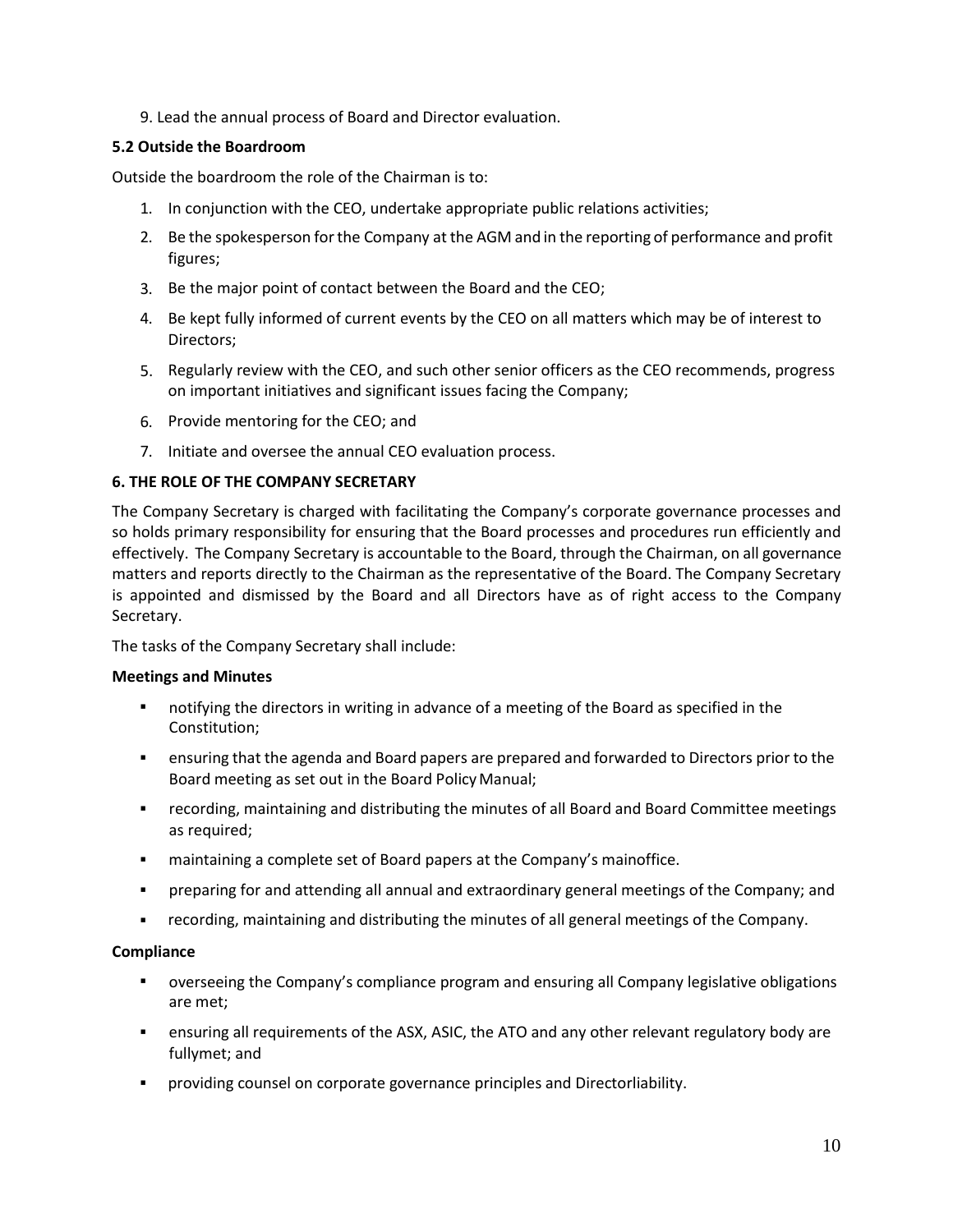9. Lead the annual process of Board and Director evaluation.

**5.2 Outside the Boardroom**

Outside the boardroom the role of the Chairman is to:

1. In conjunction with the CEO, undertake appropriate public relations activities;
2. Be the spokesperson for the Company at the AGM and in the reporting of performance and profit figures;
3. Be the major point of contact between the Board and the CEO;
4. Be kept fully informed of current events by the CEO on all matters which may be of interest to Directors;
5. Regularly review with the CEO, and such other senior officers as the CEO recommends, progress on important initiatives and significant issues facing the Company;
6. Provide mentoring for the CEO; and
7. Initiate and oversee the annual CEO evaluation process.

**6. THE ROLE OF THE COMPANY SECRETARY**

The Company Secretary is charged with facilitating the Company's corporate governance processes and so holds primary responsibility for ensuring that the Board processes and procedures run efficiently and effectively. The Company Secretary is accountable to the Board, through the Chairman, on all governance matters and reports directly to the Chairman as the representative of the Board. The Company Secretary is appointed and dismissed by the Board and all Directors have as of right access to the Company Secretary.

The tasks of the Company Secretary shall include:

**Meetings and Minutes**

- notifying the directors in writing in advance of a meeting of the Board as specified in the Constitution;
- ensuring that the agenda and Board papers are prepared and forwarded to Directors prior to the Board meeting as set out in the Board Policy Manual;
- recording, maintaining and distributing the minutes of all Board and Board Committee meetings as required;
- maintaining a complete set of Board papers at the Company's mainoffice.
- preparing for and attending all annual and extraordinary general meetings of the Company; and
- recording, maintaining and distributing the minutes of all general meetings of the Company.

**Compliance**

- overseeing the Company's compliance program and ensuring all Company legislative obligations are met;
- ensuring all requirements of the ASX, ASIC, the ATO and any other relevant regulatory body are fullymet; and
- providing counsel on corporate governance principles and Directorliability.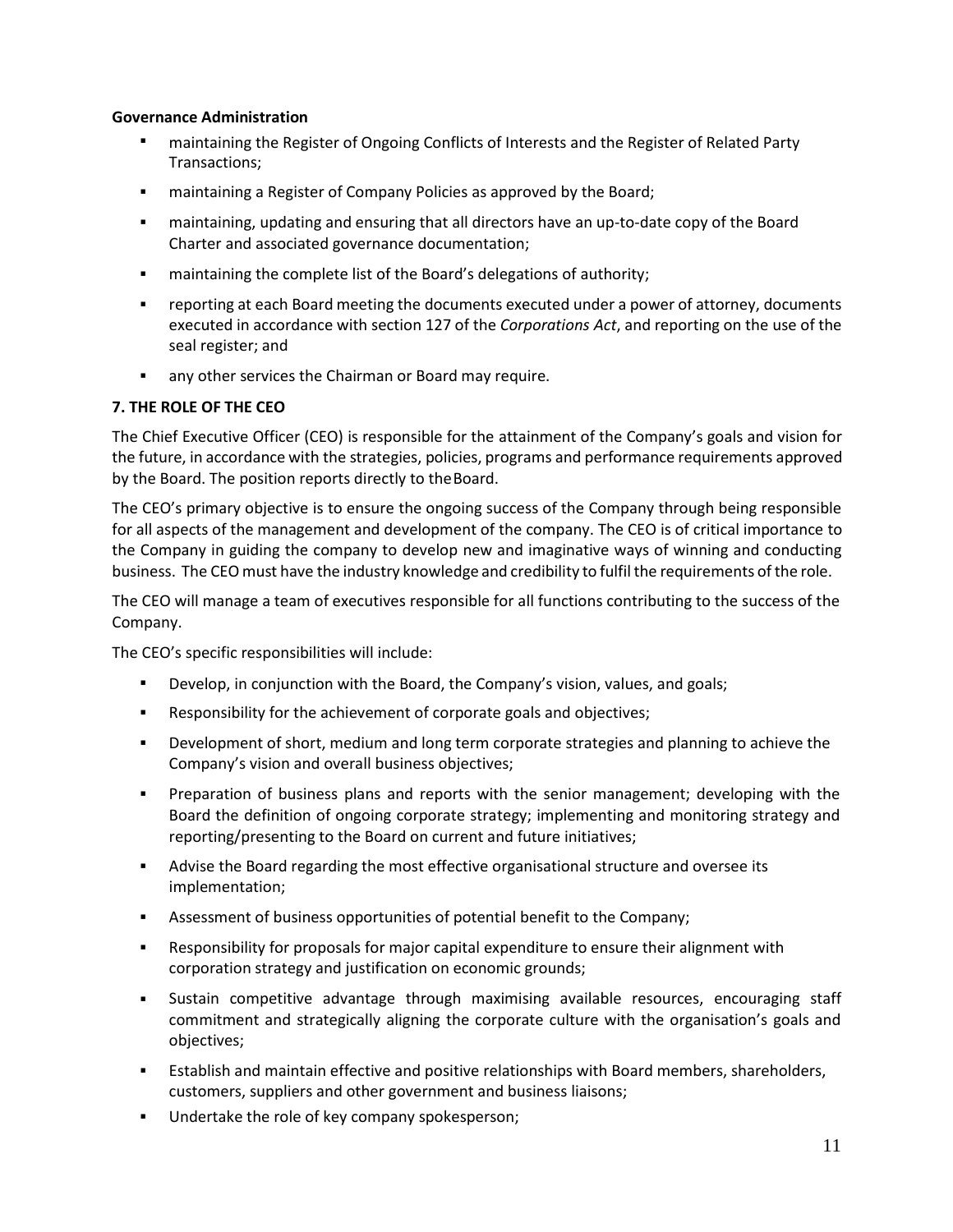**Governance Administration**

- maintaining the Register of Ongoing Conflicts of Interests and the Register of Related Party Transactions;
- maintaining a Register of Company Policies as approved by the Board;
- maintaining, updating and ensuring that all directors have an up-to-date copy of the Board Charter and associated governance documentation;
- maintaining the complete list of the Board's delegations of authority;
- reporting at each Board meeting the documents executed under a power of attorney, documents executed in accordance with section 127 of the *Corporations Act*, and reporting on the use of the seal register; and
- any other services the Chairman or Board may require.

## 7. THE ROLE OF THE CEO

The Chief Executive Officer (CEO) is responsible for the attainment of the Company's goals and vision for the future, in accordance with the strategies, policies, programs and performance requirements approved by the Board. The position reports directly to the Board.

The CEO's primary objective is to ensure the ongoing success of the Company through being responsible for all aspects of the management and development of the company. The CEO is of critical importance to the Company in guiding the company to develop new and imaginative ways of winning and conducting business. The CEO must have the industry knowledge and credibility to fulfil the requirements of the role.

The CEO will manage a team of executives responsible for all functions contributing to the success of the Company.

The CEO's specific responsibilities will include:

- Develop, in conjunction with the Board, the Company's vision, values, and goals;
- Responsibility for the achievement of corporate goals and objectives;
- Development of short, medium and long term corporate strategies and planning to achieve the Company's vision and overall business objectives;
- Preparation of business plans and reports with the senior management; developing with the Board the definition of ongoing corporate strategy; implementing and monitoring strategy and reporting/presenting to the Board on current and future initiatives;
- Advise the Board regarding the most effective organisational structure and oversee its implementation;
- Assessment of business opportunities of potential benefit to the Company;
- Responsibility for proposals for major capital expenditure to ensure their alignment with corporation strategy and justification on economic grounds;
- Sustain competitive advantage through maximising available resources, encouraging staff commitment and strategically aligning the corporate culture with the organisation's goals and objectives;
- Establish and maintain effective and positive relationships with Board members, shareholders, customers, suppliers and other government and business liaisons;
- Undertake the role of key company spokesperson;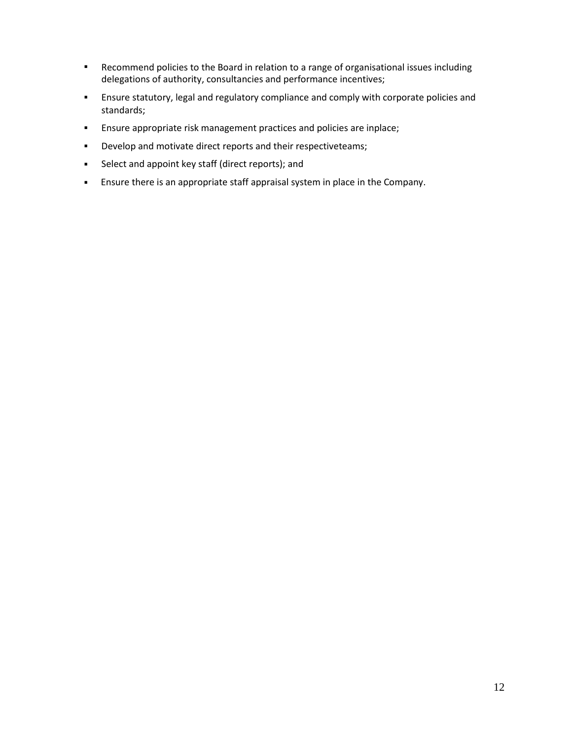- Recommend policies to the Board in relation to a range of organisational issues including delegations of authority, consultancies and performance incentives;
- Ensure statutory, legal and regulatory compliance and comply with corporate policies and standards;
- Ensure appropriate risk management practices and policies are inplace;
- Develop and motivate direct reports and their respectiveteams;
- Select and appoint key staff (direct reports); and
- Ensure there is an appropriate staff appraisal system in place in the Company.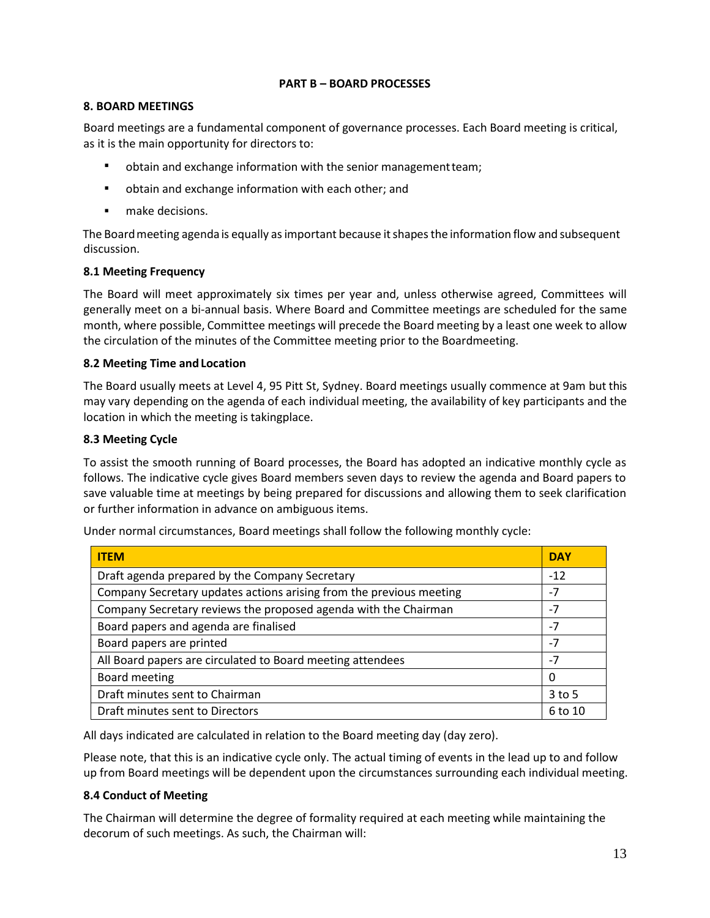**PART B – BOARD PROCESSES**

## 8. BOARD MEETINGS

Board meetings are a fundamental component of governance processes. Each Board meeting is critical, as it is the main opportunity for directors to:

- obtain and exchange information with the senior management team;
- obtain and exchange information with each other; and
- make decisions.

The Board meeting agenda is equally as important because it shapes the information flow and subsequent discussion.

### 8.1 Meeting Frequency

The Board will meet approximately six times per year and, unless otherwise agreed, Committees will generally meet on a bi-annual basis. Where Board and Committee meetings are scheduled for the same month, where possible, Committee meetings will precede the Board meeting by a least one week to allow the circulation of the minutes of the Committee meeting prior to the Boardmeeting.

### 8.2 Meeting Time and Location

The Board usually meets at Level 4, 95 Pitt St, Sydney. Board meetings usually commence at 9am but this may vary depending on the agenda of each individual meeting, the availability of key participants and the location in which the meeting is takingplace.

### 8.3 Meeting Cycle

To assist the smooth running of Board processes, the Board has adopted an indicative monthly cycle as follows. The indicative cycle gives Board members seven days to review the agenda and Board papers to save valuable time at meetings by being prepared for discussions and allowing them to seek clarification or further information in advance on ambiguous items.

Under normal circumstances, Board meetings shall follow the following monthly cycle:

| ITEM | DAY |
|---|---|
| Draft agenda prepared by the Company Secretary | -12 |
| Company Secretary updates actions arising from the previous meeting | -7 |
| Company Secretary reviews the proposed agenda with the Chairman | -7 |
| Board papers and agenda are finalised | -7 |
| Board papers are printed | -7 |
| All Board papers are circulated to Board meeting attendees | -7 |
| Board meeting | 0 |
| Draft minutes sent to Chairman | 3 to 5 |
| Draft minutes sent to Directors | 6 to 10 |

All days indicated are calculated in relation to the Board meeting day (day zero).

Please note, that this is an indicative cycle only. The actual timing of events in the lead up to and follow up from Board meetings will be dependent upon the circumstances surrounding each individual meeting.

### 8.4 Conduct of Meeting

The Chairman will determine the degree of formality required at each meeting while maintaining the decorum of such meetings. As such, the Chairman will: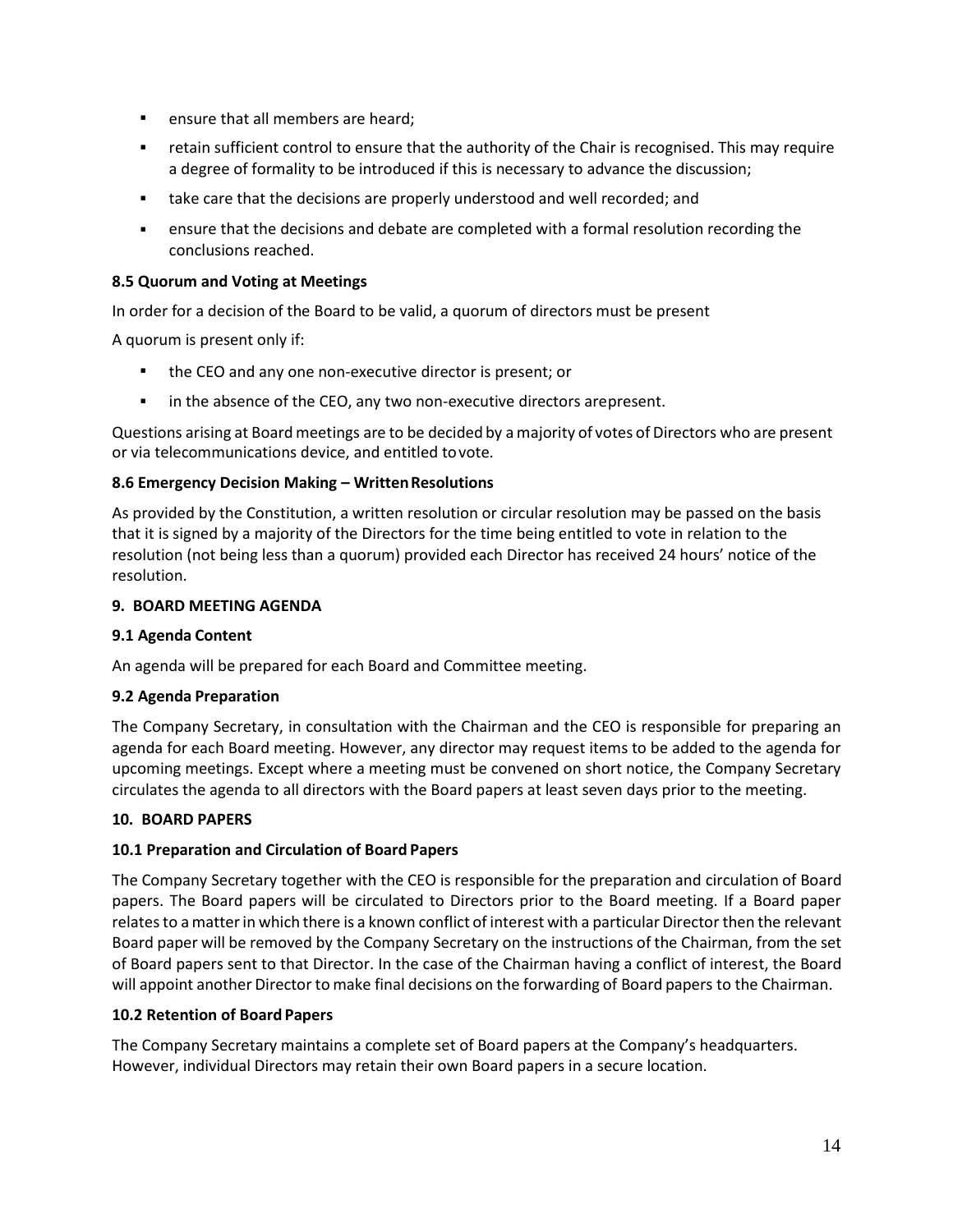- ensure that all members are heard;
- retain sufficient control to ensure that the authority of the Chair is recognised. This may require a degree of formality to be introduced if this is necessary to advance the discussion;
- take care that the decisions are properly understood and well recorded; and
- ensure that the decisions and debate are completed with a formal resolution recording the conclusions reached.

**8.5 Quorum and Voting at Meetings**

In order for a decision of the Board to be valid, a quorum of directors must be present

A quorum is present only if:

- the CEO and any one non-executive director is present; or
- in the absence of the CEO, any two non-executive directors arepresent.

Questions arising at Board meetings are to be decided by a majority of votes of Directors who are present or via telecommunications device, and entitled tovote.

**8.6 Emergency Decision Making – Written Resolutions**

As provided by the Constitution, a written resolution or circular resolution may be passed on the basis that it is signed by a majority of the Directors for the time being entitled to vote in relation to the resolution (not being less than a quorum) provided each Director has received 24 hours' notice of the resolution.

**9. BOARD MEETING AGENDA**

**9.1 Agenda Content**

An agenda will be prepared for each Board and Committee meeting.

**9.2 Agenda Preparation**

The Company Secretary, in consultation with the Chairman and the CEO is responsible for preparing an agenda for each Board meeting. However, any director may request items to be added to the agenda for upcoming meetings. Except where a meeting must be convened on short notice, the Company Secretary circulates the agenda to all directors with the Board papers at least seven days prior to the meeting.

**10. BOARD PAPERS**

**10.1 Preparation and Circulation of Board Papers**

The Company Secretary together with the CEO is responsible for the preparation and circulation of Board papers. The Board papers will be circulated to Directors prior to the Board meeting. If a Board paper relates to a matter in which there is a known conflict of interest with a particular Director then the relevant Board paper will be removed by the Company Secretary on the instructions of the Chairman, from the set of Board papers sent to that Director. In the case of the Chairman having a conflict of interest, the Board will appoint another Director to make final decisions on the forwarding of Board papers to the Chairman.

**10.2 Retention of Board Papers**

The Company Secretary maintains a complete set of Board papers at the Company's headquarters. However, individual Directors may retain their own Board papers in a secure location.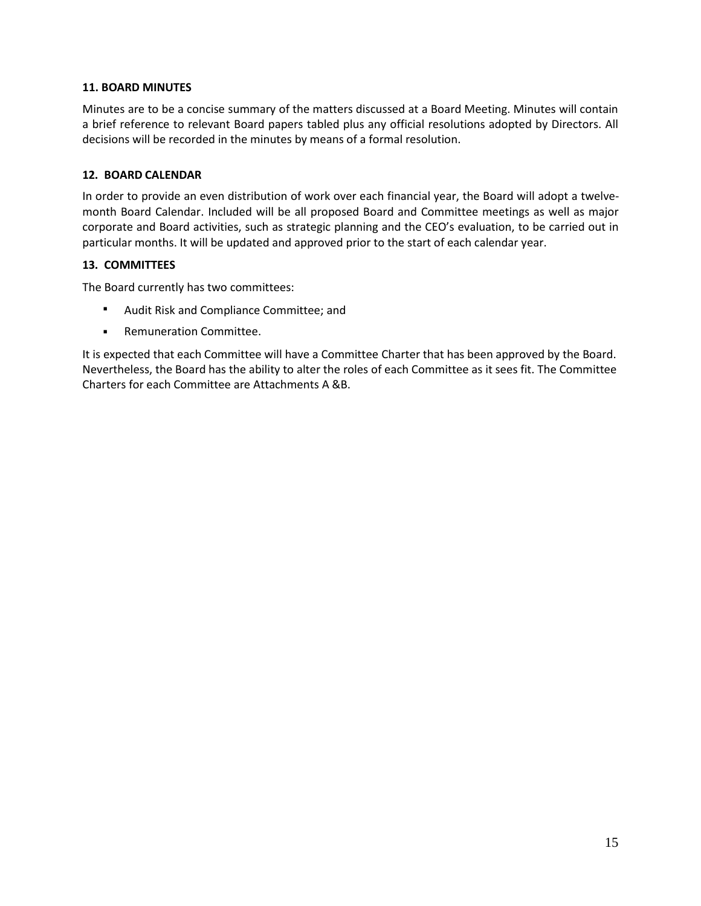### 11. BOARD MINUTES

Minutes are to be a concise summary of the matters discussed at a Board Meeting. Minutes will contain a brief reference to relevant Board papers tabled plus any official resolutions adopted by Directors. All decisions will be recorded in the minutes by means of a formal resolution.

### 12. BOARD CALENDAR

In order to provide an even distribution of work over each financial year, the Board will adopt a twelve-month Board Calendar. Included will be all proposed Board and Committee meetings as well as major corporate and Board activities, such as strategic planning and the CEO's evaluation, to be carried out in particular months. It will be updated and approved prior to the start of each calendar year.

### 13. COMMITTEES

The Board currently has two committees:

- Audit Risk and Compliance Committee; and
- Remuneration Committee.

It is expected that each Committee will have a Committee Charter that has been approved by the Board. Nevertheless, the Board has the ability to alter the roles of each Committee as it sees fit. The Committee Charters for each Committee are Attachments A &B.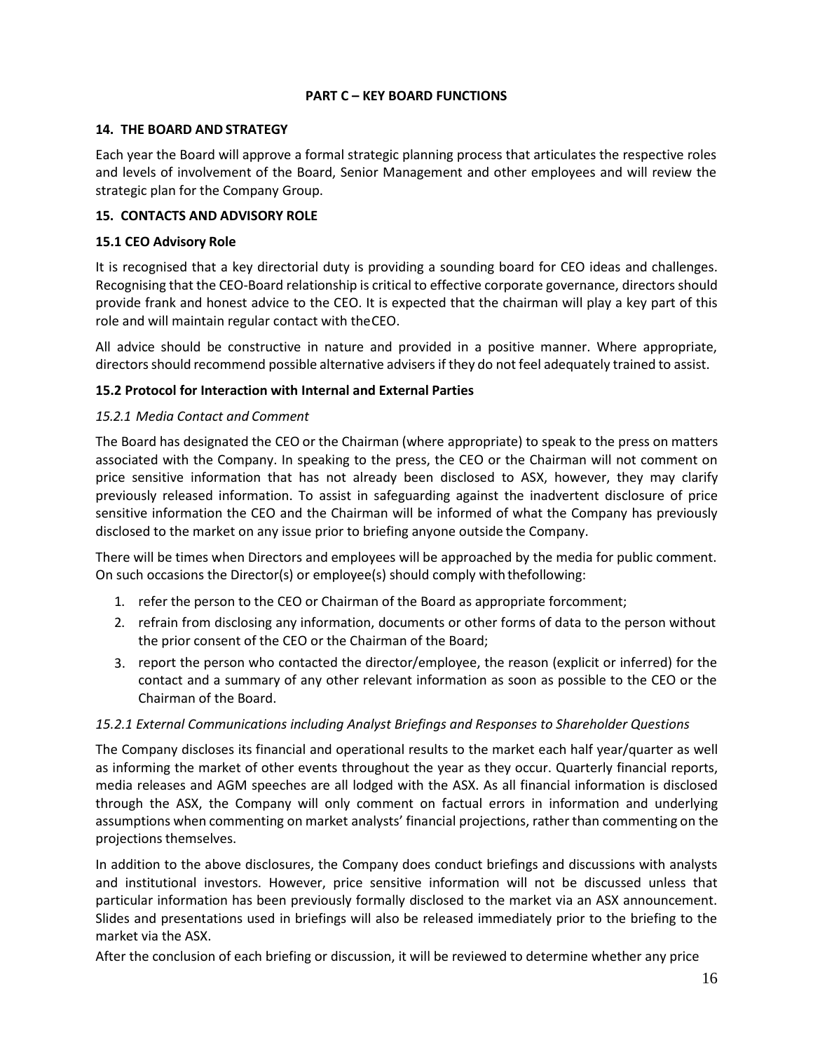**PART C – KEY BOARD FUNCTIONS**

## 14. THE BOARD AND STRATEGY

Each year the Board will approve a formal strategic planning process that articulates the respective roles and levels of involvement of the Board, Senior Management and other employees and will review the strategic plan for the Company Group.

## 15. CONTACTS AND ADVISORY ROLE

### 15.1 CEO Advisory Role

It is recognised that a key directorial duty is providing a sounding board for CEO ideas and challenges. Recognising that the CEO-Board relationship is critical to effective corporate governance, directors should provide frank and honest advice to the CEO. It is expected that the chairman will play a key part of this role and will maintain regular contact with the CEO.

All advice should be constructive in nature and provided in a positive manner. Where appropriate, directors should recommend possible alternative advisers if they do not feel adequately trained to assist.

### 15.2 Protocol for Interaction with Internal and External Parties

*15.2.1 Media Contact and Comment*

The Board has designated the CEO or the Chairman (where appropriate) to speak to the press on matters associated with the Company. In speaking to the press, the CEO or the Chairman will not comment on price sensitive information that has not already been disclosed to ASX, however, they may clarify previously released information. To assist in safeguarding against the inadvertent disclosure of price sensitive information the CEO and the Chairman will be informed of what the Company has previously disclosed to the market on any issue prior to briefing anyone outside the Company.

There will be times when Directors and employees will be approached by the media for public comment. On such occasions the Director(s) or employee(s) should comply with the following:

1. refer the person to the CEO or Chairman of the Board as appropriate for comment;
2. refrain from disclosing any information, documents or other forms of data to the person without the prior consent of the CEO or the Chairman of the Board;
3. report the person who contacted the director/employee, the reason (explicit or inferred) for the contact and a summary of any other relevant information as soon as possible to the CEO or the Chairman of the Board.

*15.2.1 External Communications including Analyst Briefings and Responses to Shareholder Questions*

The Company discloses its financial and operational results to the market each half year/quarter as well as informing the market of other events throughout the year as they occur. Quarterly financial reports, media releases and AGM speeches are all lodged with the ASX. As all financial information is disclosed through the ASX, the Company will only comment on factual errors in information and underlying assumptions when commenting on market analysts' financial projections, rather than commenting on the projections themselves.

In addition to the above disclosures, the Company does conduct briefings and discussions with analysts and institutional investors. However, price sensitive information will not be discussed unless that particular information has been previously formally disclosed to the market via an ASX announcement. Slides and presentations used in briefings will also be released immediately prior to the briefing to the market via the ASX.

After the conclusion of each briefing or discussion, it will be reviewed to determine whether any price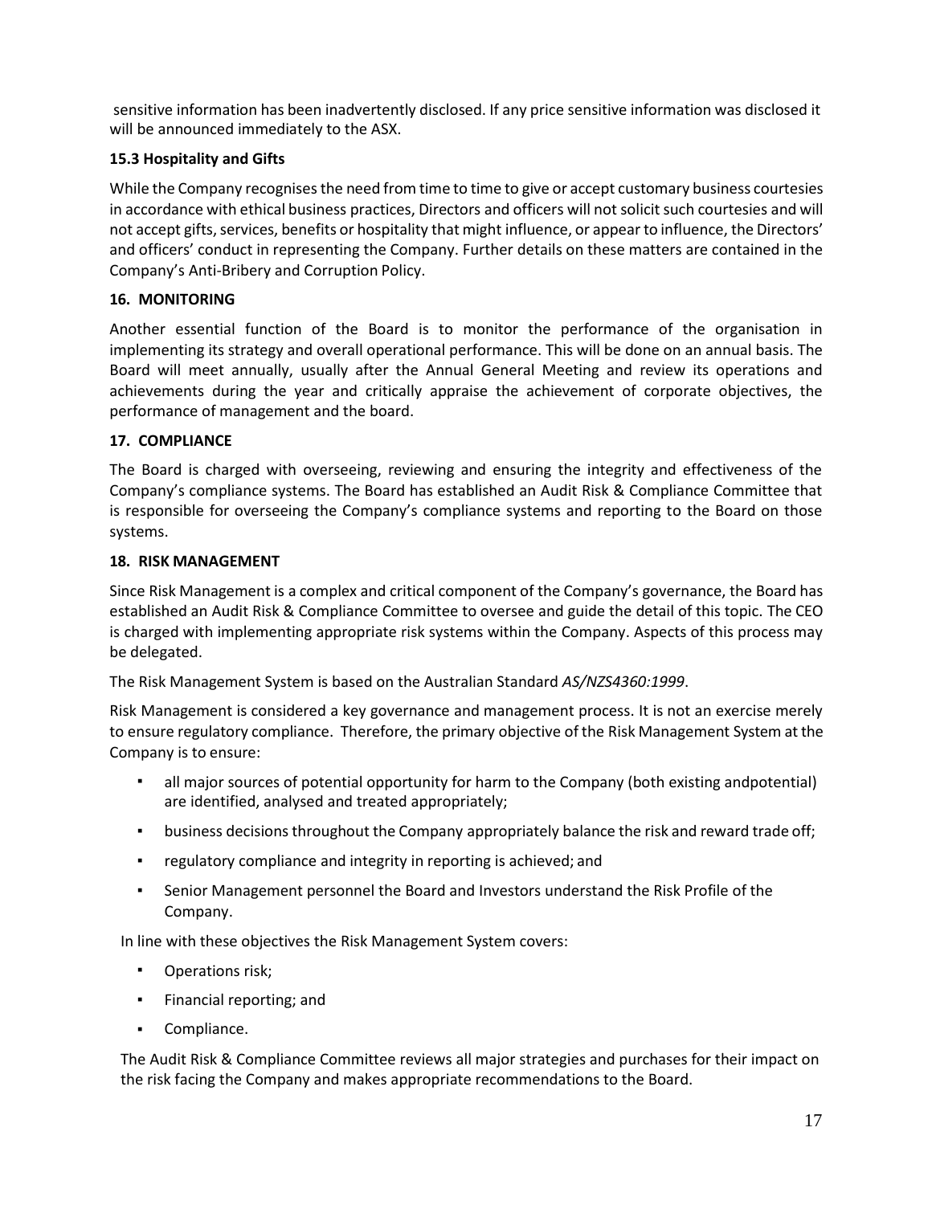sensitive information has been inadvertently disclosed. If any price sensitive information was disclosed it will be announced immediately to the ASX.

### 15.3 Hospitality and Gifts

While the Company recognises the need from time to time to give or accept customary business courtesies in accordance with ethical business practices, Directors and officers will not solicit such courtesies and will not accept gifts, services, benefits or hospitality that might influence, or appear to influence, the Directors' and officers' conduct in representing the Company. Further details on these matters are contained in the Company's Anti-Bribery and Corruption Policy.

## 16. MONITORING

Another essential function of the Board is to monitor the performance of the organisation in implementing its strategy and overall operational performance. This will be done on an annual basis. The Board will meet annually, usually after the Annual General Meeting and review its operations and achievements during the year and critically appraise the achievement of corporate objectives, the performance of management and the board.

## 17. COMPLIANCE

The Board is charged with overseeing, reviewing and ensuring the integrity and effectiveness of the Company's compliance systems. The Board has established an Audit Risk & Compliance Committee that is responsible for overseeing the Company's compliance systems and reporting to the Board on those systems.

## 18. RISK MANAGEMENT

Since Risk Management is a complex and critical component of the Company's governance, the Board has established an Audit Risk & Compliance Committee to oversee and guide the detail of this topic. The CEO is charged with implementing appropriate risk systems within the Company. Aspects of this process may be delegated.

The Risk Management System is based on the Australian Standard *AS/NZS4360:1999*.

Risk Management is considered a key governance and management process. It is not an exercise merely to ensure regulatory compliance. Therefore, the primary objective of the Risk Management System at the Company is to ensure:

- all major sources of potential opportunity for harm to the Company (both existing andpotential) are identified, analysed and treated appropriately;
- business decisions throughout the Company appropriately balance the risk and reward trade off;
- regulatory compliance and integrity in reporting is achieved; and
- Senior Management personnel the Board and Investors understand the Risk Profile of the Company.

In line with these objectives the Risk Management System covers:

- Operations risk;
- Financial reporting; and
- Compliance.

The Audit Risk & Compliance Committee reviews all major strategies and purchases for their impact on the risk facing the Company and makes appropriate recommendations to the Board.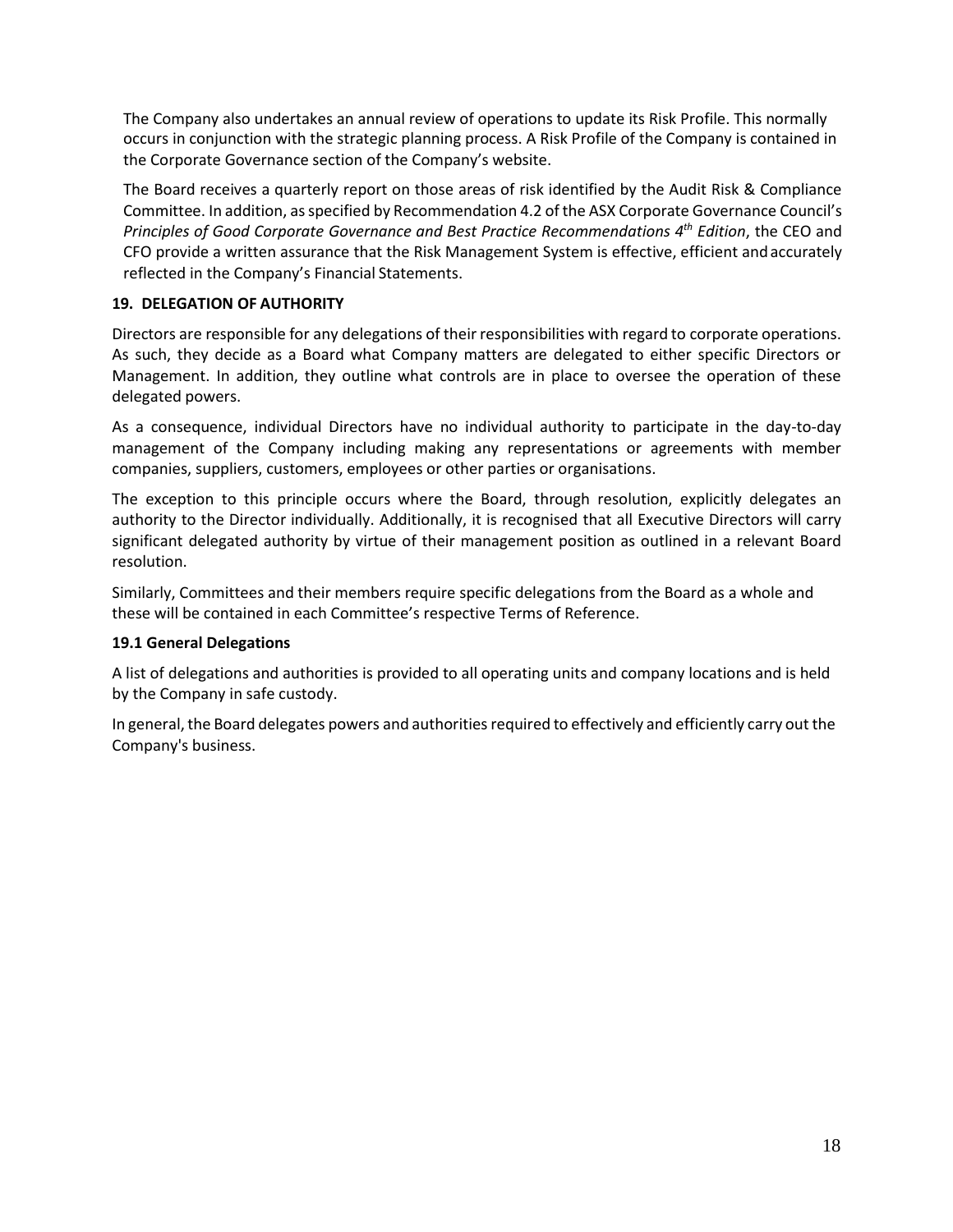The Company also undertakes an annual review of operations to update its Risk Profile. This normally occurs in conjunction with the strategic planning process. A Risk Profile of the Company is contained in the Corporate Governance section of the Company's website.

The Board receives a quarterly report on those areas of risk identified by the Audit Risk & Compliance Committee. In addition, as specified by Recommendation 4.2 of the ASX Corporate Governance Council's *Principles of Good Corporate Governance and Best Practice Recommendations 4th Edition*, the CEO and CFO provide a written assurance that the Risk Management System is effective, efficient and accurately reflected in the Company's Financial Statements.

**19. DELEGATION OF AUTHORITY**

Directors are responsible for any delegations of their responsibilities with regard to corporate operations. As such, they decide as a Board what Company matters are delegated to either specific Directors or Management. In addition, they outline what controls are in place to oversee the operation of these delegated powers.

As a consequence, individual Directors have no individual authority to participate in the day-to-day management of the Company including making any representations or agreements with member companies, suppliers, customers, employees or other parties or organisations.

The exception to this principle occurs where the Board, through resolution, explicitly delegates an authority to the Director individually. Additionally, it is recognised that all Executive Directors will carry significant delegated authority by virtue of their management position as outlined in a relevant Board resolution.

Similarly, Committees and their members require specific delegations from the Board as a whole and these will be contained in each Committee's respective Terms of Reference.

**19.1 General Delegations**

A list of delegations and authorities is provided to all operating units and company locations and is held by the Company in safe custody.

In general, the Board delegates powers and authorities required to effectively and efficiently carry out the Company's business.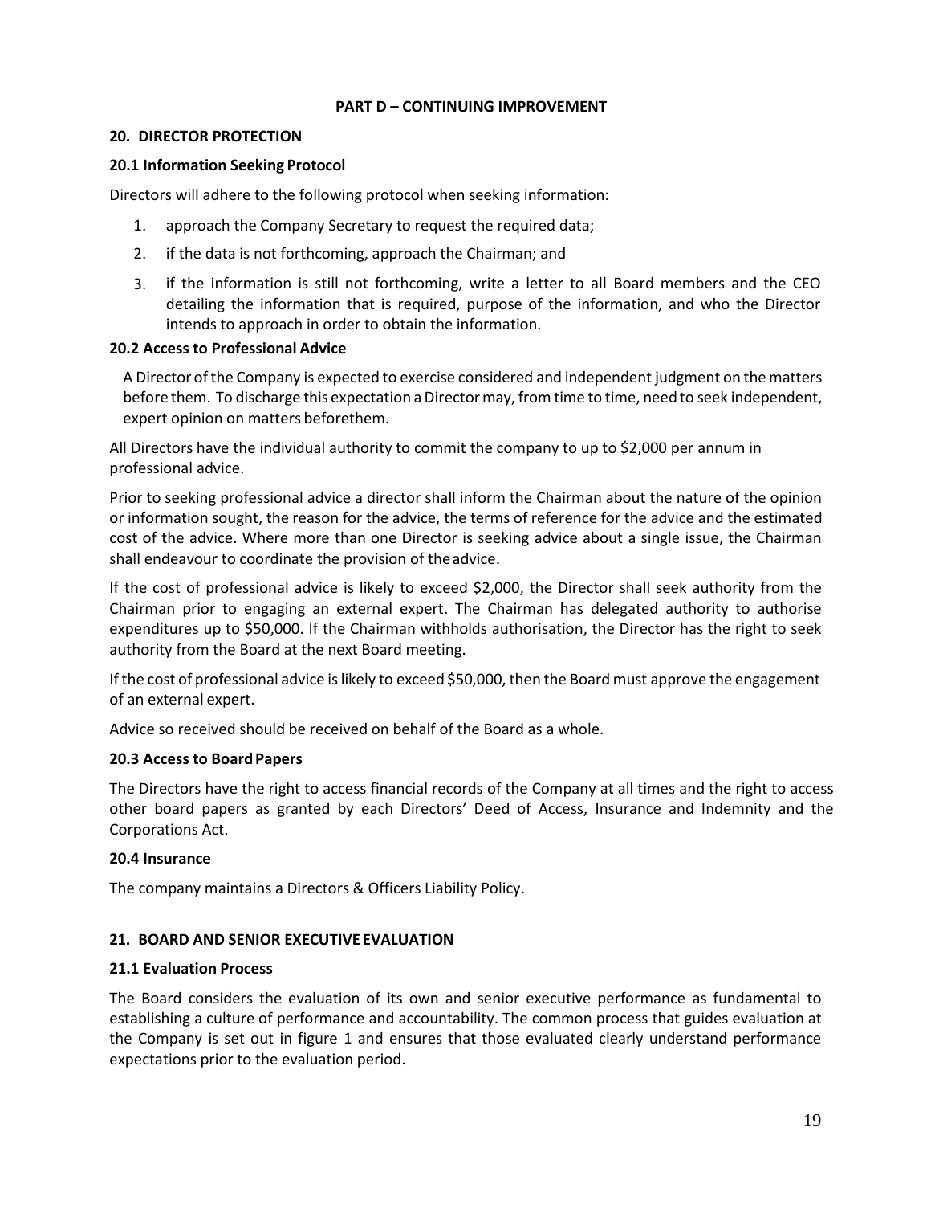## PART D – CONTINUING IMPROVEMENT

### 20. DIRECTOR PROTECTION

#### 20.1 Information Seeking Protocol

Directors will adhere to the following protocol when seeking information:

1. approach the Company Secretary to request the required data;
2. if the data is not forthcoming, approach the Chairman; and
3. if the information is still not forthcoming, write a letter to all Board members and the CEO detailing the information that is required, purpose of the information, and who the Director intends to approach in order to obtain the information.

#### 20.2 Access to Professional Advice

A Director of the Company is expected to exercise considered and independent judgment on the matters before them. To discharge this expectation a Director may, from time to time, need to seek independent, expert opinion on matters beforethem.

All Directors have the individual authority to commit the company to up to $2,000 per annum in professional advice.

Prior to seeking professional advice a director shall inform the Chairman about the nature of the opinion or information sought, the reason for the advice, the terms of reference for the advice and the estimated cost of the advice. Where more than one Director is seeking advice about a single issue, the Chairman shall endeavour to coordinate the provision of theadvice.

If the cost of professional advice is likely to exceed $2,000, the Director shall seek authority from the Chairman prior to engaging an external expert. The Chairman has delegated authority to authorise expenditures up to $50,000. If the Chairman withholds authorisation, the Director has the right to seek authority from the Board at the next Board meeting.

If the cost of professional advice is likely to exceed $50,000, then the Board must approve the engagement of an external expert.

Advice so received should be received on behalf of the Board as a whole.

#### 20.3 Access to Board Papers

The Directors have the right to access financial records of the Company at all times and the right to access other board papers as granted by each Directors' Deed of Access, Insurance and Indemnity and the Corporations Act.

#### 20.4 Insurance

The company maintains a Directors & Officers Liability Policy.

### 21. BOARD AND SENIOR EXECUTIVE EVALUATION

#### 21.1 Evaluation Process

The Board considers the evaluation of its own and senior executive performance as fundamental to establishing a culture of performance and accountability. The common process that guides evaluation at the Company is set out in figure 1 and ensures that those evaluated clearly understand performance expectations prior to the evaluation period.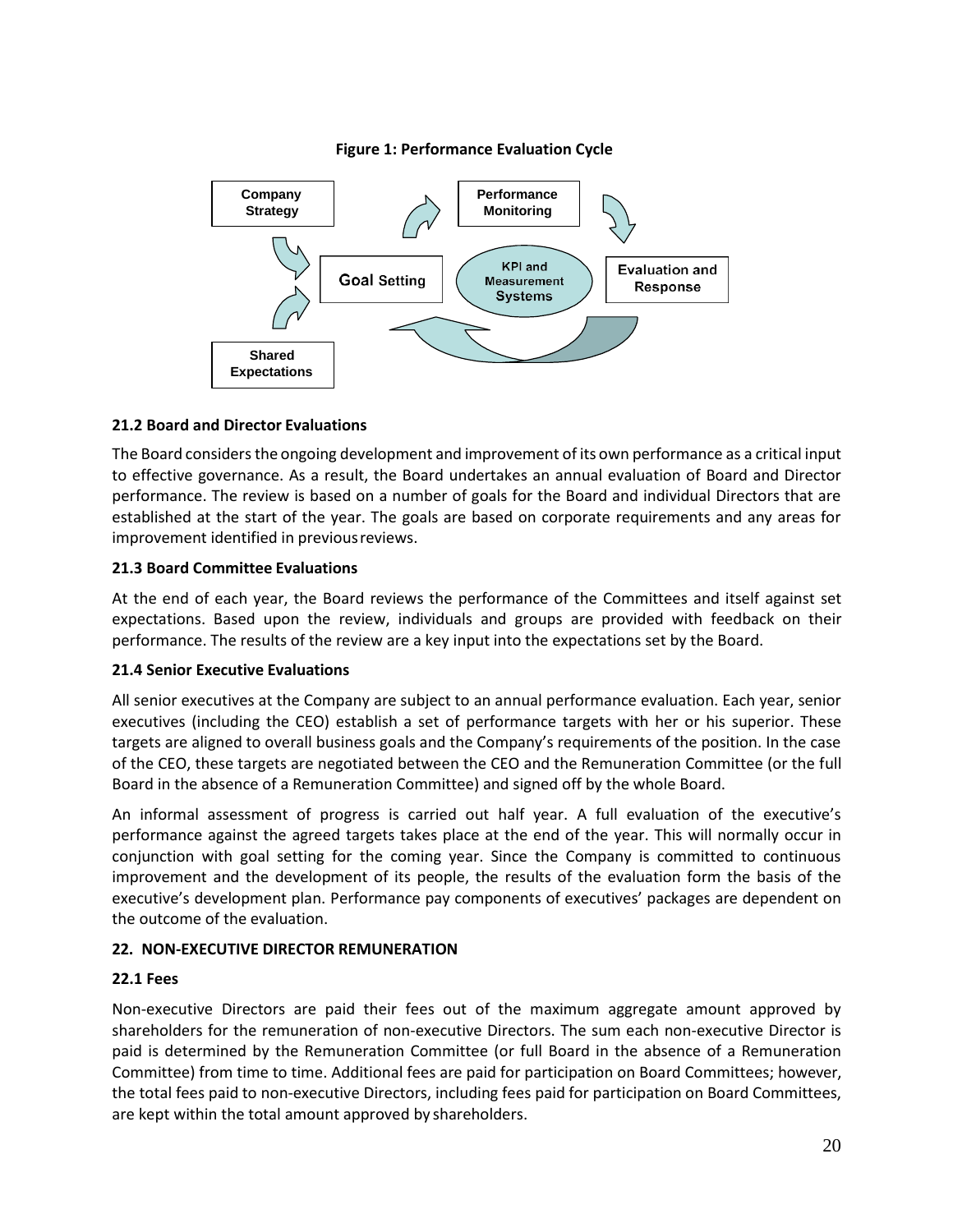**Figure 1: Performance Evaluation Cycle**

### 21.2 Board and Director Evaluations

The Board considers the ongoing development and improvement of its own performance as a critical input to effective governance. As a result, the Board undertakes an annual evaluation of Board and Director performance. The review is based on a number of goals for the Board and individual Directors that are established at the start of the year. The goals are based on corporate requirements and any areas for improvement identified in previous reviews.

### 21.3 Board Committee Evaluations

At the end of each year, the Board reviews the performance of the Committees and itself against set expectations. Based upon the review, individuals and groups are provided with feedback on their performance. The results of the review are a key input into the expectations set by the Board.

### 21.4 Senior Executive Evaluations

All senior executives at the Company are subject to an annual performance evaluation. Each year, senior executives (including the CEO) establish a set of performance targets with her or his superior. These targets are aligned to overall business goals and the Company's requirements of the position. In the case of the CEO, these targets are negotiated between the CEO and the Remuneration Committee (or the full Board in the absence of a Remuneration Committee) and signed off by the whole Board.

An informal assessment of progress is carried out half year. A full evaluation of the executive's performance against the agreed targets takes place at the end of the year. This will normally occur in conjunction with goal setting for the coming year. Since the Company is committed to continuous improvement and the development of its people, the results of the evaluation form the basis of the executive's development plan. Performance pay components of executives' packages are dependent on the outcome of the evaluation.

## 22. NON-EXECUTIVE DIRECTOR REMUNERATION

### 22.1 Fees

Non-executive Directors are paid their fees out of the maximum aggregate amount approved by shareholders for the remuneration of non-executive Directors. The sum each non-executive Director is paid is determined by the Remuneration Committee (or full Board in the absence of a Remuneration Committee) from time to time. Additional fees are paid for participation on Board Committees; however, the total fees paid to non-executive Directors, including fees paid for participation on Board Committees, are kept within the total amount approved by shareholders.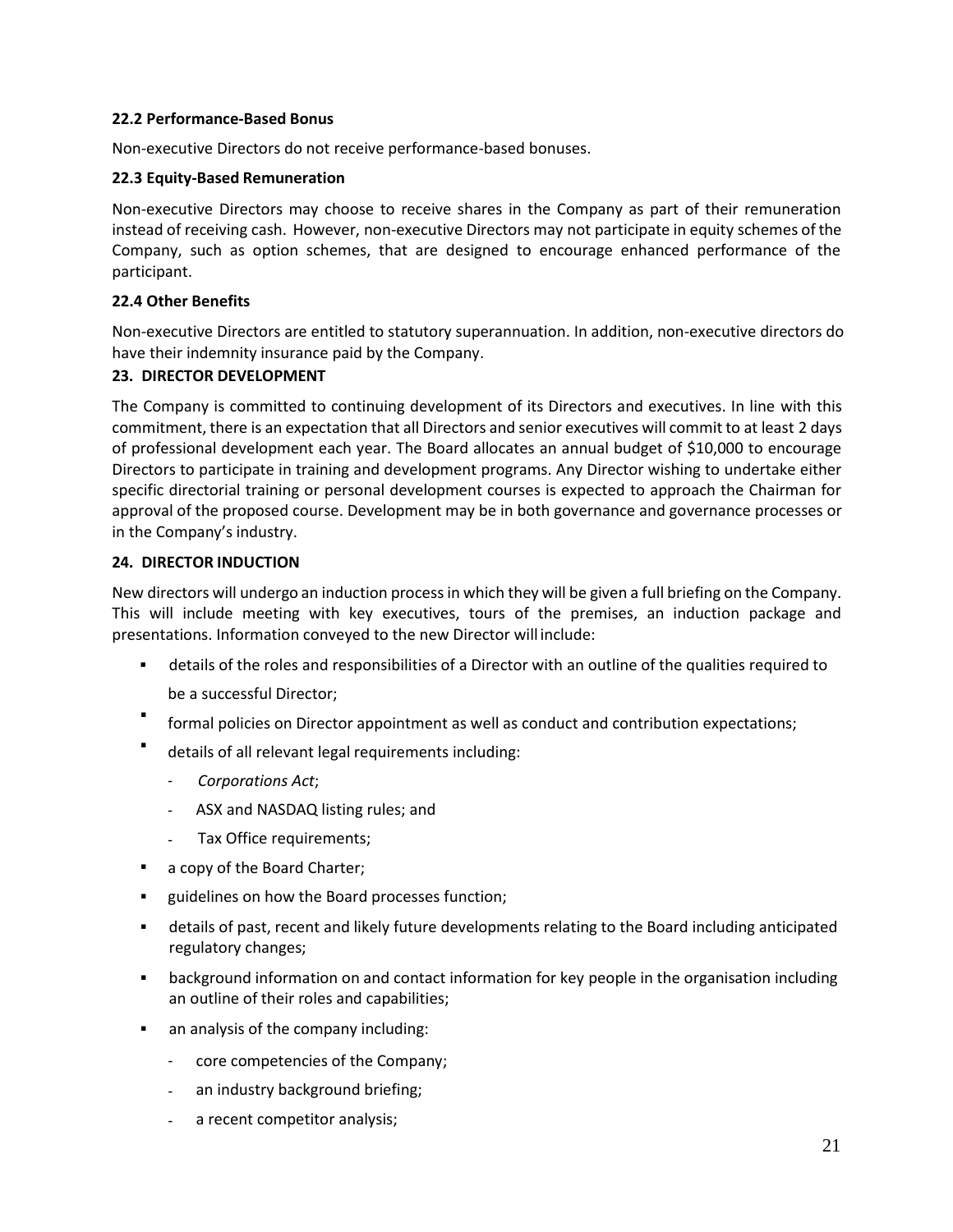**22.2 Performance-Based Bonus**

Non-executive Directors do not receive performance-based bonuses.

**22.3 Equity-Based Remuneration**

Non-executive Directors may choose to receive shares in the Company as part of their remuneration instead of receiving cash. However, non-executive Directors may not participate in equity schemes of the Company, such as option schemes, that are designed to encourage enhanced performance of the participant.

**22.4 Other Benefits**

Non-executive Directors are entitled to statutory superannuation. In addition, non-executive directors do have their indemnity insurance paid by the Company.

**23. DIRECTOR DEVELOPMENT**

The Company is committed to continuing development of its Directors and executives. In line with this commitment, there is an expectation that all Directors and senior executives will commit to at least 2 days of professional development each year. The Board allocates an annual budget of $10,000 to encourage Directors to participate in training and development programs. Any Director wishing to undertake either specific directorial training or personal development courses is expected to approach the Chairman for approval of the proposed course. Development may be in both governance and governance processes or in the Company's industry.

**24. DIRECTOR INDUCTION**

New directors will undergo an induction process in which they will be given a full briefing on the Company. This will include meeting with key executives, tours of the premises, an induction package and presentations. Information conveyed to the new Director will include:

- details of the roles and responsibilities of a Director with an outline of the qualities required to be a successful Director;
- formal policies on Director appointment as well as conduct and contribution expectations;
- details of all relevant legal requirements including:
  - *Corporations Act*;
  - ASX and NASDAQ listing rules; and
  - Tax Office requirements;
- a copy of the Board Charter;
- guidelines on how the Board processes function;
- details of past, recent and likely future developments relating to the Board including anticipated regulatory changes;
- background information on and contact information for key people in the organisation including an outline of their roles and capabilities;
- an analysis of the company including:
  - core competencies of the Company;
  - an industry background briefing;
  - a recent competitor analysis;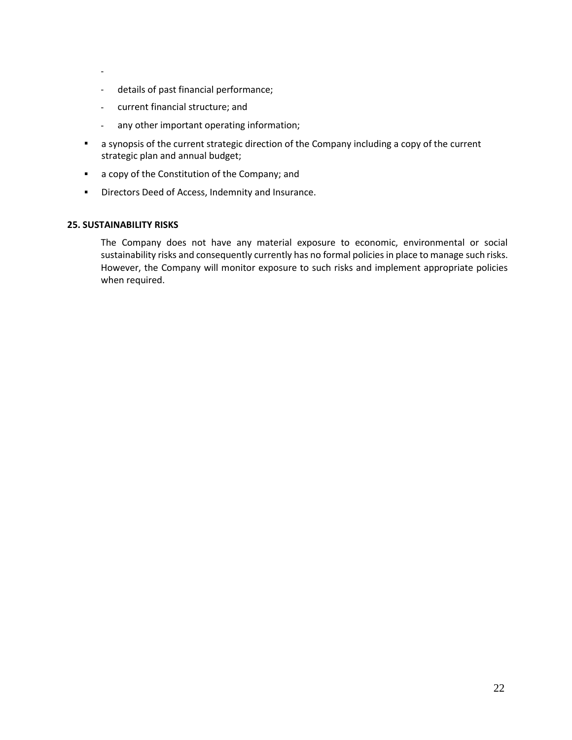-
  - details of past financial performance;
  - current financial structure; and
  - any other important operating information;
- a synopsis of the current strategic direction of the Company including a copy of the current strategic plan and annual budget;
- a copy of the Constitution of the Company; and
- Directors Deed of Access, Indemnity and Insurance.

**25. SUSTAINABILITY RISKS**

The Company does not have any material exposure to economic, environmental or social sustainability risks and consequently currently has no formal policies in place to manage such risks. However, the Company will monitor exposure to such risks and implement appropriate policies when required.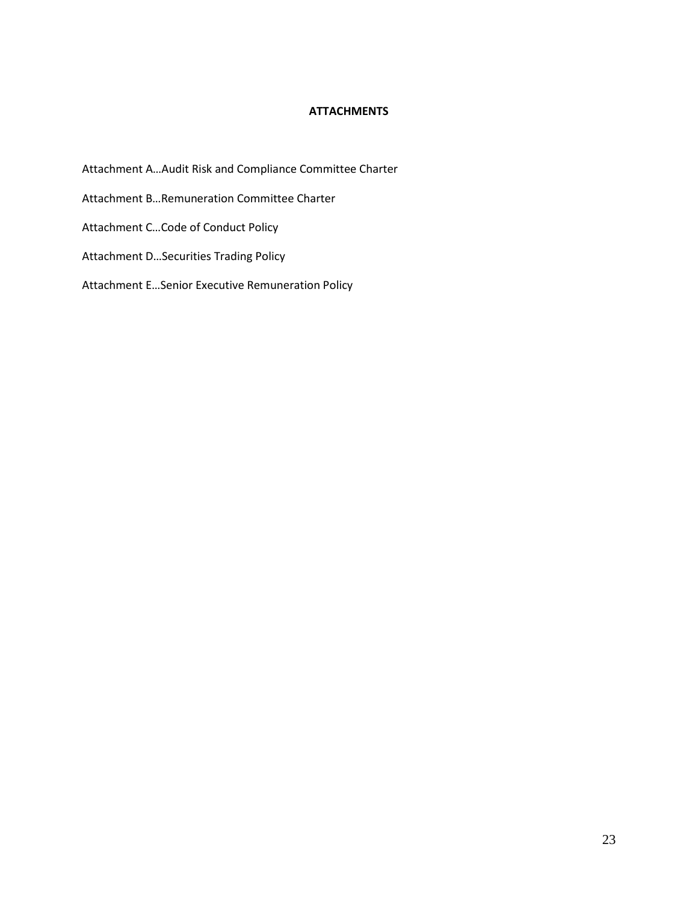**ATTACHMENTS**

Attachment A…Audit Risk and Compliance Committee Charter

Attachment B…Remuneration Committee Charter

Attachment C…Code of Conduct Policy

Attachment D…Securities Trading Policy

Attachment E…Senior Executive Remuneration Policy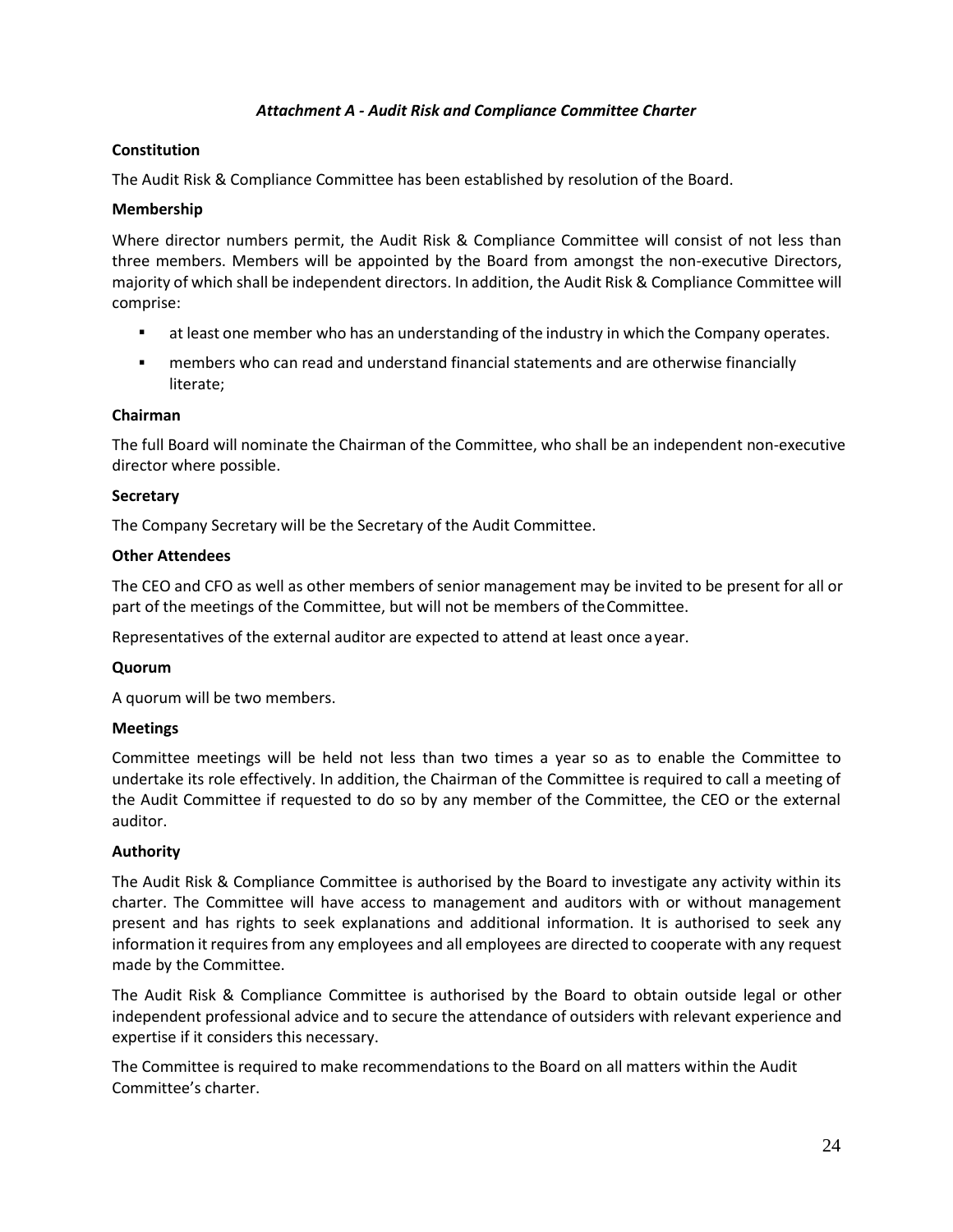### *Attachment A - Audit Risk and Compliance Committee Charter*

**Constitution**

The Audit Risk & Compliance Committee has been established by resolution of the Board.

**Membership**

Where director numbers permit, the Audit Risk & Compliance Committee will consist of not less than three members. Members will be appointed by the Board from amongst the non-executive Directors, majority of which shall be independent directors. In addition, the Audit Risk & Compliance Committee will comprise:

- at least one member who has an understanding of the industry in which the Company operates.
- members who can read and understand financial statements and are otherwise financially literate;

**Chairman**

The full Board will nominate the Chairman of the Committee, who shall be an independent non-executive director where possible.

**Secretary**

The Company Secretary will be the Secretary of the Audit Committee.

**Other Attendees**

The CEO and CFO as well as other members of senior management may be invited to be present for all or part of the meetings of the Committee, but will not be members of the Committee.

Representatives of the external auditor are expected to attend at least once a year.

**Quorum**

A quorum will be two members.

**Meetings**

Committee meetings will be held not less than two times a year so as to enable the Committee to undertake its role effectively. In addition, the Chairman of the Committee is required to call a meeting of the Audit Committee if requested to do so by any member of the Committee, the CEO or the external auditor.

**Authority**

The Audit Risk & Compliance Committee is authorised by the Board to investigate any activity within its charter. The Committee will have access to management and auditors with or without management present and has rights to seek explanations and additional information. It is authorised to seek any information it requires from any employees and all employees are directed to cooperate with any request made by the Committee.

The Audit Risk & Compliance Committee is authorised by the Board to obtain outside legal or other independent professional advice and to secure the attendance of outsiders with relevant experience and expertise if it considers this necessary.

The Committee is required to make recommendations to the Board on all matters within the Audit Committee's charter.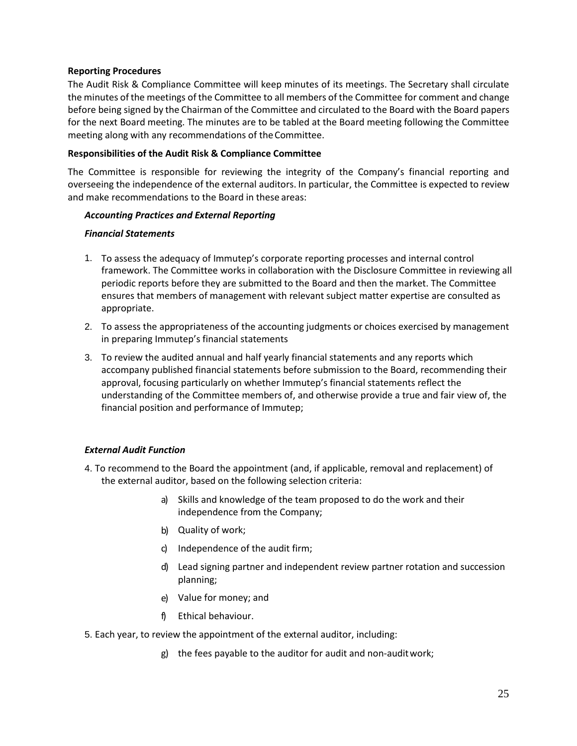**Reporting Procedures**

The Audit Risk & Compliance Committee will keep minutes of its meetings. The Secretary shall circulate the minutes of the meetings of the Committee to all members of the Committee for comment and change before being signed by the Chairman of the Committee and circulated to the Board with the Board papers for the next Board meeting. The minutes are to be tabled at the Board meeting following the Committee meeting along with any recommendations of the Committee.

**Responsibilities of the Audit Risk & Compliance Committee**

The Committee is responsible for reviewing the integrity of the Company's financial reporting and overseeing the independence of the external auditors. In particular, the Committee is expected to review and make recommendations to the Board in these areas:

***Accounting Practices and External Reporting***

***Financial Statements***

1. To assess the adequacy of Immutep's corporate reporting processes and internal control framework. The Committee works in collaboration with the Disclosure Committee in reviewing all periodic reports before they are submitted to the Board and then the market. The Committee ensures that members of management with relevant subject matter expertise are consulted as appropriate.
2. To assess the appropriateness of the accounting judgments or choices exercised by management in preparing Immutep's financial statements
3. To review the audited annual and half yearly financial statements and any reports which accompany published financial statements before submission to the Board, recommending their approval, focusing particularly on whether Immutep's financial statements reflect the understanding of the Committee members of, and otherwise provide a true and fair view of, the financial position and performance of Immutep;

***External Audit Function***

4. To recommend to the Board the appointment (and, if applicable, removal and replacement) of the external auditor, based on the following selection criteria:
    a) Skills and knowledge of the team proposed to do the work and their independence from the Company;
    b) Quality of work;
    c) Independence of the audit firm;
    d) Lead signing partner and independent review partner rotation and succession planning;
    e) Value for money; and
    f) Ethical behaviour.
5. Each year, to review the appointment of the external auditor, including:
    g) the fees payable to the auditor for audit and non-audit work;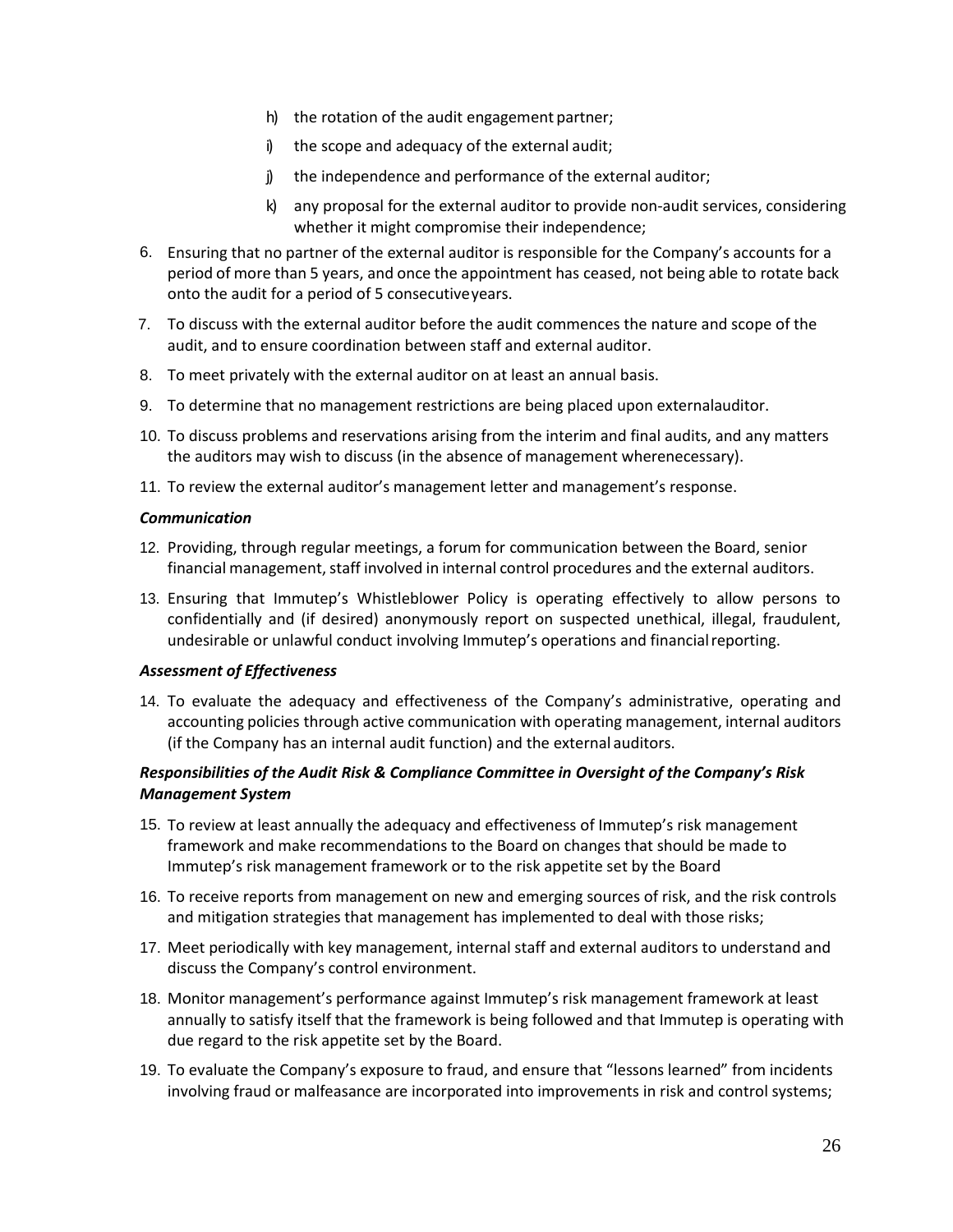h) the rotation of the audit engagement partner;
   i) the scope and adequacy of the external audit;
   j) the independence and performance of the external auditor;
   k) any proposal for the external auditor to provide non-audit services, considering whether it might compromise their independence;

6. Ensuring that no partner of the external auditor is responsible for the Company's accounts for a period of more than 5 years, and once the appointment has ceased, not being able to rotate back onto the audit for a period of 5 consecutive years.
7. To discuss with the external auditor before the audit commences the nature and scope of the audit, and to ensure coordination between staff and external auditor.
8. To meet privately with the external auditor on at least an annual basis.
9. To determine that no management restrictions are being placed upon external auditor.
10. To discuss problems and reservations arising from the interim and final audits, and any matters the auditors may wish to discuss (in the absence of management where necessary).
11. To review the external auditor's management letter and management's response.

***Communication***

12. Providing, through regular meetings, a forum for communication between the Board, senior financial management, staff involved in internal control procedures and the external auditors.
13. Ensuring that Immutep's Whistleblower Policy is operating effectively to allow persons to confidentially and (if desired) anonymously report on suspected unethical, illegal, fraudulent, undesirable or unlawful conduct involving Immutep's operations and financial reporting.

***Assessment of Effectiveness***

14. To evaluate the adequacy and effectiveness of the Company's administrative, operating and accounting policies through active communication with operating management, internal auditors (if the Company has an internal audit function) and the external auditors.

***Responsibilities of the Audit Risk & Compliance Committee in Oversight of the Company's Risk Management System***

15. To review at least annually the adequacy and effectiveness of Immutep's risk management framework and make recommendations to the Board on changes that should be made to Immutep's risk management framework or to the risk appetite set by the Board
16. To receive reports from management on new and emerging sources of risk, and the risk controls and mitigation strategies that management has implemented to deal with those risks;
17. Meet periodically with key management, internal staff and external auditors to understand and discuss the Company's control environment.
18. Monitor management's performance against Immutep's risk management framework at least annually to satisfy itself that the framework is being followed and that Immutep is operating with due regard to the risk appetite set by the Board.
19. To evaluate the Company's exposure to fraud, and ensure that "lessons learned" from incidents involving fraud or malfeasance are incorporated into improvements in risk and control systems;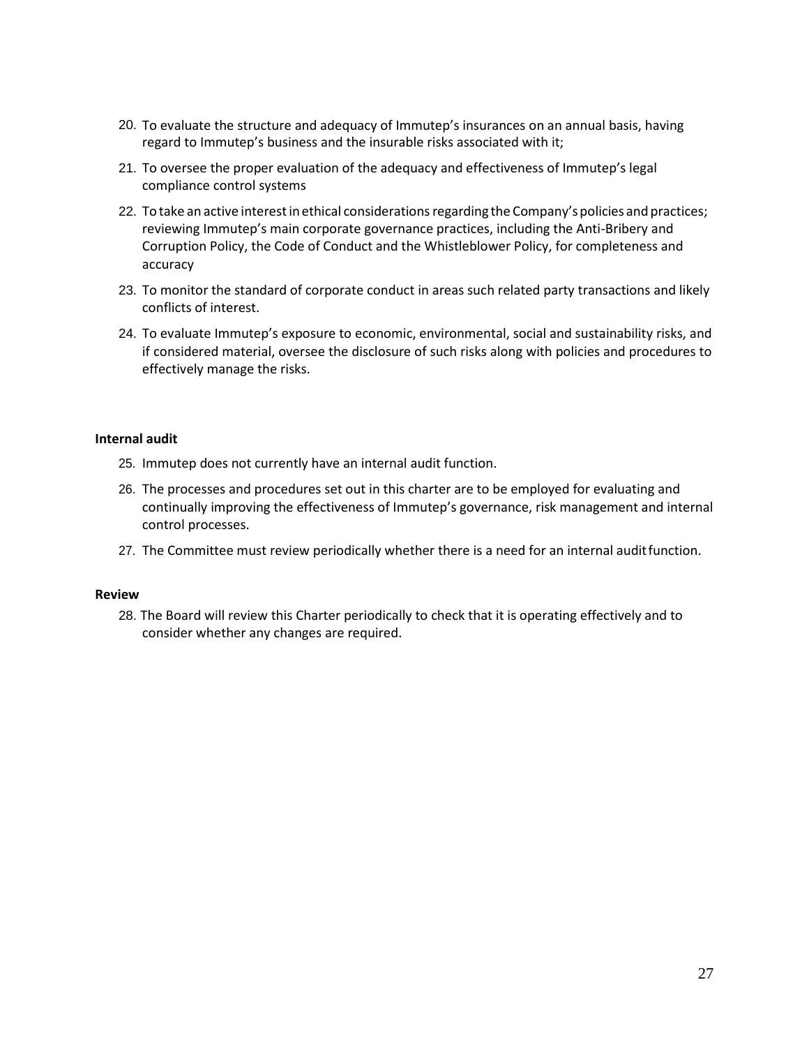20. To evaluate the structure and adequacy of Immutep's insurances on an annual basis, having regard to Immutep's business and the insurable risks associated with it;
21. To oversee the proper evaluation of the adequacy and effectiveness of Immutep's legal compliance control systems
22. To take an active interest in ethical considerations regarding the Company's policies and practices; reviewing Immutep's main corporate governance practices, including the Anti-Bribery and Corruption Policy, the Code of Conduct and the Whistleblower Policy, for completeness and accuracy
23. To monitor the standard of corporate conduct in areas such related party transactions and likely conflicts of interest.
24. To evaluate Immutep's exposure to economic, environmental, social and sustainability risks, and if considered material, oversee the disclosure of such risks along with policies and procedures to effectively manage the risks.

**Internal audit**

25. Immutep does not currently have an internal audit function.
26. The processes and procedures set out in this charter are to be employed for evaluating and continually improving the effectiveness of Immutep's governance, risk management and internal control processes.
27. The Committee must review periodically whether there is a need for an internal audit function.

**Review**

28. The Board will review this Charter periodically to check that it is operating effectively and to consider whether any changes are required.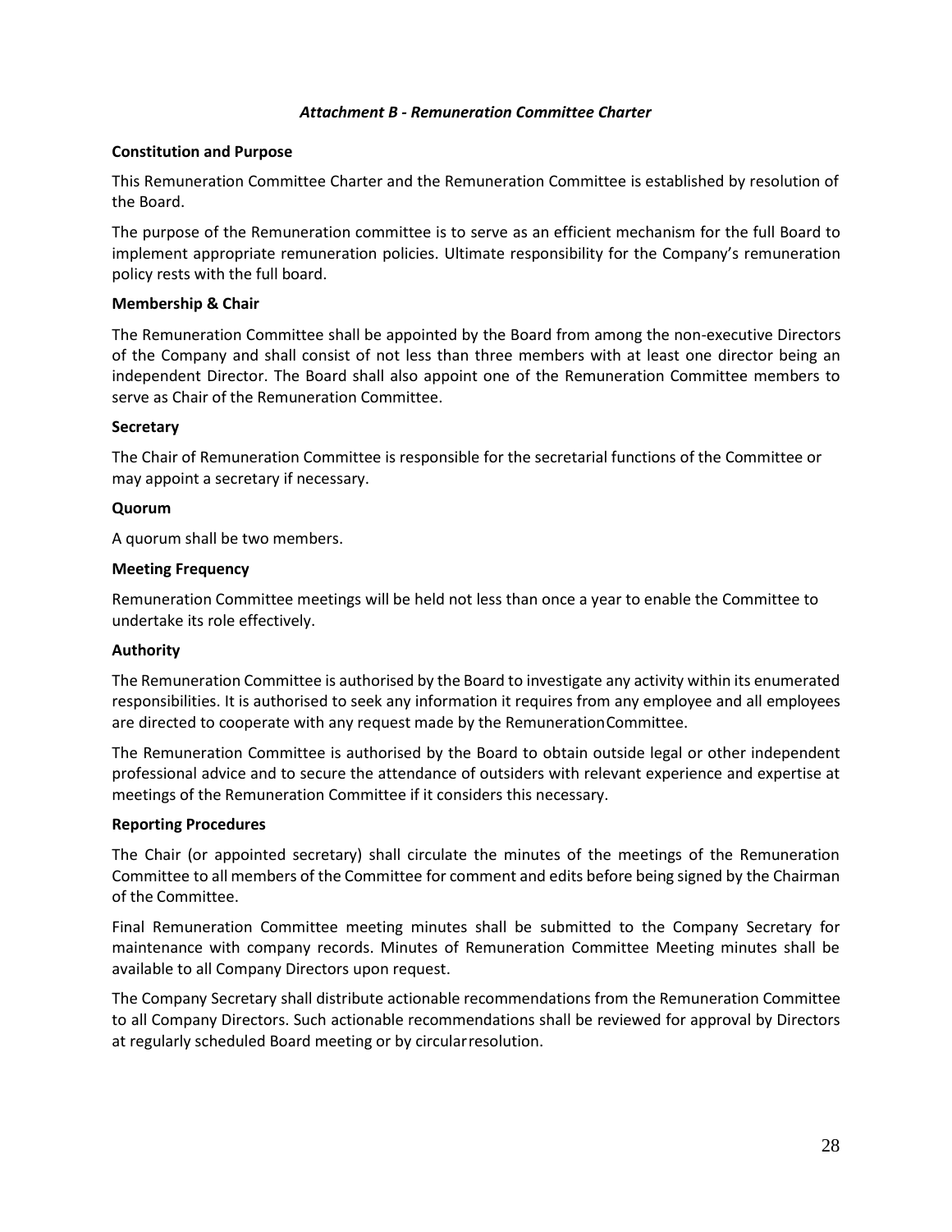### *Attachment B - Remuneration Committee Charter*

**Constitution and Purpose**

This Remuneration Committee Charter and the Remuneration Committee is established by resolution of the Board.

The purpose of the Remuneration committee is to serve as an efficient mechanism for the full Board to implement appropriate remuneration policies. Ultimate responsibility for the Company's remuneration policy rests with the full board.

**Membership & Chair**

The Remuneration Committee shall be appointed by the Board from among the non-executive Directors of the Company and shall consist of not less than three members with at least one director being an independent Director. The Board shall also appoint one of the Remuneration Committee members to serve as Chair of the Remuneration Committee.

**Secretary**

The Chair of Remuneration Committee is responsible for the secretarial functions of the Committee or may appoint a secretary if necessary.

**Quorum**

A quorum shall be two members.

**Meeting Frequency**

Remuneration Committee meetings will be held not less than once a year to enable the Committee to undertake its role effectively.

**Authority**

The Remuneration Committee is authorised by the Board to investigate any activity within its enumerated responsibilities. It is authorised to seek any information it requires from any employee and all employees are directed to cooperate with any request made by the Remuneration Committee.

The Remuneration Committee is authorised by the Board to obtain outside legal or other independent professional advice and to secure the attendance of outsiders with relevant experience and expertise at meetings of the Remuneration Committee if it considers this necessary.

**Reporting Procedures**

The Chair (or appointed secretary) shall circulate the minutes of the meetings of the Remuneration Committee to all members of the Committee for comment and edits before being signed by the Chairman of the Committee.

Final Remuneration Committee meeting minutes shall be submitted to the Company Secretary for maintenance with company records. Minutes of Remuneration Committee Meeting minutes shall be available to all Company Directors upon request.

The Company Secretary shall distribute actionable recommendations from the Remuneration Committee to all Company Directors. Such actionable recommendations shall be reviewed for approval by Directors at regularly scheduled Board meeting or by circular resolution.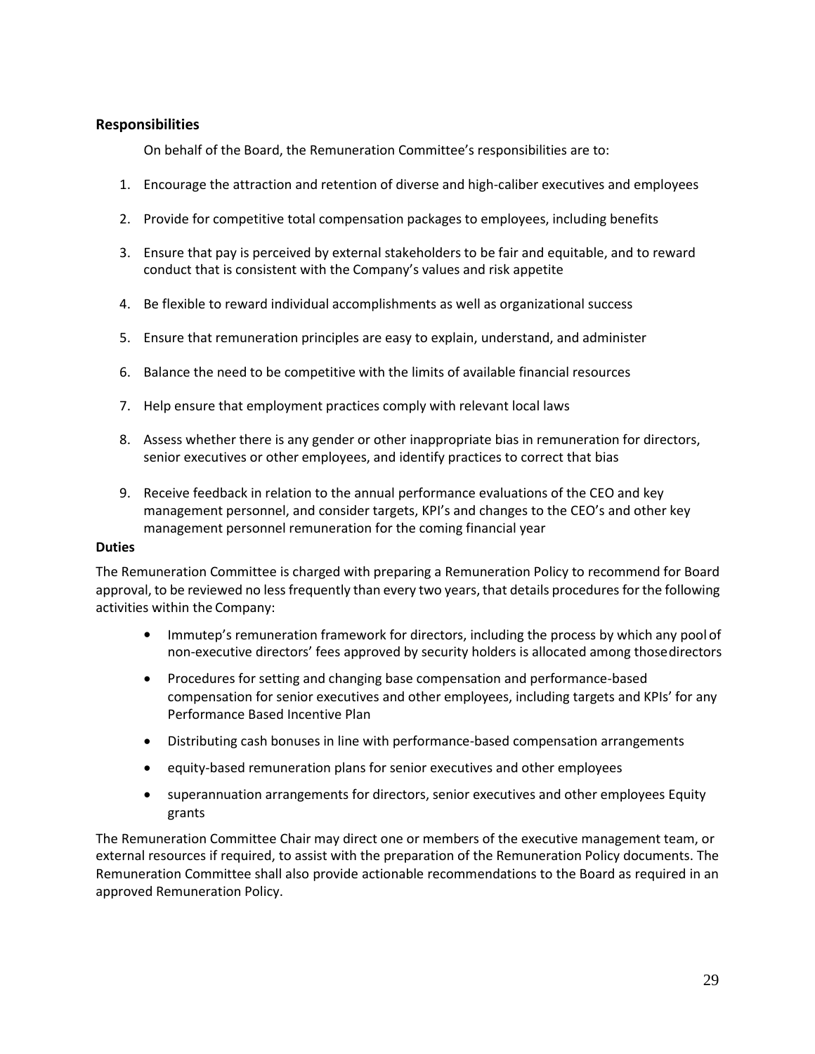### Responsibilities

On behalf of the Board, the Remuneration Committee's responsibilities are to:

1. Encourage the attraction and retention of diverse and high-caliber executives and employees
2. Provide for competitive total compensation packages to employees, including benefits
3. Ensure that pay is perceived by external stakeholders to be fair and equitable, and to reward conduct that is consistent with the Company's values and risk appetite
4. Be flexible to reward individual accomplishments as well as organizational success
5. Ensure that remuneration principles are easy to explain, understand, and administer
6. Balance the need to be competitive with the limits of available financial resources
7. Help ensure that employment practices comply with relevant local laws
8. Assess whether there is any gender or other inappropriate bias in remuneration for directors, senior executives or other employees, and identify practices to correct that bias
9. Receive feedback in relation to the annual performance evaluations of the CEO and key management personnel, and consider targets, KPI's and changes to the CEO's and other key management personnel remuneration for the coming financial year

**Duties**

The Remuneration Committee is charged with preparing a Remuneration Policy to recommend for Board approval, to be reviewed no less frequently than every two years, that details procedures for the following activities within the Company:

- Immutep's remuneration framework for directors, including the process by which any pool of non-executive directors' fees approved by security holders is allocated among those directors
- Procedures for setting and changing base compensation and performance-based compensation for senior executives and other employees, including targets and KPIs' for any Performance Based Incentive Plan
- Distributing cash bonuses in line with performance-based compensation arrangements
- equity-based remuneration plans for senior executives and other employees
- superannuation arrangements for directors, senior executives and other employees Equity grants

The Remuneration Committee Chair may direct one or members of the executive management team, or external resources if required, to assist with the preparation of the Remuneration Policy documents. The Remuneration Committee shall also provide actionable recommendations to the Board as required in an approved Remuneration Policy.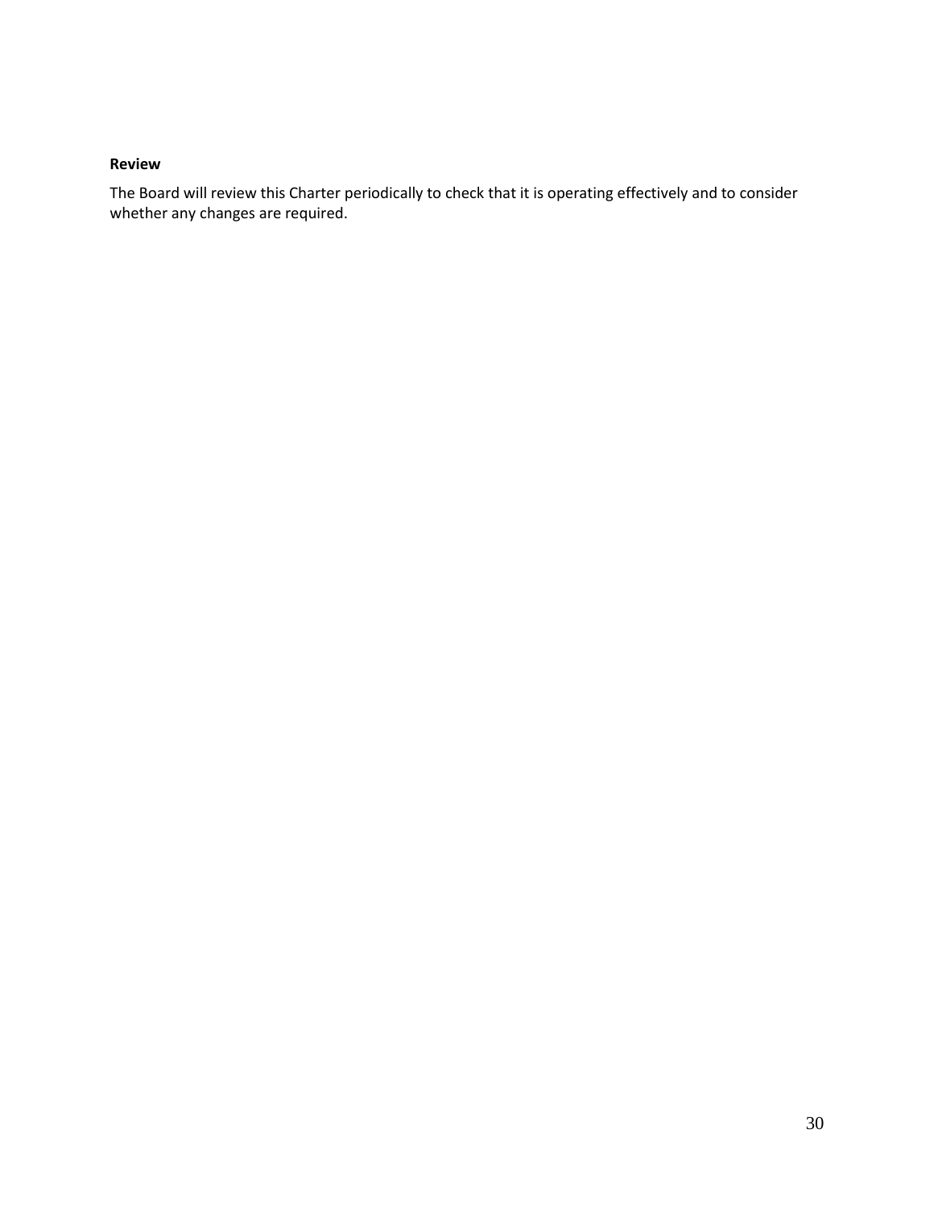**Review**

The Board will review this Charter periodically to check that it is operating effectively and to consider whether any changes are required.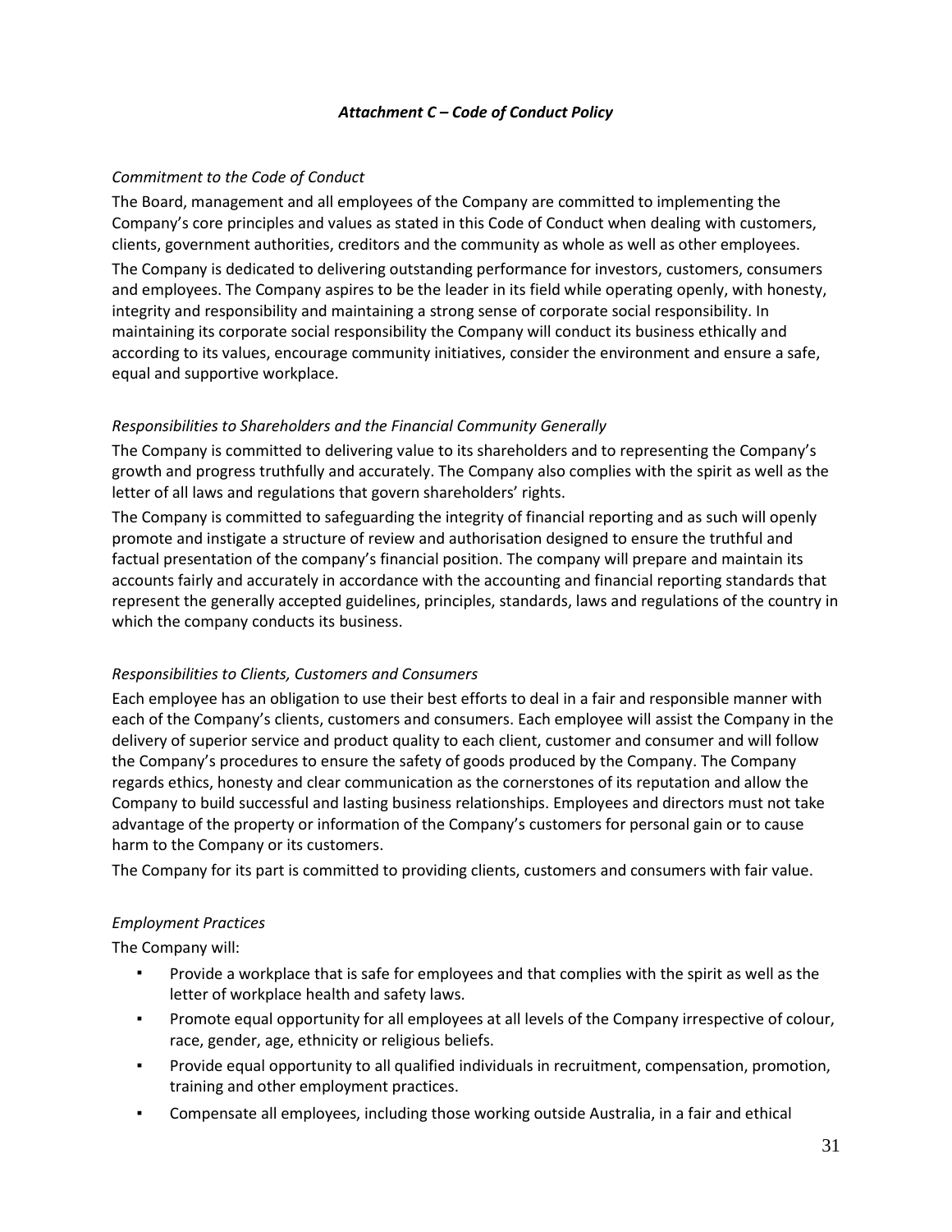### *Attachment C – Code of Conduct Policy*

*Commitment to the Code of Conduct*

The Board, management and all employees of the Company are committed to implementing the Company's core principles and values as stated in this Code of Conduct when dealing with customers, clients, government authorities, creditors and the community as whole as well as other employees.

The Company is dedicated to delivering outstanding performance for investors, customers, consumers and employees. The Company aspires to be the leader in its field while operating openly, with honesty, integrity and responsibility and maintaining a strong sense of corporate social responsibility. In maintaining its corporate social responsibility the Company will conduct its business ethically and according to its values, encourage community initiatives, consider the environment and ensure a safe, equal and supportive workplace.

*Responsibilities to Shareholders and the Financial Community Generally*

The Company is committed to delivering value to its shareholders and to representing the Company's growth and progress truthfully and accurately. The Company also complies with the spirit as well as the letter of all laws and regulations that govern shareholders' rights.

The Company is committed to safeguarding the integrity of financial reporting and as such will openly promote and instigate a structure of review and authorisation designed to ensure the truthful and factual presentation of the company's financial position. The company will prepare and maintain its accounts fairly and accurately in accordance with the accounting and financial reporting standards that represent the generally accepted guidelines, principles, standards, laws and regulations of the country in which the company conducts its business.

*Responsibilities to Clients, Customers and Consumers*

Each employee has an obligation to use their best efforts to deal in a fair and responsible manner with each of the Company's clients, customers and consumers. Each employee will assist the Company in the delivery of superior service and product quality to each client, customer and consumer and will follow the Company's procedures to ensure the safety of goods produced by the Company. The Company regards ethics, honesty and clear communication as the cornerstones of its reputation and allow the Company to build successful and lasting business relationships. Employees and directors must not take advantage of the property or information of the Company's customers for personal gain or to cause harm to the Company or its customers.

The Company for its part is committed to providing clients, customers and consumers with fair value.

*Employment Practices*

The Company will:

- Provide a workplace that is safe for employees and that complies with the spirit as well as the letter of workplace health and safety laws.
- Promote equal opportunity for all employees at all levels of the Company irrespective of colour, race, gender, age, ethnicity or religious beliefs.
- Provide equal opportunity to all qualified individuals in recruitment, compensation, promotion, training and other employment practices.
- Compensate all employees, including those working outside Australia, in a fair and ethical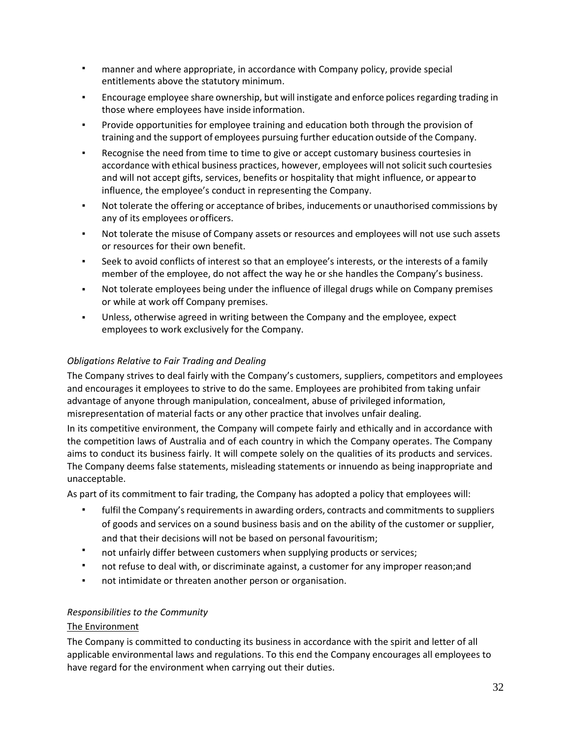- manner and where appropriate, in accordance with Company policy, provide special entitlements above the statutory minimum.
- Encourage employee share ownership, but will instigate and enforce polices regarding trading in those where employees have inside information.
- Provide opportunities for employee training and education both through the provision of training and the support of employees pursuing further education outside of the Company.
- Recognise the need from time to time to give or accept customary business courtesies in accordance with ethical business practices, however, employees will not solicit such courtesies and will not accept gifts, services, benefits or hospitality that might influence, or appear to influence, the employee's conduct in representing the Company.
- Not tolerate the offering or acceptance of bribes, inducements or unauthorised commissions by any of its employees or officers.
- Not tolerate the misuse of Company assets or resources and employees will not use such assets or resources for their own benefit.
- Seek to avoid conflicts of interest so that an employee's interests, or the interests of a family member of the employee, do not affect the way he or she handles the Company's business.
- Not tolerate employees being under the influence of illegal drugs while on Company premises or while at work off Company premises.
- Unless, otherwise agreed in writing between the Company and the employee, expect employees to work exclusively for the Company.

*Obligations Relative to Fair Trading and Dealing*

The Company strives to deal fairly with the Company's customers, suppliers, competitors and employees and encourages it employees to strive to do the same. Employees are prohibited from taking unfair advantage of anyone through manipulation, concealment, abuse of privileged information, misrepresentation of material facts or any other practice that involves unfair dealing.

In its competitive environment, the Company will compete fairly and ethically and in accordance with the competition laws of Australia and of each country in which the Company operates. The Company aims to conduct its business fairly. It will compete solely on the qualities of its products and services. The Company deems false statements, misleading statements or innuendo as being inappropriate and unacceptable.

As part of its commitment to fair trading, the Company has adopted a policy that employees will:

- fulfil the Company's requirements in awarding orders, contracts and commitments to suppliers of goods and services on a sound business basis and on the ability of the customer or supplier, and that their decisions will not be based on personal favouritism;
- not unfairly differ between customers when supplying products or services;
- not refuse to deal with, or discriminate against, a customer for any improper reason;and
- not intimidate or threaten another person or organisation.

*Responsibilities to the Community*

The Environment

The Company is committed to conducting its business in accordance with the spirit and letter of all applicable environmental laws and regulations. To this end the Company encourages all employees to have regard for the environment when carrying out their duties.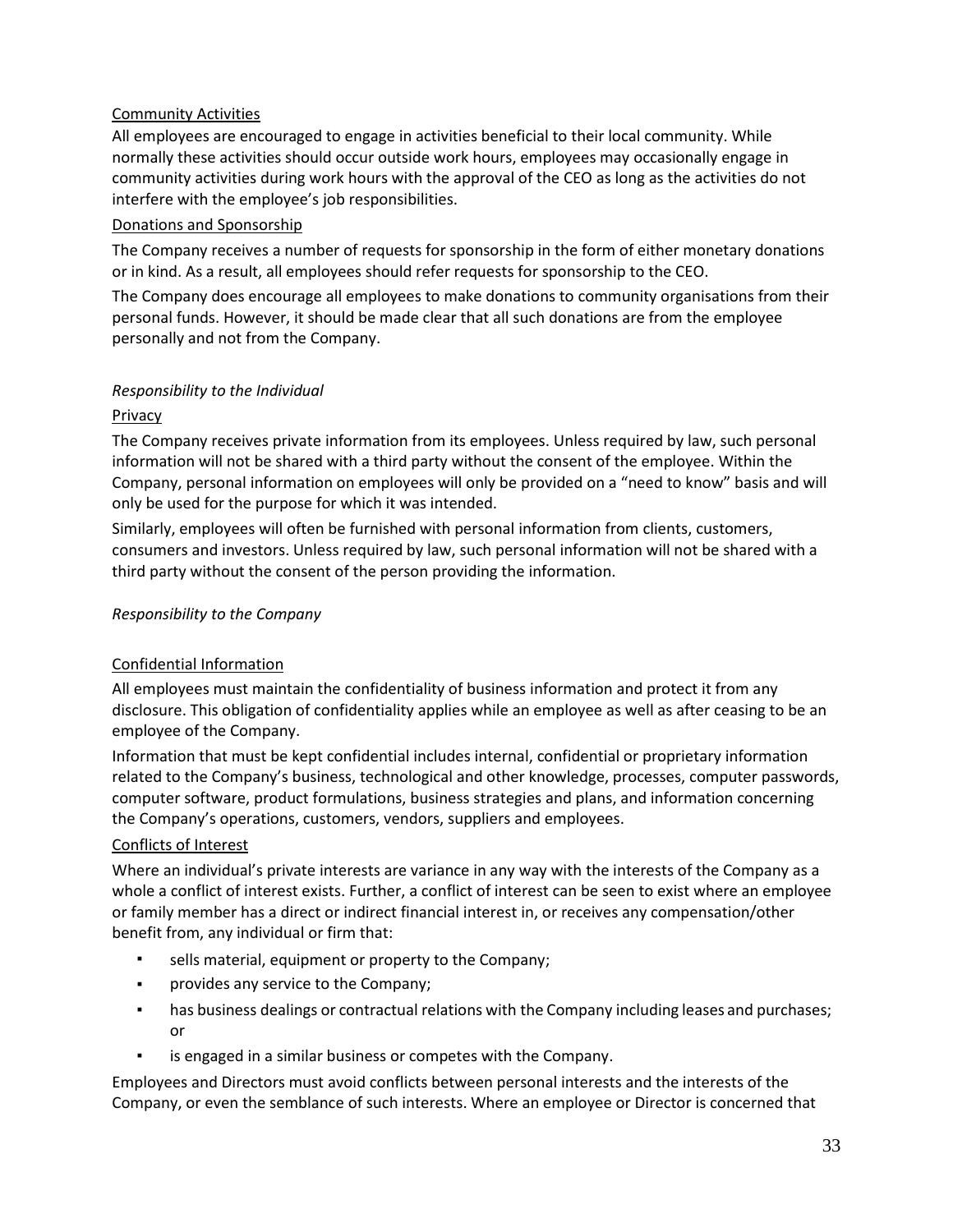Community Activities

All employees are encouraged to engage in activities beneficial to their local community. While normally these activities should occur outside work hours, employees may occasionally engage in community activities during work hours with the approval of the CEO as long as the activities do not interfere with the employee's job responsibilities.

Donations and Sponsorship

The Company receives a number of requests for sponsorship in the form of either monetary donations or in kind. As a result, all employees should refer requests for sponsorship to the CEO.

The Company does encourage all employees to make donations to community organisations from their personal funds. However, it should be made clear that all such donations are from the employee personally and not from the Company.

*Responsibility to the Individual*

Privacy

The Company receives private information from its employees. Unless required by law, such personal information will not be shared with a third party without the consent of the employee. Within the Company, personal information on employees will only be provided on a "need to know" basis and will only be used for the purpose for which it was intended.

Similarly, employees will often be furnished with personal information from clients, customers, consumers and investors. Unless required by law, such personal information will not be shared with a third party without the consent of the person providing the information.

*Responsibility to the Company*

Confidential Information

All employees must maintain the confidentiality of business information and protect it from any disclosure. This obligation of confidentiality applies while an employee as well as after ceasing to be an employee of the Company.

Information that must be kept confidential includes internal, confidential or proprietary information related to the Company's business, technological and other knowledge, processes, computer passwords, computer software, product formulations, business strategies and plans, and information concerning the Company's operations, customers, vendors, suppliers and employees.

Conflicts of Interest

Where an individual's private interests are variance in any way with the interests of the Company as a whole a conflict of interest exists. Further, a conflict of interest can be seen to exist where an employee or family member has a direct or indirect financial interest in, or receives any compensation/other benefit from, any individual or firm that:

- sells material, equipment or property to the Company;
- provides any service to the Company;
- has business dealings or contractual relations with the Company including leases and purchases; or
- is engaged in a similar business or competes with the Company.

Employees and Directors must avoid conflicts between personal interests and the interests of the Company, or even the semblance of such interests. Where an employee or Director is concerned that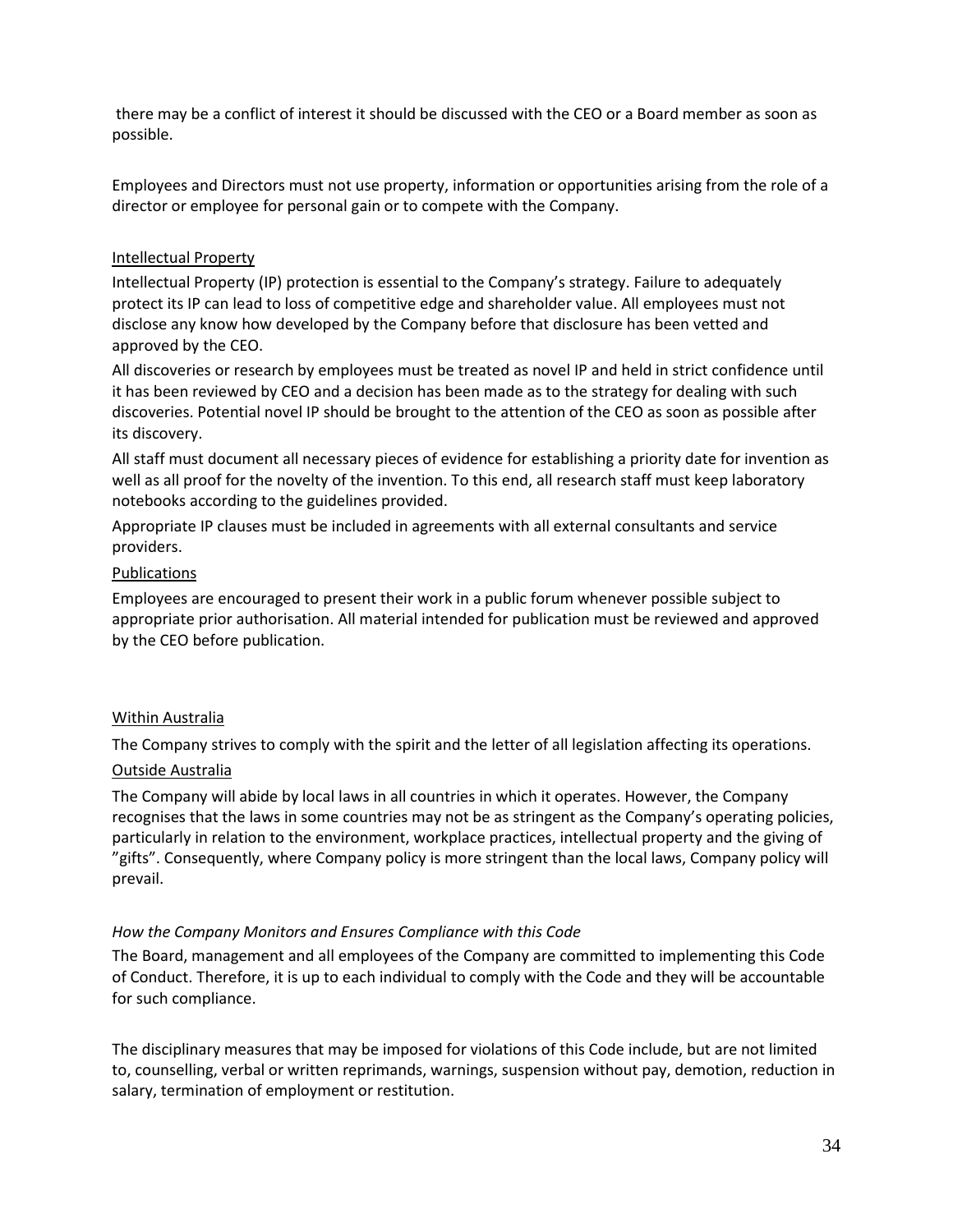there may be a conflict of interest it should be discussed with the CEO or a Board member as soon as possible.

Employees and Directors must not use property, information or opportunities arising from the role of a director or employee for personal gain or to compete with the Company.

Intellectual Property

Intellectual Property (IP) protection is essential to the Company's strategy. Failure to adequately protect its IP can lead to loss of competitive edge and shareholder value. All employees must not disclose any know how developed by the Company before that disclosure has been vetted and approved by the CEO.

All discoveries or research by employees must be treated as novel IP and held in strict confidence until it has been reviewed by CEO and a decision has been made as to the strategy for dealing with such discoveries. Potential novel IP should be brought to the attention of the CEO as soon as possible after its discovery.

All staff must document all necessary pieces of evidence for establishing a priority date for invention as well as all proof for the novelty of the invention. To this end, all research staff must keep laboratory notebooks according to the guidelines provided.

Appropriate IP clauses must be included in agreements with all external consultants and service providers.

Publications

Employees are encouraged to present their work in a public forum whenever possible subject to appropriate prior authorisation. All material intended for publication must be reviewed and approved by the CEO before publication.

Within Australia

The Company strives to comply with the spirit and the letter of all legislation affecting its operations.

Outside Australia

The Company will abide by local laws in all countries in which it operates. However, the Company recognises that the laws in some countries may not be as stringent as the Company's operating policies, particularly in relation to the environment, workplace practices, intellectual property and the giving of "gifts". Consequently, where Company policy is more stringent than the local laws, Company policy will prevail.

*How the Company Monitors and Ensures Compliance with this Code*

The Board, management and all employees of the Company are committed to implementing this Code of Conduct. Therefore, it is up to each individual to comply with the Code and they will be accountable for such compliance.

The disciplinary measures that may be imposed for violations of this Code include, but are not limited to, counselling, verbal or written reprimands, warnings, suspension without pay, demotion, reduction in salary, termination of employment or restitution.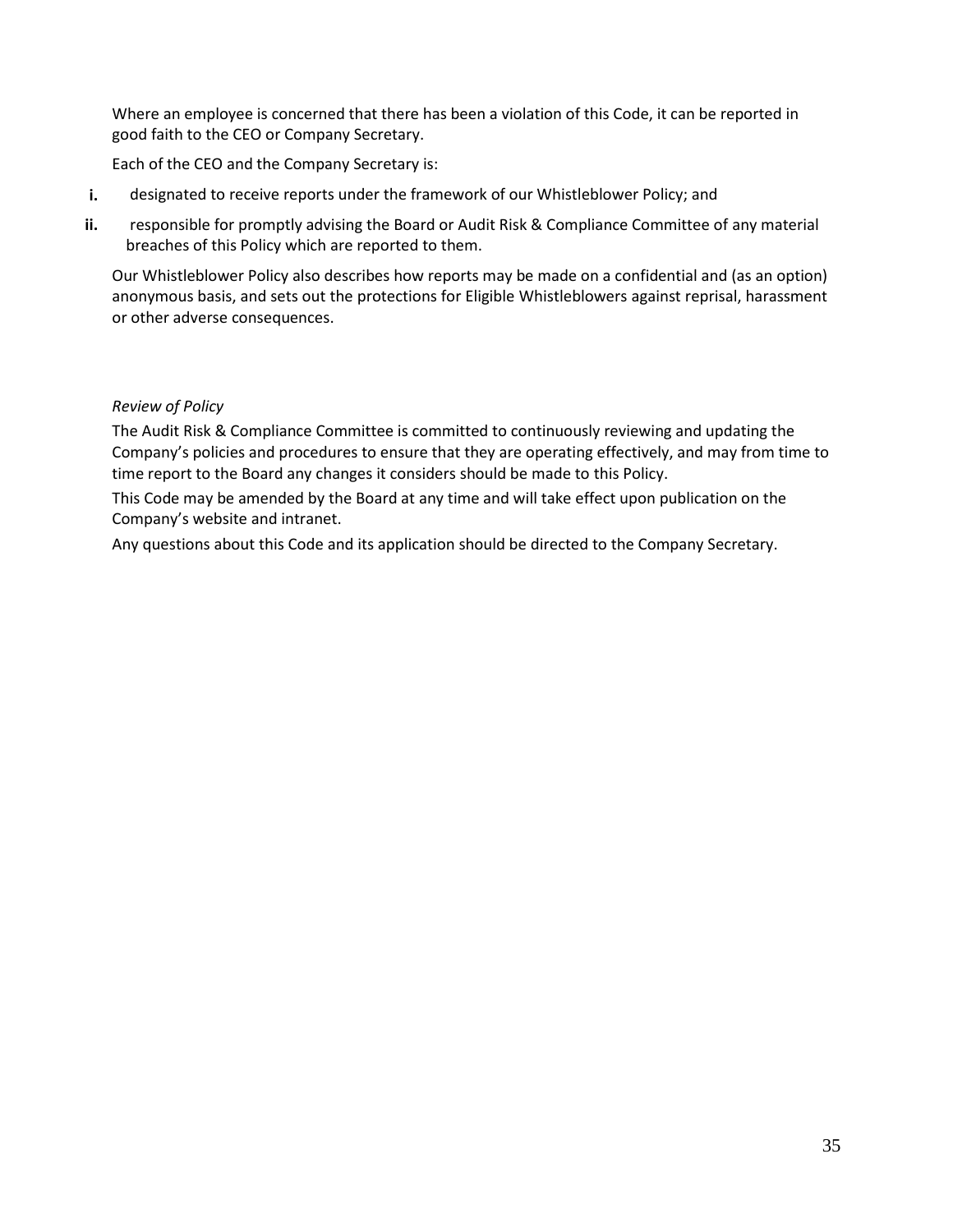Where an employee is concerned that there has been a violation of this Code, it can be reported in good faith to the CEO or Company Secretary.

Each of the CEO and the Company Secretary is:

i. designated to receive reports under the framework of our Whistleblower Policy; and

ii. responsible for promptly advising the Board or Audit Risk & Compliance Committee of any material breaches of this Policy which are reported to them.

Our Whistleblower Policy also describes how reports may be made on a confidential and (as an option) anonymous basis, and sets out the protections for Eligible Whistleblowers against reprisal, harassment or other adverse consequences.

*Review of Policy*

The Audit Risk & Compliance Committee is committed to continuously reviewing and updating the Company's policies and procedures to ensure that they are operating effectively, and may from time to time report to the Board any changes it considers should be made to this Policy.

This Code may be amended by the Board at any time and will take effect upon publication on the Company's website and intranet.

Any questions about this Code and its application should be directed to the Company Secretary.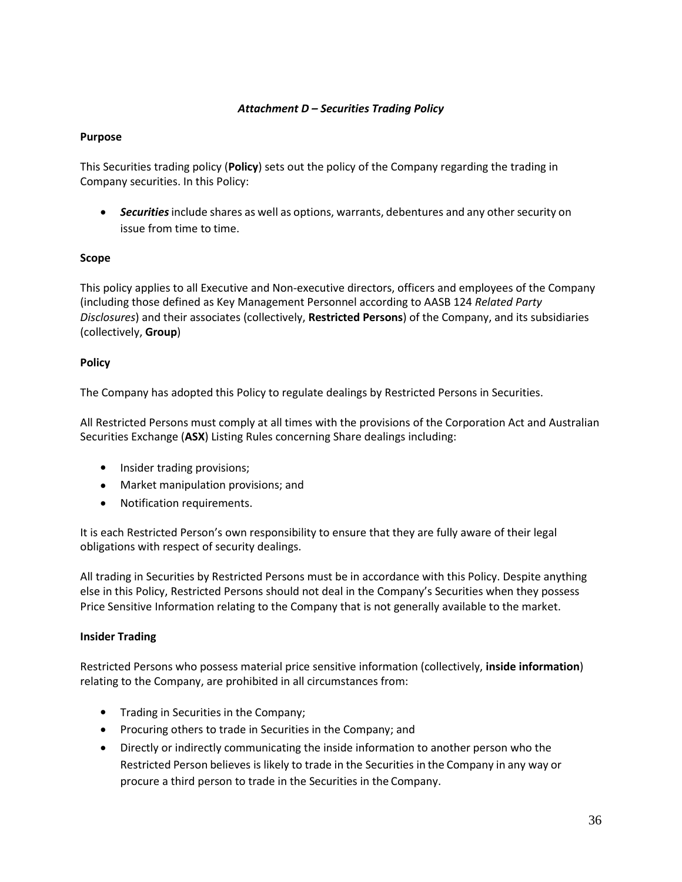### *Attachment D – Securities Trading Policy*

**Purpose**

This Securities trading policy (**Policy**) sets out the policy of the Company regarding the trading in Company securities. In this Policy:

- ***Securities*** include shares as well as options, warrants, debentures and any other security on issue from time to time.

**Scope**

This policy applies to all Executive and Non-executive directors, officers and employees of the Company (including those defined as Key Management Personnel according to AASB 124 *Related Party Disclosures*) and their associates (collectively, **Restricted Persons**) of the Company, and its subsidiaries (collectively, **Group**)

**Policy**

The Company has adopted this Policy to regulate dealings by Restricted Persons in Securities.

All Restricted Persons must comply at all times with the provisions of the Corporation Act and Australian Securities Exchange (**ASX**) Listing Rules concerning Share dealings including:

- Insider trading provisions;
- Market manipulation provisions; and
- Notification requirements.

It is each Restricted Person's own responsibility to ensure that they are fully aware of their legal obligations with respect of security dealings.

All trading in Securities by Restricted Persons must be in accordance with this Policy. Despite anything else in this Policy, Restricted Persons should not deal in the Company's Securities when they possess Price Sensitive Information relating to the Company that is not generally available to the market.

**Insider Trading**

Restricted Persons who possess material price sensitive information (collectively, **inside information**) relating to the Company, are prohibited in all circumstances from:

- Trading in Securities in the Company;
- Procuring others to trade in Securities in the Company; and
- Directly or indirectly communicating the inside information to another person who the Restricted Person believes is likely to trade in the Securities in the Company in any way or procure a third person to trade in the Securities in the Company.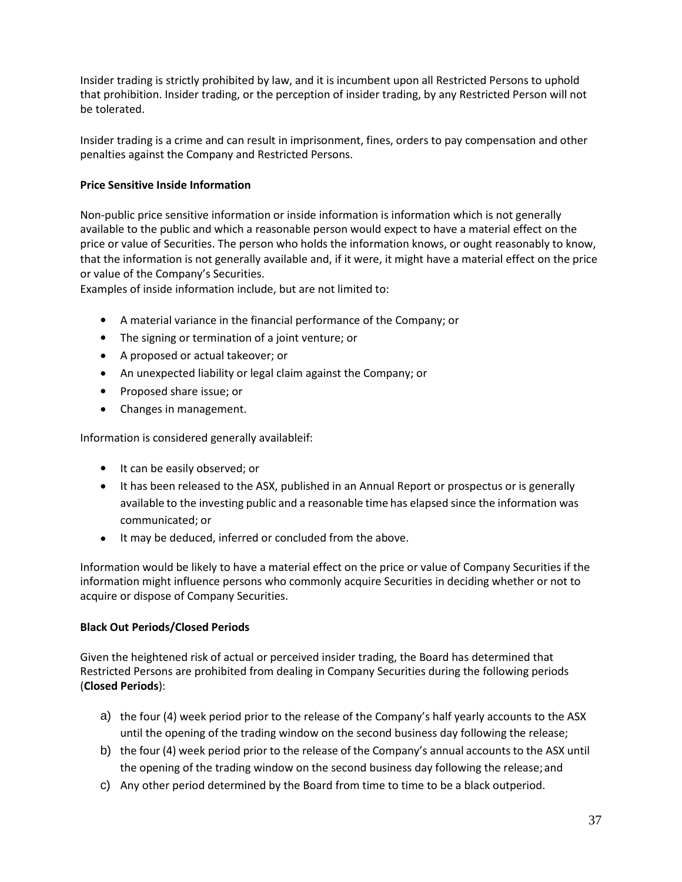Insider trading is strictly prohibited by law, and it is incumbent upon all Restricted Persons to uphold that prohibition. Insider trading, or the perception of insider trading, by any Restricted Person will not be tolerated.

Insider trading is a crime and can result in imprisonment, fines, orders to pay compensation and other penalties against the Company and Restricted Persons.

**Price Sensitive Inside Information**

Non-public price sensitive information or inside information is information which is not generally available to the public and which a reasonable person would expect to have a material effect on the price or value of Securities. The person who holds the information knows, or ought reasonably to know, that the information is not generally available and, if it were, it might have a material effect on the price or value of the Company's Securities.
Examples of inside information include, but are not limited to:

- A material variance in the financial performance of the Company; or
- The signing or termination of a joint venture; or
- A proposed or actual takeover; or
- An unexpected liability or legal claim against the Company; or
- Proposed share issue; or
- Changes in management.

Information is considered generally availableif:

- It can be easily observed; or
- It has been released to the ASX, published in an Annual Report or prospectus or is generally available to the investing public and a reasonable time has elapsed since the information was communicated; or
- It may be deduced, inferred or concluded from the above.

Information would be likely to have a material effect on the price or value of Company Securities if the information might influence persons who commonly acquire Securities in deciding whether or not to acquire or dispose of Company Securities.

**Black Out Periods/Closed Periods**

Given the heightened risk of actual or perceived insider trading, the Board has determined that Restricted Persons are prohibited from dealing in Company Securities during the following periods (**Closed Periods**):

a) the four (4) week period prior to the release of the Company's half yearly accounts to the ASX until the opening of the trading window on the second business day following the release;
b) the four (4) week period prior to the release of the Company's annual accounts to the ASX until the opening of the trading window on the second business day following the release; and
c) Any other period determined by the Board from time to time to be a black outperiod.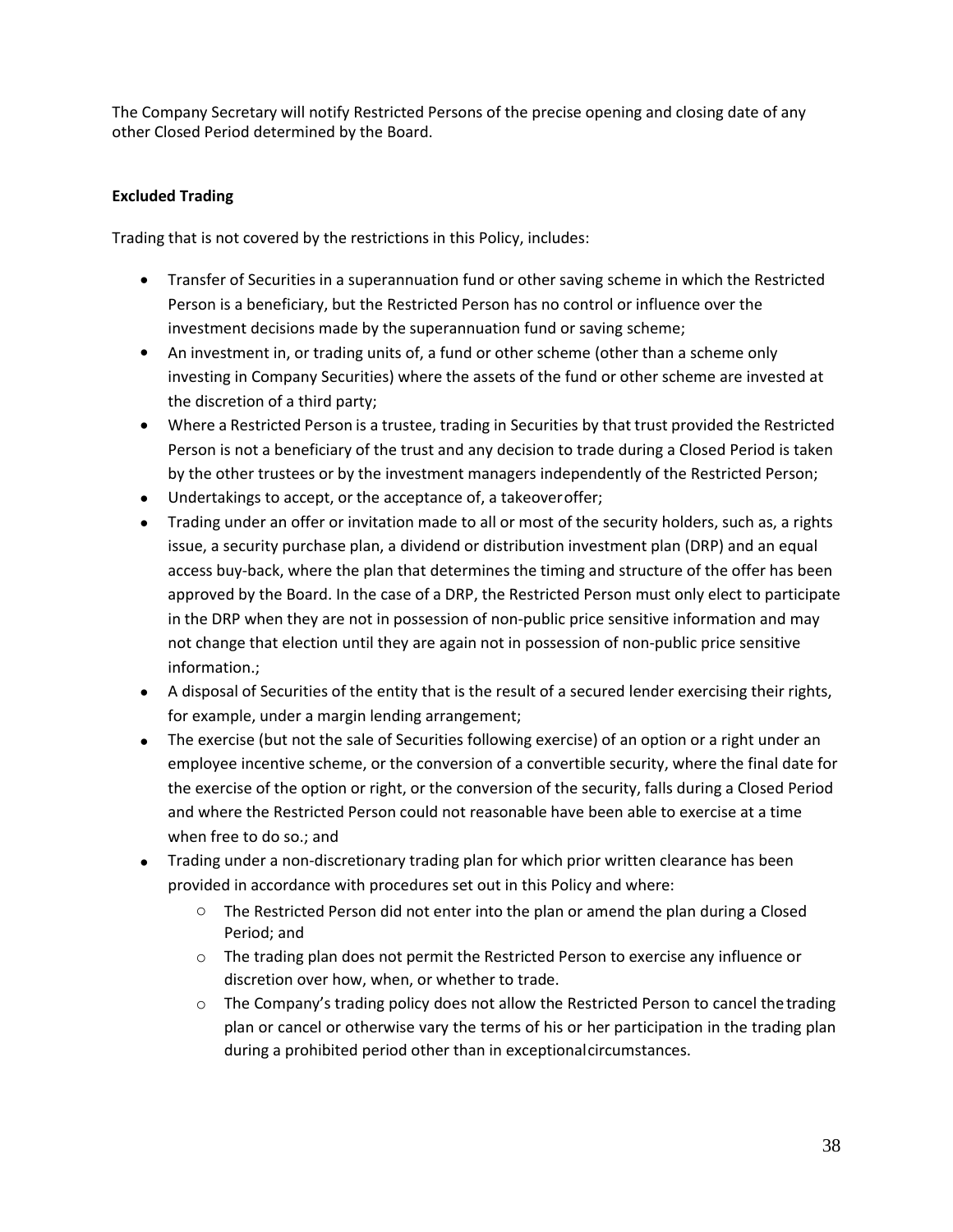The Company Secretary will notify Restricted Persons of the precise opening and closing date of any other Closed Period determined by the Board.

**Excluded Trading**

Trading that is not covered by the restrictions in this Policy, includes:

- Transfer of Securities in a superannuation fund or other saving scheme in which the Restricted Person is a beneficiary, but the Restricted Person has no control or influence over the investment decisions made by the superannuation fund or saving scheme;
- An investment in, or trading units of, a fund or other scheme (other than a scheme only investing in Company Securities) where the assets of the fund or other scheme are invested at the discretion of a third party;
- Where a Restricted Person is a trustee, trading in Securities by that trust provided the Restricted Person is not a beneficiary of the trust and any decision to trade during a Closed Period is taken by the other trustees or by the investment managers independently of the Restricted Person;
- Undertakings to accept, or the acceptance of, a takeoveroffer;
- Trading under an offer or invitation made to all or most of the security holders, such as, a rights issue, a security purchase plan, a dividend or distribution investment plan (DRP) and an equal access buy-back, where the plan that determines the timing and structure of the offer has been approved by the Board. In the case of a DRP, the Restricted Person must only elect to participate in the DRP when they are not in possession of non-public price sensitive information and may not change that election until they are again not in possession of non-public price sensitive information.;
- A disposal of Securities of the entity that is the result of a secured lender exercising their rights, for example, under a margin lending arrangement;
- The exercise (but not the sale of Securities following exercise) of an option or a right under an employee incentive scheme, or the conversion of a convertible security, where the final date for the exercise of the option or right, or the conversion of the security, falls during a Closed Period and where the Restricted Person could not reasonable have been able to exercise at a time when free to do so.; and
- Trading under a non-discretionary trading plan for which prior written clearance has been provided in accordance with procedures set out in this Policy and where:
    - The Restricted Person did not enter into the plan or amend the plan during a Closed Period; and
    - The trading plan does not permit the Restricted Person to exercise any influence or discretion over how, when, or whether to trade.
    - The Company's trading policy does not allow the Restricted Person to cancel thetrading plan or cancel or otherwise vary the terms of his or her participation in the trading plan during a prohibited period other than in exceptionalcircumstances.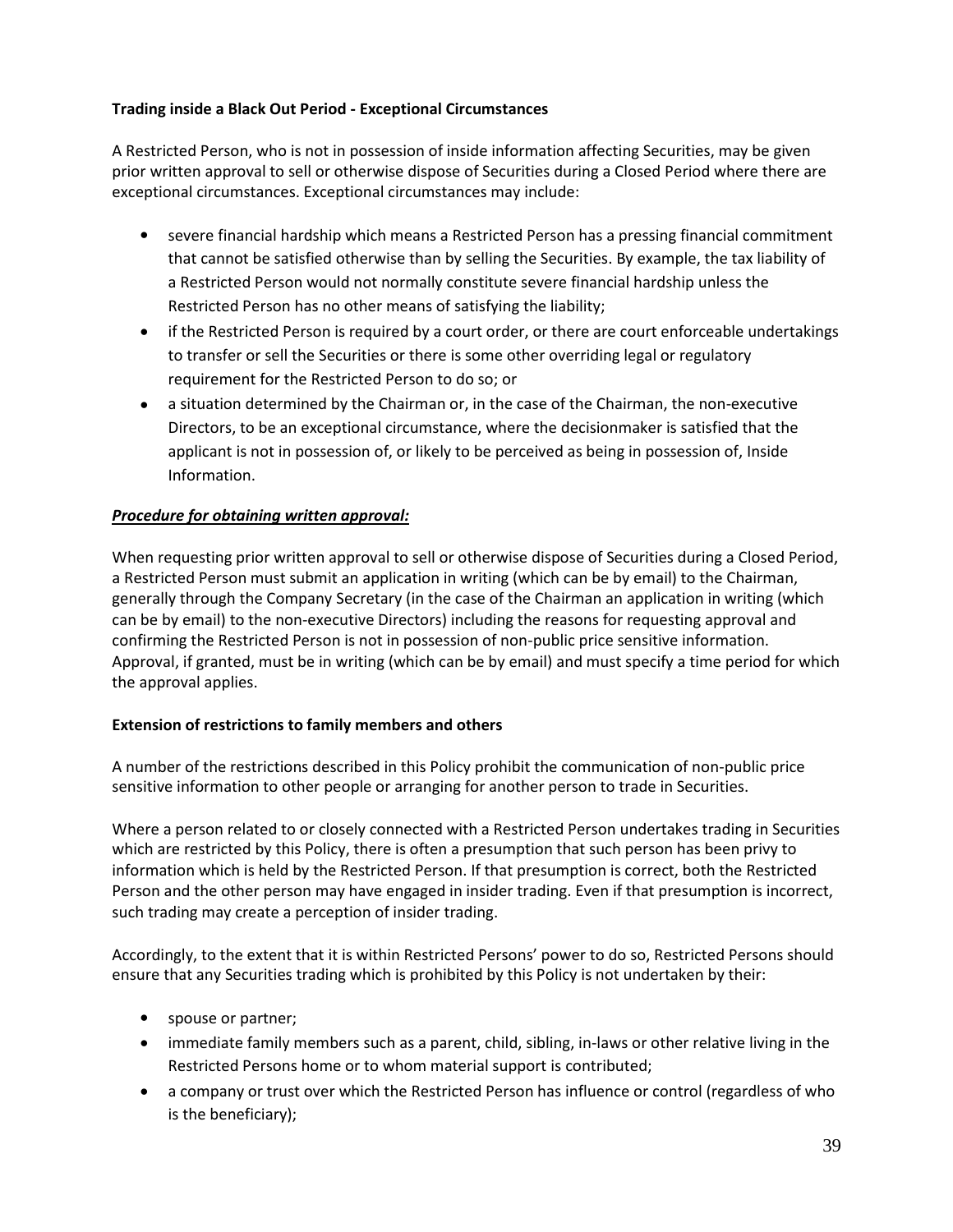**Trading inside a Black Out Period - Exceptional Circumstances**

A Restricted Person, who is not in possession of inside information affecting Securities, may be given prior written approval to sell or otherwise dispose of Securities during a Closed Period where there are exceptional circumstances. Exceptional circumstances may include:

- severe financial hardship which means a Restricted Person has a pressing financial commitment that cannot be satisfied otherwise than by selling the Securities. By example, the tax liability of a Restricted Person would not normally constitute severe financial hardship unless the Restricted Person has no other means of satisfying the liability;
- if the Restricted Person is required by a court order, or there are court enforceable undertakings to transfer or sell the Securities or there is some other overriding legal or regulatory requirement for the Restricted Person to do so; or
- a situation determined by the Chairman or, in the case of the Chairman, the non-executive Directors, to be an exceptional circumstance, where the decisionmaker is satisfied that the applicant is not in possession of, or likely to be perceived as being in possession of, Inside Information.

***Procedure for obtaining written approval:***

When requesting prior written approval to sell or otherwise dispose of Securities during a Closed Period, a Restricted Person must submit an application in writing (which can be by email) to the Chairman, generally through the Company Secretary (in the case of the Chairman an application in writing (which can be by email) to the non-executive Directors) including the reasons for requesting approval and confirming the Restricted Person is not in possession of non-public price sensitive information. Approval, if granted, must be in writing (which can be by email) and must specify a time period for which the approval applies.

**Extension of restrictions to family members and others**

A number of the restrictions described in this Policy prohibit the communication of non-public price sensitive information to other people or arranging for another person to trade in Securities.

Where a person related to or closely connected with a Restricted Person undertakes trading in Securities which are restricted by this Policy, there is often a presumption that such person has been privy to information which is held by the Restricted Person. If that presumption is correct, both the Restricted Person and the other person may have engaged in insider trading. Even if that presumption is incorrect, such trading may create a perception of insider trading.

Accordingly, to the extent that it is within Restricted Persons' power to do so, Restricted Persons should ensure that any Securities trading which is prohibited by this Policy is not undertaken by their:

- spouse or partner;
- immediate family members such as a parent, child, sibling, in-laws or other relative living in the Restricted Persons home or to whom material support is contributed;
- a company or trust over which the Restricted Person has influence or control (regardless of who is the beneficiary);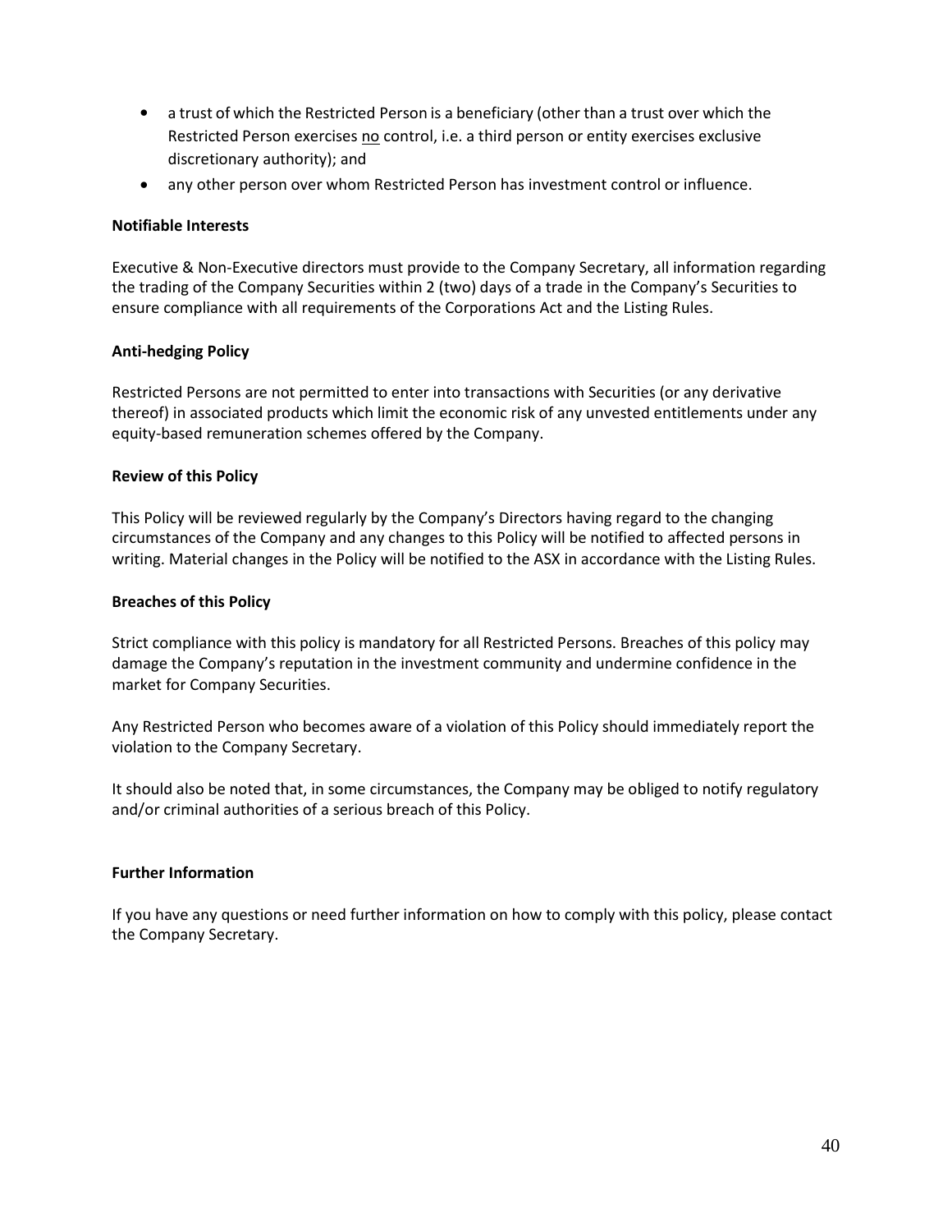- a trust of which the Restricted Person is a beneficiary (other than a trust over which the Restricted Person exercises <u>no</u> control, i.e. a third person or entity exercises exclusive discretionary authority); and
- any other person over whom Restricted Person has investment control or influence.

**Notifiable Interests**

Executive & Non-Executive directors must provide to the Company Secretary, all information regarding the trading of the Company Securities within 2 (two) days of a trade in the Company's Securities to ensure compliance with all requirements of the Corporations Act and the Listing Rules.

**Anti-hedging Policy**

Restricted Persons are not permitted to enter into transactions with Securities (or any derivative thereof) in associated products which limit the economic risk of any unvested entitlements under any equity-based remuneration schemes offered by the Company.

**Review of this Policy**

This Policy will be reviewed regularly by the Company's Directors having regard to the changing circumstances of the Company and any changes to this Policy will be notified to affected persons in writing. Material changes in the Policy will be notified to the ASX in accordance with the Listing Rules.

**Breaches of this Policy**

Strict compliance with this policy is mandatory for all Restricted Persons. Breaches of this policy may damage the Company's reputation in the investment community and undermine confidence in the market for Company Securities.

Any Restricted Person who becomes aware of a violation of this Policy should immediately report the violation to the Company Secretary.

It should also be noted that, in some circumstances, the Company may be obliged to notify regulatory and/or criminal authorities of a serious breach of this Policy.

**Further Information**

If you have any questions or need further information on how to comply with this policy, please contact the Company Secretary.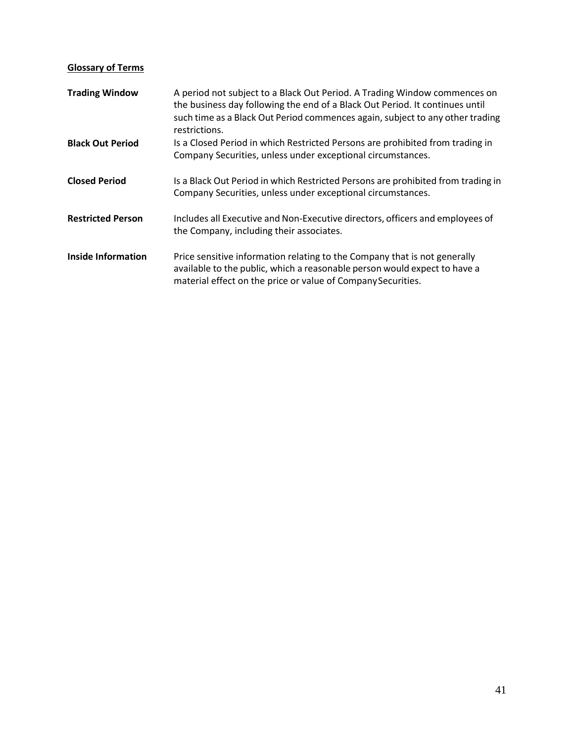**Glossary of Terms**

| Term | Definition |
|---|---|
| **Trading Window** | A period not subject to a Black Out Period. A Trading Window commences on the business day following the end of a Black Out Period. It continues until such time as a Black Out Period commences again, subject to any other trading restrictions. |
| **Black Out Period** | Is a Closed Period in which Restricted Persons are prohibited from trading in Company Securities, unless under exceptional circumstances. |
| **Closed Period** | Is a Black Out Period in which Restricted Persons are prohibited from trading in Company Securities, unless under exceptional circumstances. |
| **Restricted Person** | Includes all Executive and Non-Executive directors, officers and employees of the Company, including their associates. |
| **Inside Information** | Price sensitive information relating to the Company that is not generally available to the public, which a reasonable person would expect to have a material effect on the price or value of Company Securities. |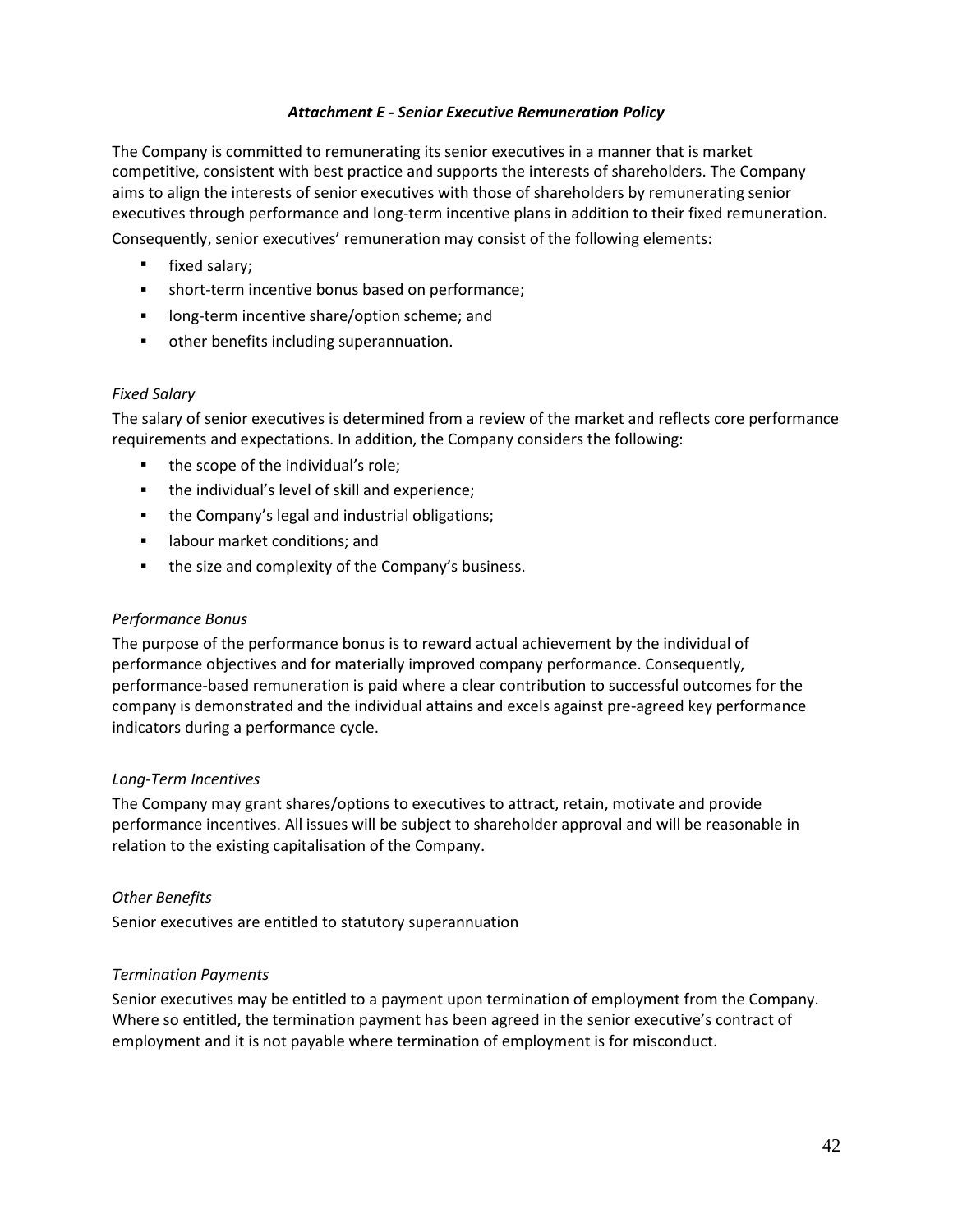### ***Attachment E - Senior Executive Remuneration Policy***

The Company is committed to remunerating its senior executives in a manner that is market competitive, consistent with best practice and supports the interests of shareholders. The Company aims to align the interests of senior executives with those of shareholders by remunerating senior executives through performance and long-term incentive plans in addition to their fixed remuneration.

Consequently, senior executives' remuneration may consist of the following elements:

- fixed salary;
- short-term incentive bonus based on performance;
- long-term incentive share/option scheme; and
- other benefits including superannuation.

*Fixed Salary*

The salary of senior executives is determined from a review of the market and reflects core performance requirements and expectations. In addition, the Company considers the following:

- the scope of the individual's role;
- the individual's level of skill and experience;
- the Company's legal and industrial obligations;
- labour market conditions; and
- the size and complexity of the Company's business.

*Performance Bonus*

The purpose of the performance bonus is to reward actual achievement by the individual of performance objectives and for materially improved company performance. Consequently, performance-based remuneration is paid where a clear contribution to successful outcomes for the company is demonstrated and the individual attains and excels against pre-agreed key performance indicators during a performance cycle.

*Long-Term Incentives*

The Company may grant shares/options to executives to attract, retain, motivate and provide performance incentives. All issues will be subject to shareholder approval and will be reasonable in relation to the existing capitalisation of the Company.

*Other Benefits*

Senior executives are entitled to statutory superannuation

*Termination Payments*

Senior executives may be entitled to a payment upon termination of employment from the Company. Where so entitled, the termination payment has been agreed in the senior executive's contract of employment and it is not payable where termination of employment is for misconduct.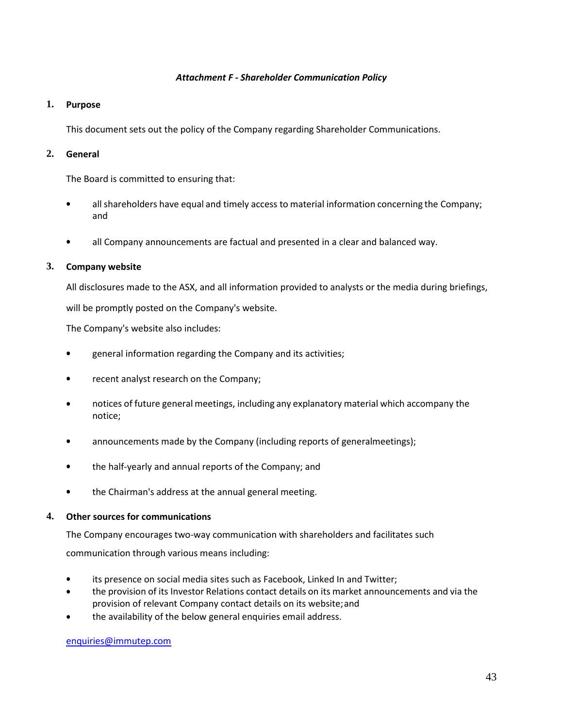*Attachment F - Shareholder Communication Policy*

## 1. Purpose

This document sets out the policy of the Company regarding Shareholder Communications.

## 2. General

The Board is committed to ensuring that:

- all shareholders have equal and timely access to material information concerning the Company; and
- all Company announcements are factual and presented in a clear and balanced way.

## 3. Company website

All disclosures made to the ASX, and all information provided to analysts or the media during briefings, will be promptly posted on the Company's website.

The Company's website also includes:

- general information regarding the Company and its activities;
- recent analyst research on the Company;
- notices of future general meetings, including any explanatory material which accompany the notice;
- announcements made by the Company (including reports of generalmeetings);
- the half-yearly and annual reports of the Company; and
- the Chairman's address at the annual general meeting.

## 4. Other sources for communications

The Company encourages two-way communication with shareholders and facilitates such communication through various means including:

- its presence on social media sites such as Facebook, Linked In and Twitter;
- the provision of its Investor Relations contact details on its market announcements and via the provision of relevant Company contact details on its website; and
- the availability of the below general enquiries email address.

enquiries@immutep.com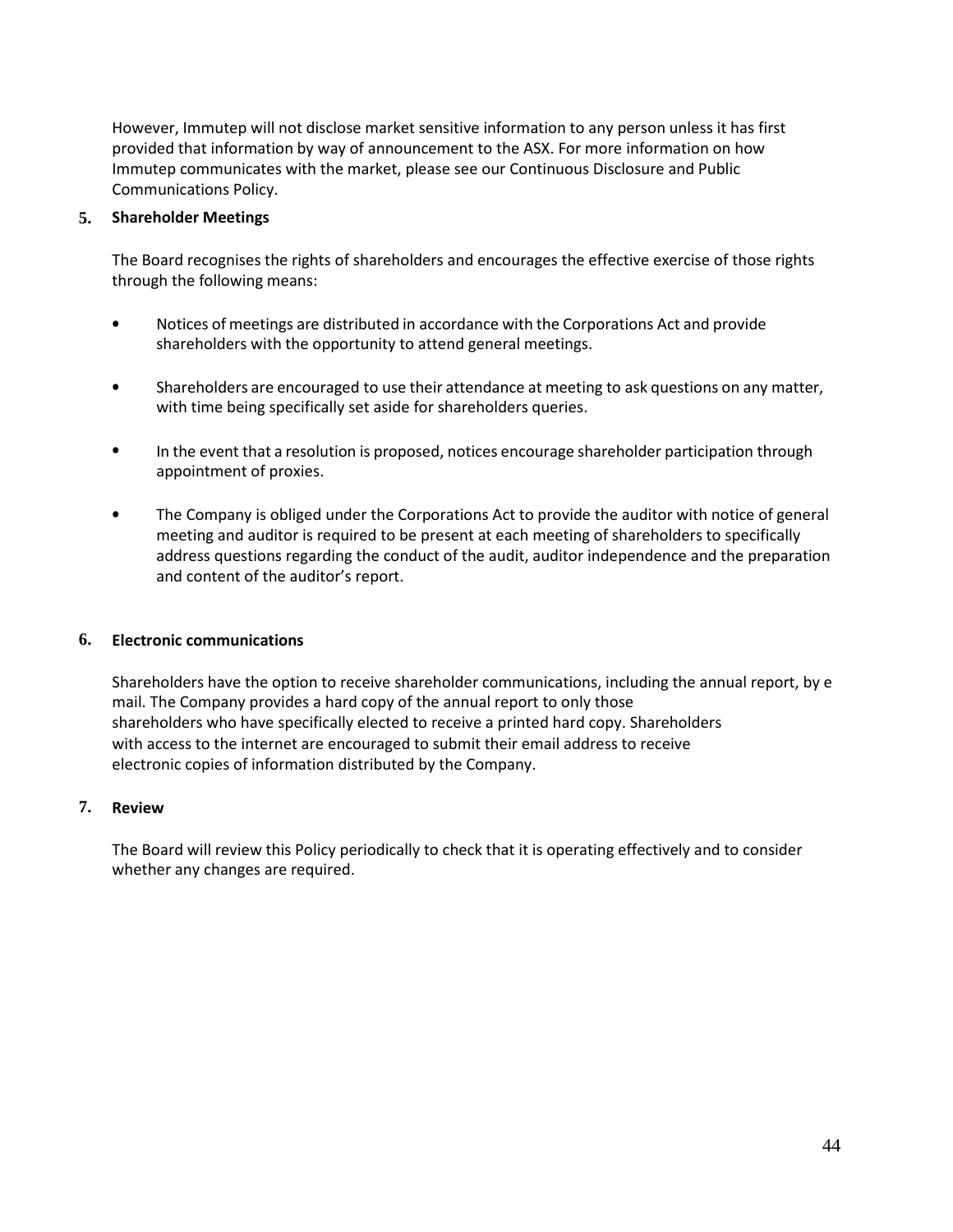However, Immutep will not disclose market sensitive information to any person unless it has first provided that information by way of announcement to the ASX. For more information on how Immutep communicates with the market, please see our Continuous Disclosure and Public Communications Policy.

## 5. Shareholder Meetings

The Board recognises the rights of shareholders and encourages the effective exercise of those rights through the following means:

- Notices of meetings are distributed in accordance with the Corporations Act and provide shareholders with the opportunity to attend general meetings.
- Shareholders are encouraged to use their attendance at meeting to ask questions on any matter, with time being specifically set aside for shareholders queries.
- In the event that a resolution is proposed, notices encourage shareholder participation through appointment of proxies.
- The Company is obliged under the Corporations Act to provide the auditor with notice of general meeting and auditor is required to be present at each meeting of shareholders to specifically address questions regarding the conduct of the audit, auditor independence and the preparation and content of the auditor's report.

## 6. Electronic communications

Shareholders have the option to receive shareholder communications, including the annual report, by e mail. The Company provides a hard copy of the annual report to only those shareholders who have specifically elected to receive a printed hard copy. Shareholders with access to the internet are encouraged to submit their email address to receive electronic copies of information distributed by the Company.

## 7. Review

The Board will review this Policy periodically to check that it is operating effectively and to consider whether any changes are required.